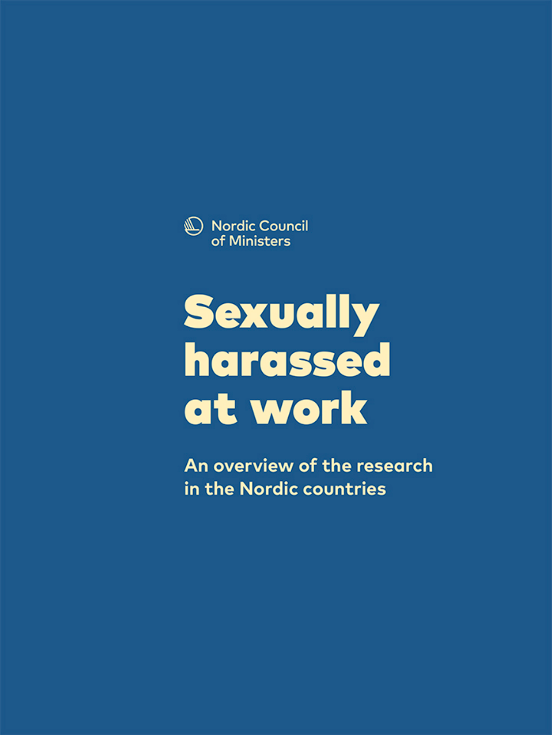Nordic Council of Ministers

# Sexually harassed at work

## An overview of the research in the Nordic countries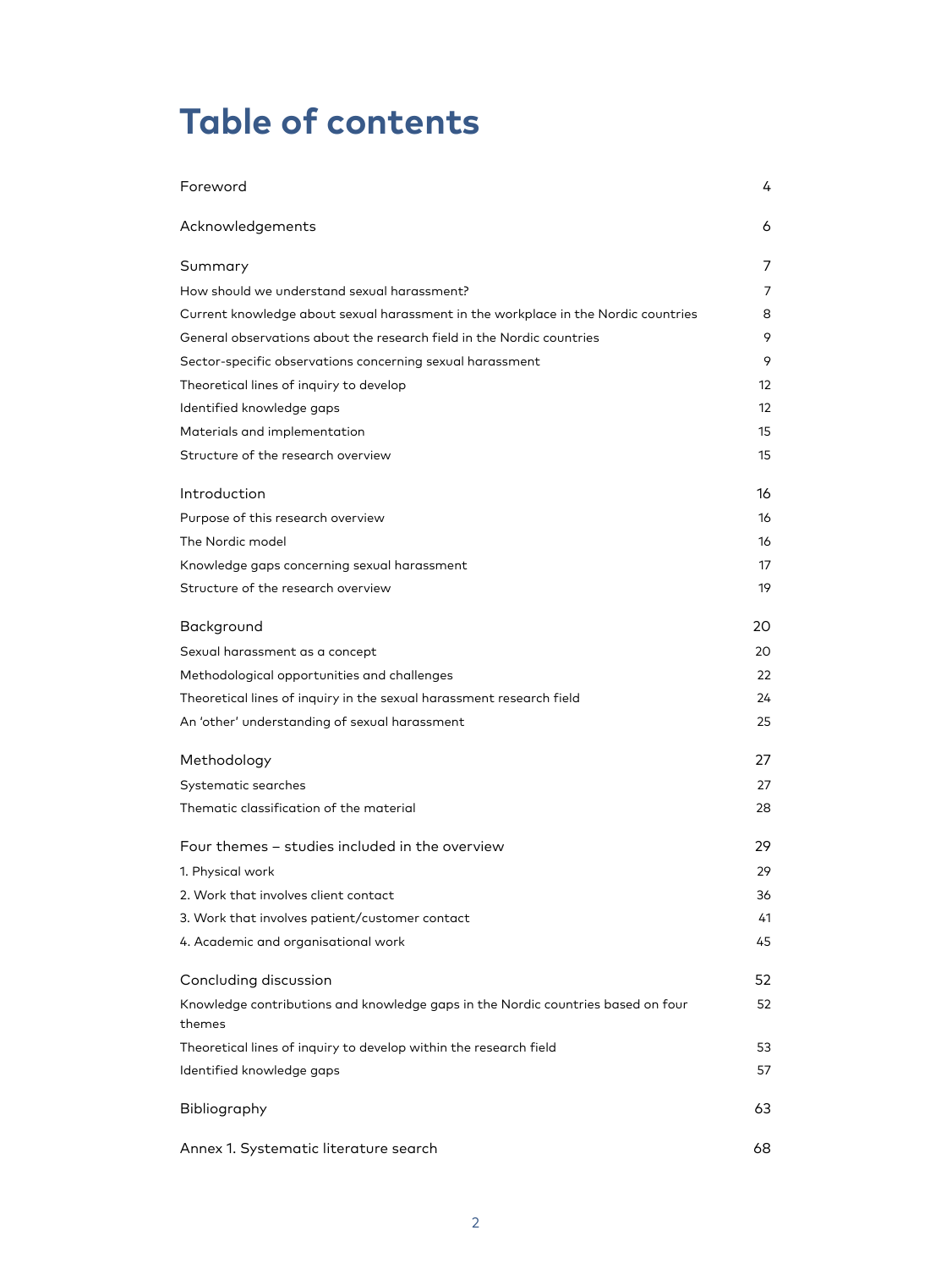# Table of contents

| | |
|---|---|
| Foreword | 4 |
| Acknowledgements | 6 |
| Summary | 7 |
| How should we understand sexual harassment? | 7 |
| Current knowledge about sexual harassment in the workplace in the Nordic countries | 8 |
| General observations about the research field in the Nordic countries | 9 |
| Sector-specific observations concerning sexual harassment | 9 |
| Theoretical lines of inquiry to develop | 12 |
| Identified knowledge gaps | 12 |
| Materials and implementation | 15 |
| Structure of the research overview | 15 |
| Introduction | 16 |
| Purpose of this research overview | 16 |
| The Nordic model | 16 |
| Knowledge gaps concerning sexual harassment | 17 |
| Structure of the research overview | 19 |
| Background | 20 |
| Sexual harassment as a concept | 20 |
| Methodological opportunities and challenges | 22 |
| Theoretical lines of inquiry in the sexual harassment research field | 24 |
| An 'other' understanding of sexual harassment | 25 |
| Methodology | 27 |
| Systematic searches | 27 |
| Thematic classification of the material | 28 |
| Four themes – studies included in the overview | 29 |
| 1. Physical work | 29 |
| 2. Work that involves client contact | 36 |
| 3. Work that involves patient/customer contact | 41 |
| 4. Academic and organisational work | 45 |
| Concluding discussion | 52 |
| Knowledge contributions and knowledge gaps in the Nordic countries based on four themes | 52 |
| Theoretical lines of inquiry to develop within the research field | 53 |
| Identified knowledge gaps | 57 |
| Bibliography | 63 |
| Annex 1. Systematic literature search | 68 |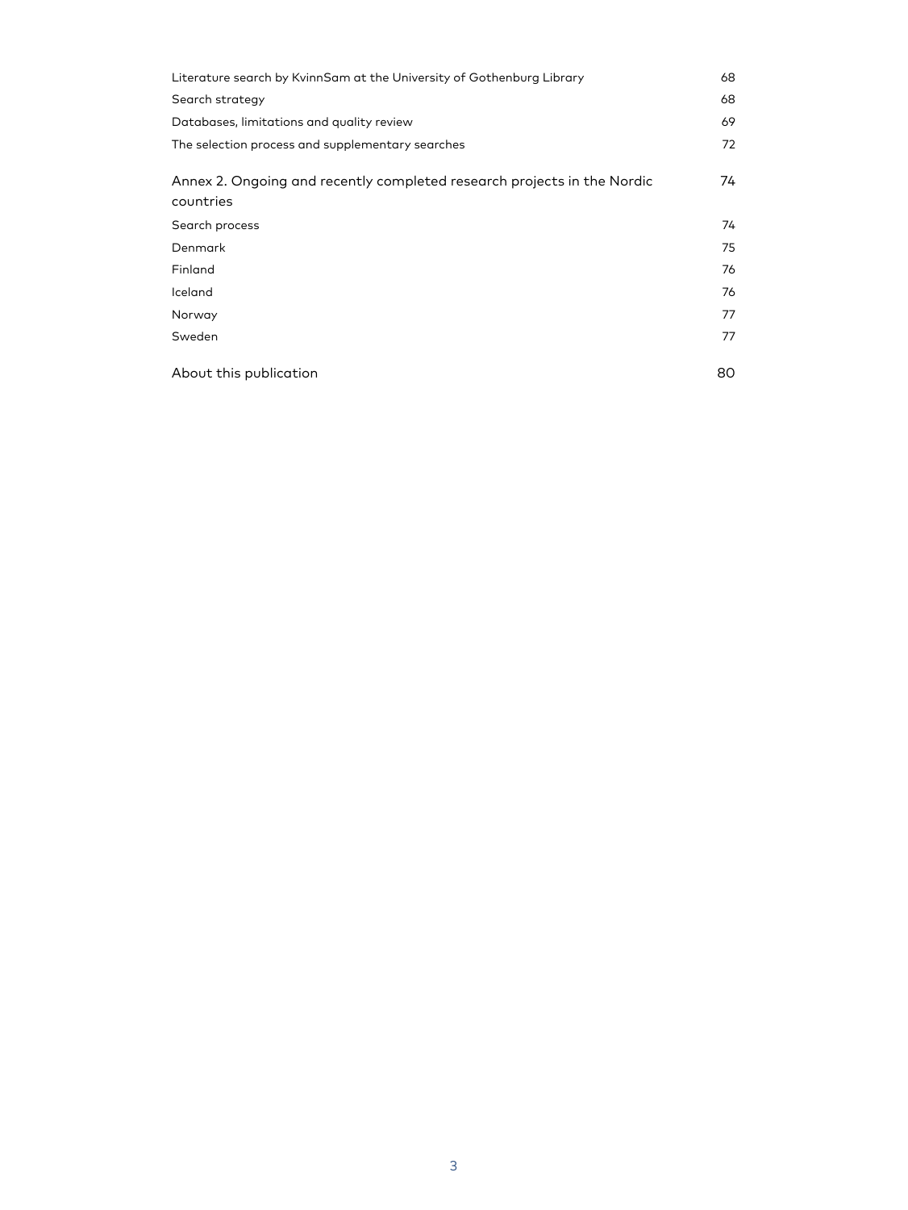| | |
|---|---|
| Literature search by KvinnSam at the University of Gothenburg Library | 68 |
| Search strategy | 68 |
| Databases, limitations and quality review | 69 |
| The selection process and supplementary searches | 72 |
| Annex 2. Ongoing and recently completed research projects in the Nordic countries | 74 |
| Search process | 74 |
| Denmark | 75 |
| Finland | 76 |
| Iceland | 76 |
| Norway | 77 |
| Sweden | 77 |
| About this publication | 80 |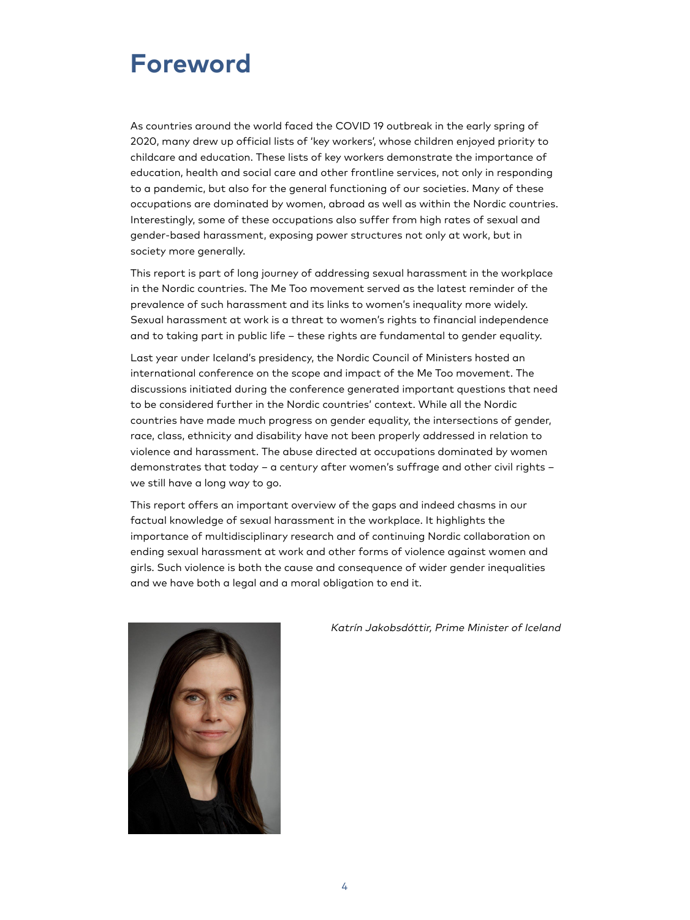# Foreword

As countries around the world faced the COVID 19 outbreak in the early spring of 2020, many drew up official lists of 'key workers', whose children enjoyed priority to childcare and education. These lists of key workers demonstrate the importance of education, health and social care and other frontline services, not only in responding to a pandemic, but also for the general functioning of our societies. Many of these occupations are dominated by women, abroad as well as within the Nordic countries. Interestingly, some of these occupations also suffer from high rates of sexual and gender-based harassment, exposing power structures not only at work, but in society more generally.

This report is part of long journey of addressing sexual harassment in the workplace in the Nordic countries. The Me Too movement served as the latest reminder of the prevalence of such harassment and its links to women's inequality more widely. Sexual harassment at work is a threat to women's rights to financial independence and to taking part in public life – these rights are fundamental to gender equality.

Last year under Iceland's presidency, the Nordic Council of Ministers hosted an international conference on the scope and impact of the Me Too movement. The discussions initiated during the conference generated important questions that need to be considered further in the Nordic countries' context. While all the Nordic countries have made much progress on gender equality, the intersections of gender, race, class, ethnicity and disability have not been properly addressed in relation to violence and harassment. The abuse directed at occupations dominated by women demonstrates that today – a century after women's suffrage and other civil rights – we still have a long way to go.

This report offers an important overview of the gaps and indeed chasms in our factual knowledge of sexual harassment in the workplace. It highlights the importance of multidisciplinary research and of continuing Nordic collaboration on ending sexual harassment at work and other forms of violence against women and girls. Such violence is both the cause and consequence of wider gender inequalities and we have both a legal and a moral obligation to end it.

*Katrín Jakobsdóttir, Prime Minister of Iceland*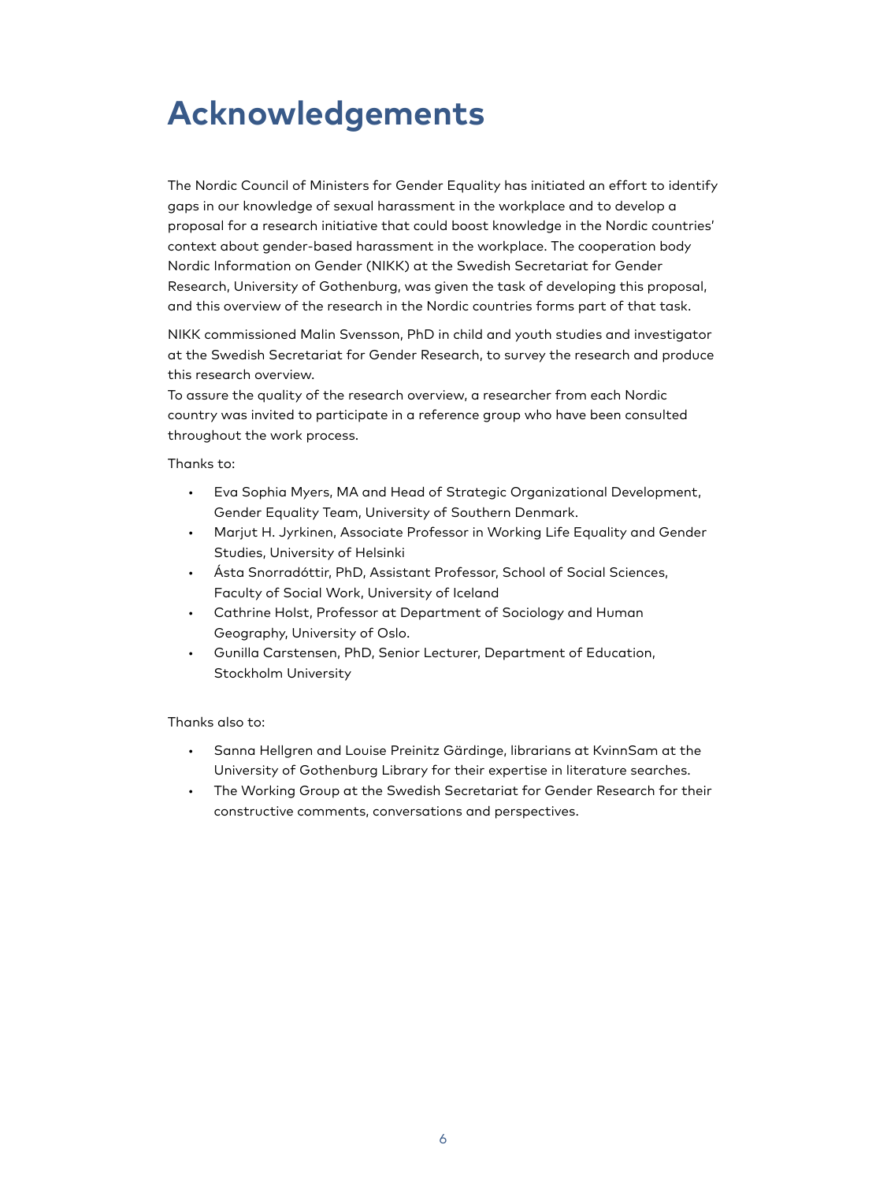# Acknowledgements

The Nordic Council of Ministers for Gender Equality has initiated an effort to identify gaps in our knowledge of sexual harassment in the workplace and to develop a proposal for a research initiative that could boost knowledge in the Nordic countries' context about gender-based harassment in the workplace. The cooperation body Nordic Information on Gender (NIKK) at the Swedish Secretariat for Gender Research, University of Gothenburg, was given the task of developing this proposal, and this overview of the research in the Nordic countries forms part of that task.

NIKK commissioned Malin Svensson, PhD in child and youth studies and investigator at the Swedish Secretariat for Gender Research, to survey the research and produce this research overview.
To assure the quality of the research overview, a researcher from each Nordic country was invited to participate in a reference group who have been consulted throughout the work process.

Thanks to:

- Eva Sophia Myers, MA and Head of Strategic Organizational Development, Gender Equality Team, University of Southern Denmark.
- Marjut H. Jyrkinen, Associate Professor in Working Life Equality and Gender Studies, University of Helsinki
- Ásta Snorradóttir, PhD, Assistant Professor, School of Social Sciences, Faculty of Social Work, University of Iceland
- Cathrine Holst, Professor at Department of Sociology and Human Geography, University of Oslo.
- Gunilla Carstensen, PhD, Senior Lecturer, Department of Education, Stockholm University

Thanks also to:

- Sanna Hellgren and Louise Preinitz Gärdinge, librarians at KvinnSam at the University of Gothenburg Library for their expertise in literature searches.
- The Working Group at the Swedish Secretariat for Gender Research for their constructive comments, conversations and perspectives.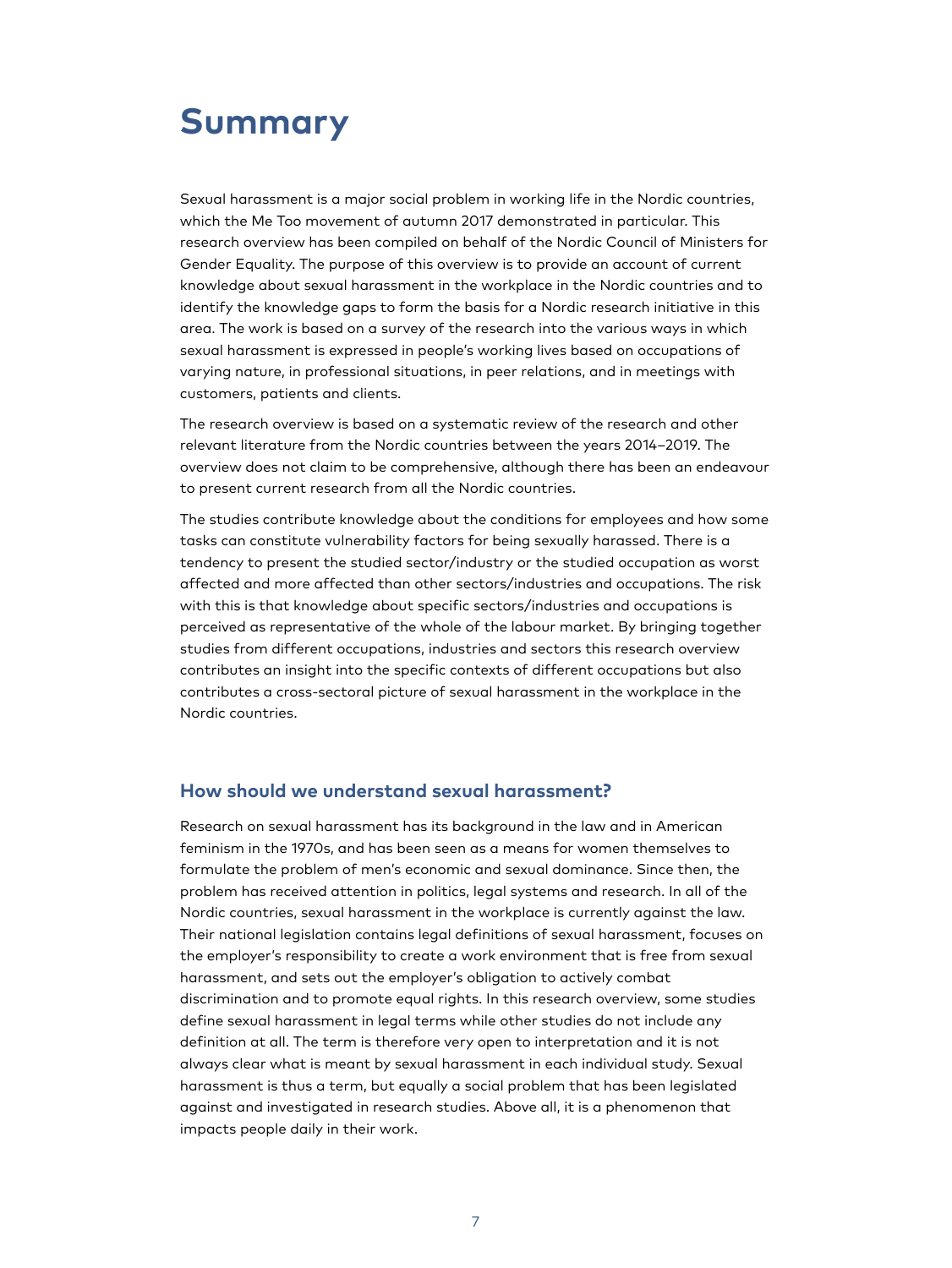# Summary

Sexual harassment is a major social problem in working life in the Nordic countries, which the Me Too movement of autumn 2017 demonstrated in particular. This research overview has been compiled on behalf of the Nordic Council of Ministers for Gender Equality. The purpose of this overview is to provide an account of current knowledge about sexual harassment in the workplace in the Nordic countries and to identify the knowledge gaps to form the basis for a Nordic research initiative in this area. The work is based on a survey of the research into the various ways in which sexual harassment is expressed in people's working lives based on occupations of varying nature, in professional situations, in peer relations, and in meetings with customers, patients and clients.

The research overview is based on a systematic review of the research and other relevant literature from the Nordic countries between the years 2014–2019. The overview does not claim to be comprehensive, although there has been an endeavour to present current research from all the Nordic countries.

The studies contribute knowledge about the conditions for employees and how some tasks can constitute vulnerability factors for being sexually harassed. There is a tendency to present the studied sector/industry or the studied occupation as worst affected and more affected than other sectors/industries and occupations. The risk with this is that knowledge about specific sectors/industries and occupations is perceived as representative of the whole of the labour market. By bringing together studies from different occupations, industries and sectors this research overview contributes an insight into the specific contexts of different occupations but also contributes a cross-sectoral picture of sexual harassment in the workplace in the Nordic countries.

## How should we understand sexual harassment?

Research on sexual harassment has its background in the law and in American feminism in the 1970s, and has been seen as a means for women themselves to formulate the problem of men's economic and sexual dominance. Since then, the problem has received attention in politics, legal systems and research. In all of the Nordic countries, sexual harassment in the workplace is currently against the law. Their national legislation contains legal definitions of sexual harassment, focuses on the employer's responsibility to create a work environment that is free from sexual harassment, and sets out the employer's obligation to actively combat discrimination and to promote equal rights. In this research overview, some studies define sexual harassment in legal terms while other studies do not include any definition at all. The term is therefore very open to interpretation and it is not always clear what is meant by sexual harassment in each individual study. Sexual harassment is thus a term, but equally a social problem that has been legislated against and investigated in research studies. Above all, it is a phenomenon that impacts people daily in their work.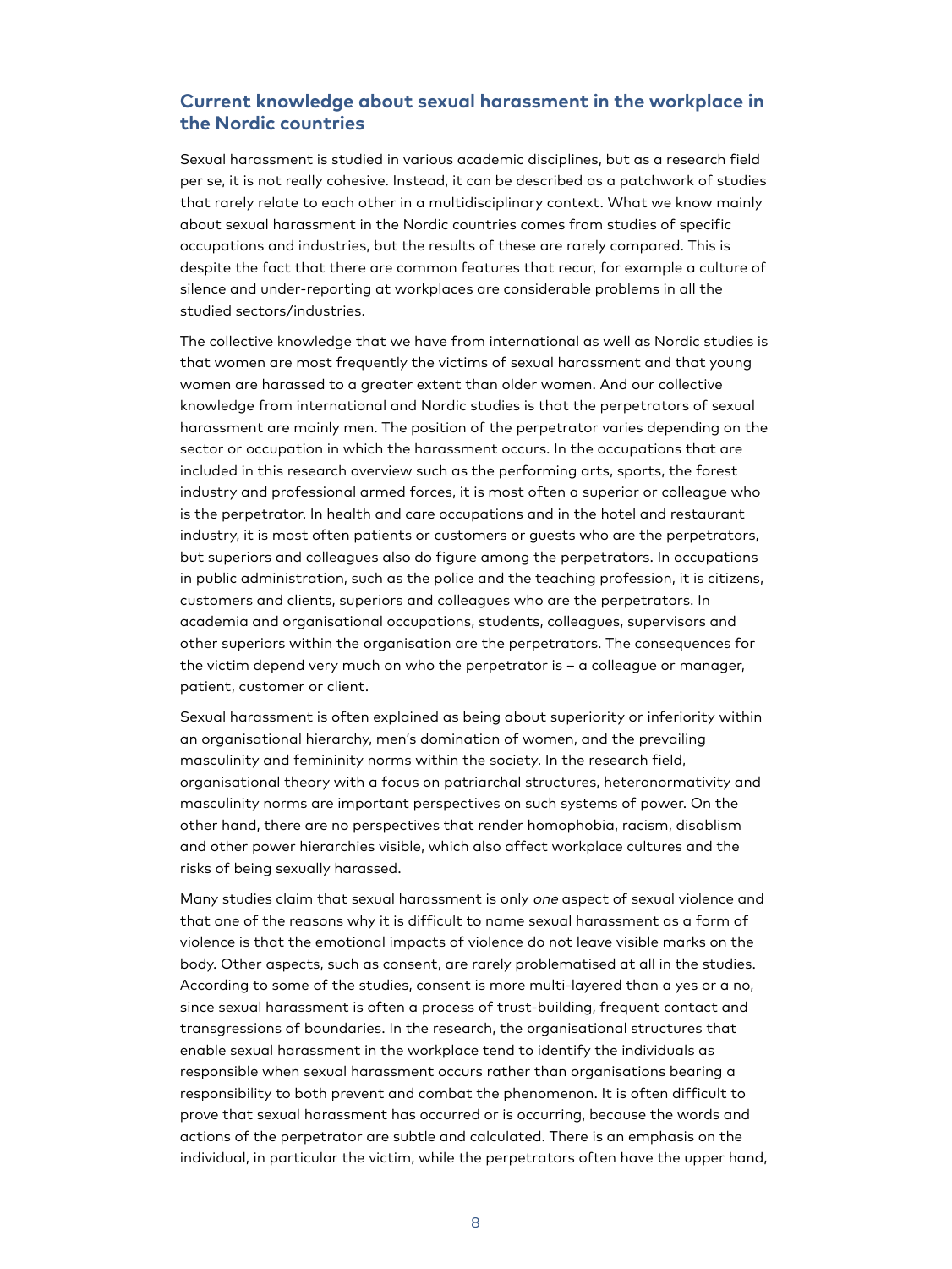## Current knowledge about sexual harassment in the workplace in the Nordic countries

Sexual harassment is studied in various academic disciplines, but as a research field per se, it is not really cohesive. Instead, it can be described as a patchwork of studies that rarely relate to each other in a multidisciplinary context. What we know mainly about sexual harassment in the Nordic countries comes from studies of specific occupations and industries, but the results of these are rarely compared. This is despite the fact that there are common features that recur, for example a culture of silence and under-reporting at workplaces are considerable problems in all the studied sectors/industries.

The collective knowledge that we have from international as well as Nordic studies is that women are most frequently the victims of sexual harassment and that young women are harassed to a greater extent than older women. And our collective knowledge from international and Nordic studies is that the perpetrators of sexual harassment are mainly men. The position of the perpetrator varies depending on the sector or occupation in which the harassment occurs. In the occupations that are included in this research overview such as the performing arts, sports, the forest industry and professional armed forces, it is most often a superior or colleague who is the perpetrator. In health and care occupations and in the hotel and restaurant industry, it is most often patients or customers or guests who are the perpetrators, but superiors and colleagues also do figure among the perpetrators. In occupations in public administration, such as the police and the teaching profession, it is citizens, customers and clients, superiors and colleagues who are the perpetrators. In academia and organisational occupations, students, colleagues, supervisors and other superiors within the organisation are the perpetrators. The consequences for the victim depend very much on who the perpetrator is – a colleague or manager, patient, customer or client.

Sexual harassment is often explained as being about superiority or inferiority within an organisational hierarchy, men's domination of women, and the prevailing masculinity and femininity norms within the society. In the research field, organisational theory with a focus on patriarchal structures, heteronormativity and masculinity norms are important perspectives on such systems of power. On the other hand, there are no perspectives that render homophobia, racism, disablism and other power hierarchies visible, which also affect workplace cultures and the risks of being sexually harassed.

Many studies claim that sexual harassment is only *one* aspect of sexual violence and that one of the reasons why it is difficult to name sexual harassment as a form of violence is that the emotional impacts of violence do not leave visible marks on the body. Other aspects, such as consent, are rarely problematised at all in the studies. According to some of the studies, consent is more multi-layered than a yes or a no, since sexual harassment is often a process of trust-building, frequent contact and transgressions of boundaries. In the research, the organisational structures that enable sexual harassment in the workplace tend to identify the individuals as responsible when sexual harassment occurs rather than organisations bearing a responsibility to both prevent and combat the phenomenon. It is often difficult to prove that sexual harassment has occurred or is occurring, because the words and actions of the perpetrator are subtle and calculated. There is an emphasis on the individual, in particular the victim, while the perpetrators often have the upper hand,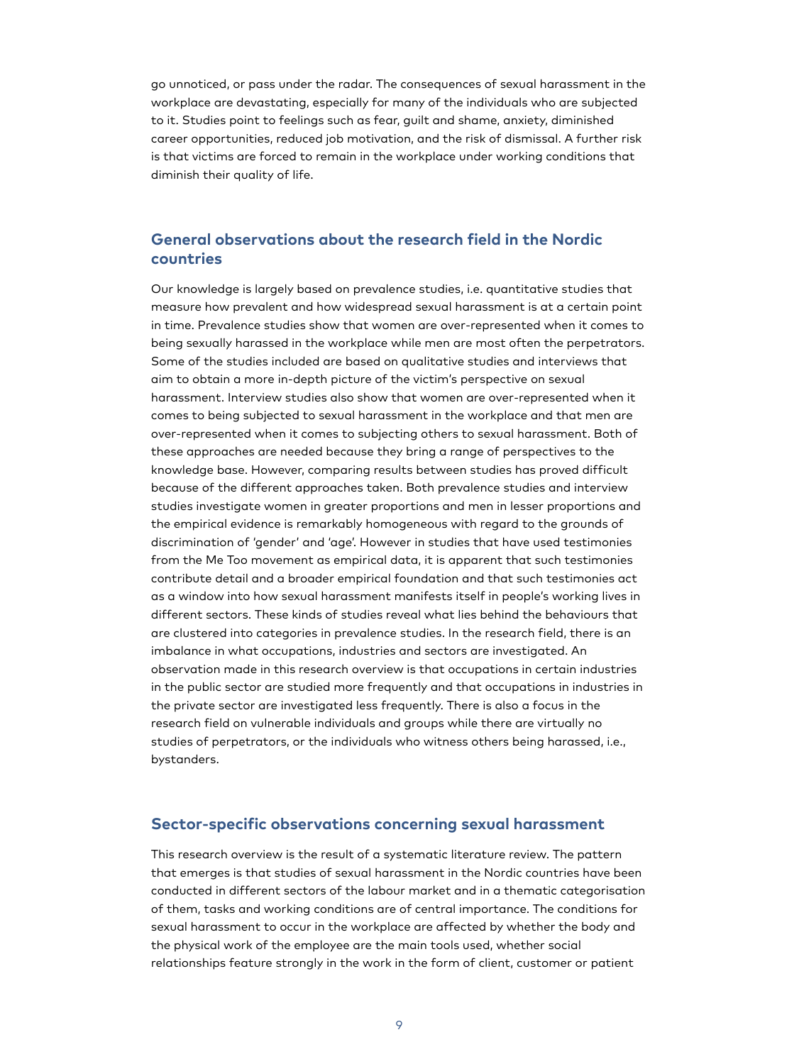go unnoticed, or pass under the radar. The consequences of sexual harassment in the workplace are devastating, especially for many of the individuals who are subjected to it. Studies point to feelings such as fear, guilt and shame, anxiety, diminished career opportunities, reduced job motivation, and the risk of dismissal. A further risk is that victims are forced to remain in the workplace under working conditions that diminish their quality of life.

## General observations about the research field in the Nordic countries

Our knowledge is largely based on prevalence studies, i.e. quantitative studies that measure how prevalent and how widespread sexual harassment is at a certain point in time. Prevalence studies show that women are over-represented when it comes to being sexually harassed in the workplace while men are most often the perpetrators. Some of the studies included are based on qualitative studies and interviews that aim to obtain a more in-depth picture of the victim's perspective on sexual harassment. Interview studies also show that women are over-represented when it comes to being subjected to sexual harassment in the workplace and that men are over-represented when it comes to subjecting others to sexual harassment. Both of these approaches are needed because they bring a range of perspectives to the knowledge base. However, comparing results between studies has proved difficult because of the different approaches taken. Both prevalence studies and interview studies investigate women in greater proportions and men in lesser proportions and the empirical evidence is remarkably homogeneous with regard to the grounds of discrimination of 'gender' and 'age'. However in studies that have used testimonies from the Me Too movement as empirical data, it is apparent that such testimonies contribute detail and a broader empirical foundation and that such testimonies act as a window into how sexual harassment manifests itself in people's working lives in different sectors. These kinds of studies reveal what lies behind the behaviours that are clustered into categories in prevalence studies. In the research field, there is an imbalance in what occupations, industries and sectors are investigated. An observation made in this research overview is that occupations in certain industries in the public sector are studied more frequently and that occupations in industries in the private sector are investigated less frequently. There is also a focus in the research field on vulnerable individuals and groups while there are virtually no studies of perpetrators, or the individuals who witness others being harassed, i.e., bystanders.

## Sector-specific observations concerning sexual harassment

This research overview is the result of a systematic literature review. The pattern that emerges is that studies of sexual harassment in the Nordic countries have been conducted in different sectors of the labour market and in a thematic categorisation of them, tasks and working conditions are of central importance. The conditions for sexual harassment to occur in the workplace are affected by whether the body and the physical work of the employee are the main tools used, whether social relationships feature strongly in the work in the form of client, customer or patient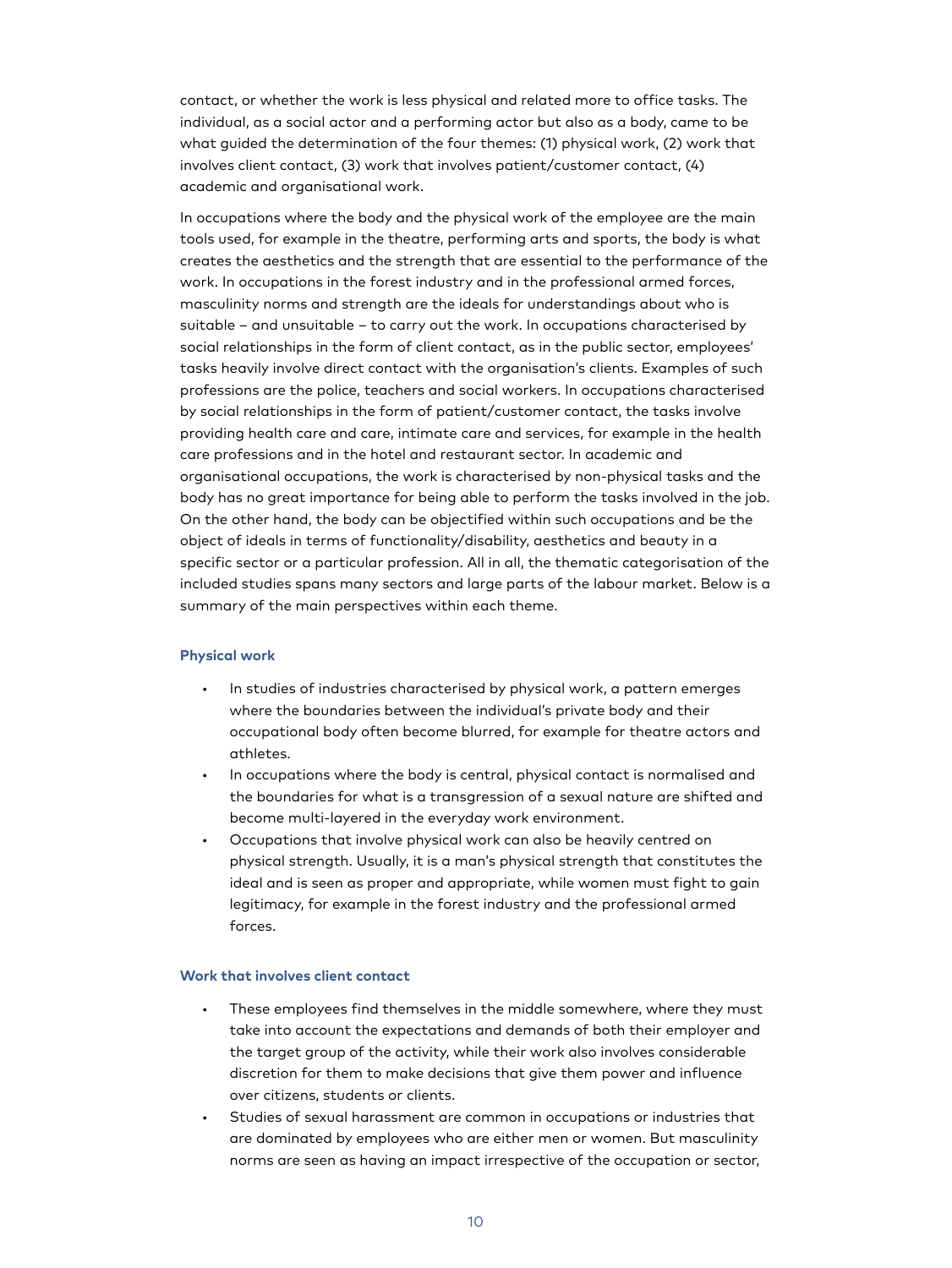contact, or whether the work is less physical and related more to office tasks. The individual, as a social actor and a performing actor but also as a body, came to be what guided the determination of the four themes: (1) physical work, (2) work that involves client contact, (3) work that involves patient/customer contact, (4) academic and organisational work.

In occupations where the body and the physical work of the employee are the main tools used, for example in the theatre, performing arts and sports, the body is what creates the aesthetics and the strength that are essential to the performance of the work. In occupations in the forest industry and in the professional armed forces, masculinity norms and strength are the ideals for understandings about who is suitable – and unsuitable – to carry out the work. In occupations characterised by social relationships in the form of client contact, as in the public sector, employees' tasks heavily involve direct contact with the organisation's clients. Examples of such professions are the police, teachers and social workers. In occupations characterised by social relationships in the form of patient/customer contact, the tasks involve providing health care and care, intimate care and services, for example in the health care professions and in the hotel and restaurant sector. In academic and organisational occupations, the work is characterised by non-physical tasks and the body has no great importance for being able to perform the tasks involved in the job. On the other hand, the body can be objectified within such occupations and be the object of ideals in terms of functionality/disability, aesthetics and beauty in a specific sector or a particular profession. All in all, the thematic categorisation of the included studies spans many sectors and large parts of the labour market. Below is a summary of the main perspectives within each theme.

### Physical work

- In studies of industries characterised by physical work, a pattern emerges where the boundaries between the individual's private body and their occupational body often become blurred, for example for theatre actors and athletes.
- In occupations where the body is central, physical contact is normalised and the boundaries for what is a transgression of a sexual nature are shifted and become multi-layered in the everyday work environment.
- Occupations that involve physical work can also be heavily centred on physical strength. Usually, it is a man's physical strength that constitutes the ideal and is seen as proper and appropriate, while women must fight to gain legitimacy, for example in the forest industry and the professional armed forces.

### Work that involves client contact

- These employees find themselves in the middle somewhere, where they must take into account the expectations and demands of both their employer and the target group of the activity, while their work also involves considerable discretion for them to make decisions that give them power and influence over citizens, students or clients.
- Studies of sexual harassment are common in occupations or industries that are dominated by employees who are either men or women. But masculinity norms are seen as having an impact irrespective of the occupation or sector,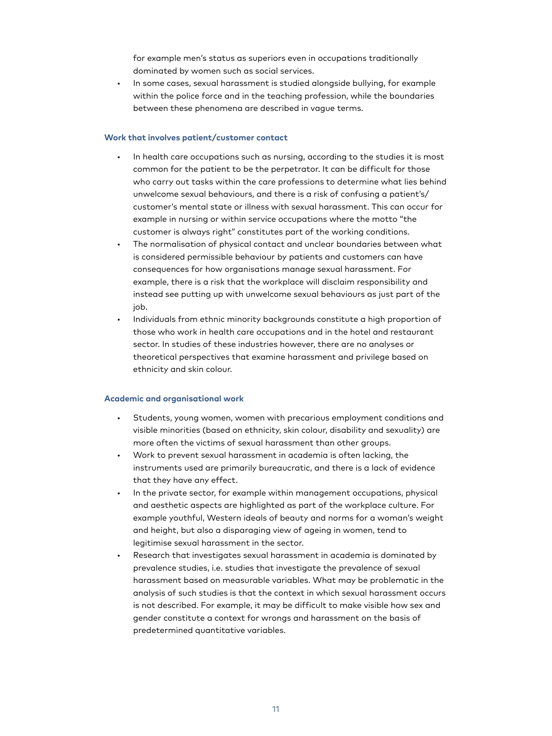for example men's status as superiors even in occupations traditionally dominated by women such as social services.

- In some cases, sexual harassment is studied alongside bullying, for example within the police force and in the teaching profession, while the boundaries between these phenomena are described in vague terms.

### Work that involves patient/customer contact

- In health care occupations such as nursing, according to the studies it is most common for the patient to be the perpetrator. It can be difficult for those who carry out tasks within the care professions to determine what lies behind unwelcome sexual behaviours, and there is a risk of confusing a patient's/customer's mental state or illness with sexual harassment. This can occur for example in nursing or within service occupations where the motto "the customer is always right" constitutes part of the working conditions.
- The normalisation of physical contact and unclear boundaries between what is considered permissible behaviour by patients and customers can have consequences for how organisations manage sexual harassment. For example, there is a risk that the workplace will disclaim responsibility and instead see putting up with unwelcome sexual behaviours as just part of the job.
- Individuals from ethnic minority backgrounds constitute a high proportion of those who work in health care occupations and in the hotel and restaurant sector. In studies of these industries however, there are no analyses or theoretical perspectives that examine harassment and privilege based on ethnicity and skin colour.

### Academic and organisational work

- Students, young women, women with precarious employment conditions and visible minorities (based on ethnicity, skin colour, disability and sexuality) are more often the victims of sexual harassment than other groups.
- Work to prevent sexual harassment in academia is often lacking, the instruments used are primarily bureaucratic, and there is a lack of evidence that they have any effect.
- In the private sector, for example within management occupations, physical and aesthetic aspects are highlighted as part of the workplace culture. For example youthful, Western ideals of beauty and norms for a woman's weight and height, but also a disparaging view of ageing in women, tend to legitimise sexual harassment in the sector.
- Research that investigates sexual harassment in academia is dominated by prevalence studies, i.e. studies that investigate the prevalence of sexual harassment based on measurable variables. What may be problematic in the analysis of such studies is that the context in which sexual harassment occurs is not described. For example, it may be difficult to make visible how sex and gender constitute a context for wrongs and harassment on the basis of predetermined quantitative variables.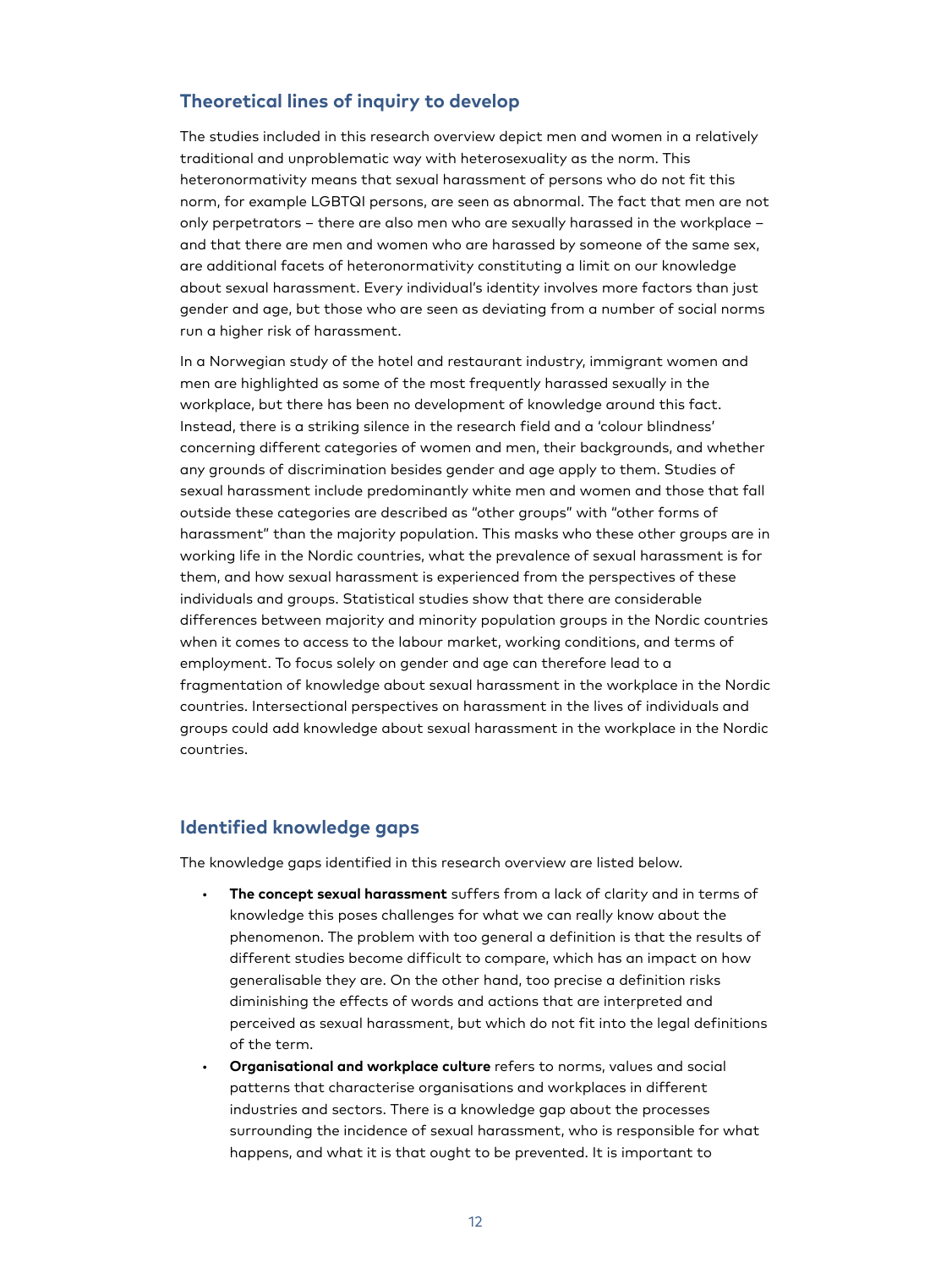## Theoretical lines of inquiry to develop

The studies included in this research overview depict men and women in a relatively traditional and unproblematic way with heterosexuality as the norm. This heteronormativity means that sexual harassment of persons who do not fit this norm, for example LGBTQI persons, are seen as abnormal. The fact that men are not only perpetrators – there are also men who are sexually harassed in the workplace – and that there are men and women who are harassed by someone of the same sex, are additional facets of heteronormativity constituting a limit on our knowledge about sexual harassment. Every individual's identity involves more factors than just gender and age, but those who are seen as deviating from a number of social norms run a higher risk of harassment.

In a Norwegian study of the hotel and restaurant industry, immigrant women and men are highlighted as some of the most frequently harassed sexually in the workplace, but there has been no development of knowledge around this fact. Instead, there is a striking silence in the research field and a 'colour blindness' concerning different categories of women and men, their backgrounds, and whether any grounds of discrimination besides gender and age apply to them. Studies of sexual harassment include predominantly white men and women and those that fall outside these categories are described as "other groups" with "other forms of harassment" than the majority population. This masks who these other groups are in working life in the Nordic countries, what the prevalence of sexual harassment is for them, and how sexual harassment is experienced from the perspectives of these individuals and groups. Statistical studies show that there are considerable differences between majority and minority population groups in the Nordic countries when it comes to access to the labour market, working conditions, and terms of employment. To focus solely on gender and age can therefore lead to a fragmentation of knowledge about sexual harassment in the workplace in the Nordic countries. Intersectional perspectives on harassment in the lives of individuals and groups could add knowledge about sexual harassment in the workplace in the Nordic countries.

## Identified knowledge gaps

The knowledge gaps identified in this research overview are listed below.

- **The concept sexual harassment** suffers from a lack of clarity and in terms of knowledge this poses challenges for what we can really know about the phenomenon. The problem with too general a definition is that the results of different studies become difficult to compare, which has an impact on how generalisable they are. On the other hand, too precise a definition risks diminishing the effects of words and actions that are interpreted and perceived as sexual harassment, but which do not fit into the legal definitions of the term.
- **Organisational and workplace culture** refers to norms, values and social patterns that characterise organisations and workplaces in different industries and sectors. There is a knowledge gap about the processes surrounding the incidence of sexual harassment, who is responsible for what happens, and what it is that ought to be prevented. It is important to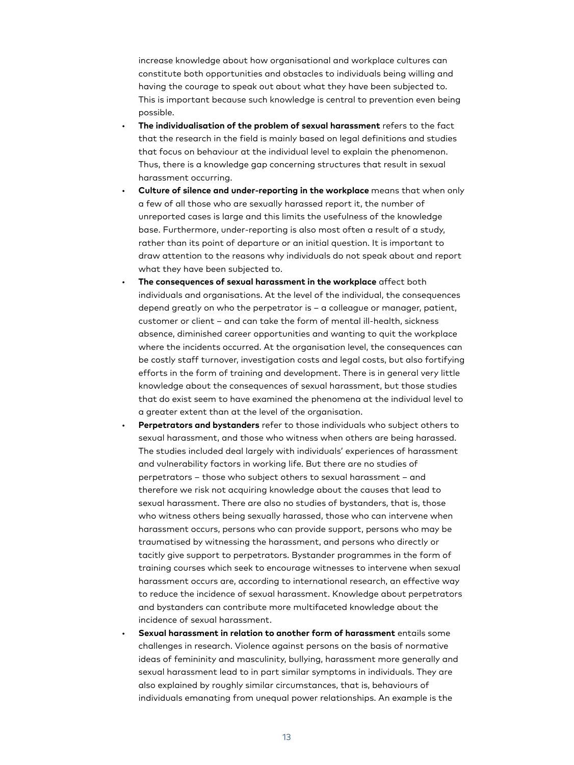increase knowledge about how organisational and workplace cultures can constitute both opportunities and obstacles to individuals being willing and having the courage to speak out about what they have been subjected to. This is important because such knowledge is central to prevention even being possible.

- **The individualisation of the problem of sexual harassment** refers to the fact that the research in the field is mainly based on legal definitions and studies that focus on behaviour at the individual level to explain the phenomenon. Thus, there is a knowledge gap concerning structures that result in sexual harassment occurring.
- **Culture of silence and under-reporting in the workplace** means that when only a few of all those who are sexually harassed report it, the number of unreported cases is large and this limits the usefulness of the knowledge base. Furthermore, under-reporting is also most often a result of a study, rather than its point of departure or an initial question. It is important to draw attention to the reasons why individuals do not speak about and report what they have been subjected to.
- **The consequences of sexual harassment in the workplace** affect both individuals and organisations. At the level of the individual, the consequences depend greatly on who the perpetrator is – a colleague or manager, patient, customer or client – and can take the form of mental ill-health, sickness absence, diminished career opportunities and wanting to quit the workplace where the incidents occurred. At the organisation level, the consequences can be costly staff turnover, investigation costs and legal costs, but also fortifying efforts in the form of training and development. There is in general very little knowledge about the consequences of sexual harassment, but those studies that do exist seem to have examined the phenomena at the individual level to a greater extent than at the level of the organisation.
- **Perpetrators and bystanders** refer to those individuals who subject others to sexual harassment, and those who witness when others are being harassed. The studies included deal largely with individuals' experiences of harassment and vulnerability factors in working life. But there are no studies of perpetrators – those who subject others to sexual harassment – and therefore we risk not acquiring knowledge about the causes that lead to sexual harassment. There are also no studies of bystanders, that is, those who witness others being sexually harassed, those who can intervene when harassment occurs, persons who can provide support, persons who may be traumatised by witnessing the harassment, and persons who directly or tacitly give support to perpetrators. Bystander programmes in the form of training courses which seek to encourage witnesses to intervene when sexual harassment occurs are, according to international research, an effective way to reduce the incidence of sexual harassment. Knowledge about perpetrators and bystanders can contribute more multifaceted knowledge about the incidence of sexual harassment.
- **Sexual harassment in relation to another form of harassment** entails some challenges in research. Violence against persons on the basis of normative ideas of femininity and masculinity, bullying, harassment more generally and sexual harassment lead to in part similar symptoms in individuals. They are also explained by roughly similar circumstances, that is, behaviours of individuals emanating from unequal power relationships. An example is the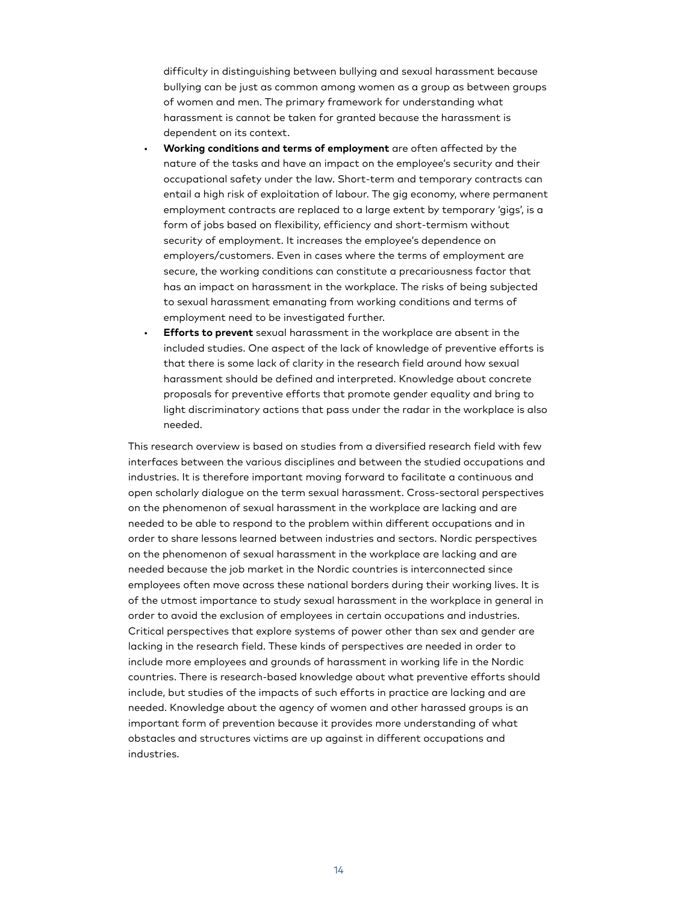difficulty in distinguishing between bullying and sexual harassment because bullying can be just as common among women as a group as between groups of women and men. The primary framework for understanding what harassment is cannot be taken for granted because the harassment is dependent on its context.

- **Working conditions and terms of employment** are often affected by the nature of the tasks and have an impact on the employee's security and their occupational safety under the law. Short-term and temporary contracts can entail a high risk of exploitation of labour. The gig economy, where permanent employment contracts are replaced to a large extent by temporary 'gigs', is a form of jobs based on flexibility, efficiency and short-termism without security of employment. It increases the employee's dependence on employers/customers. Even in cases where the terms of employment are secure, the working conditions can constitute a precariousness factor that has an impact on harassment in the workplace. The risks of being subjected to sexual harassment emanating from working conditions and terms of employment need to be investigated further.
- **Efforts to prevent** sexual harassment in the workplace are absent in the included studies. One aspect of the lack of knowledge of preventive efforts is that there is some lack of clarity in the research field around how sexual harassment should be defined and interpreted. Knowledge about concrete proposals for preventive efforts that promote gender equality and bring to light discriminatory actions that pass under the radar in the workplace is also needed.

This research overview is based on studies from a diversified research field with few interfaces between the various disciplines and between the studied occupations and industries. It is therefore important moving forward to facilitate a continuous and open scholarly dialogue on the term sexual harassment. Cross-sectoral perspectives on the phenomenon of sexual harassment in the workplace are lacking and are needed to be able to respond to the problem within different occupations and in order to share lessons learned between industries and sectors. Nordic perspectives on the phenomenon of sexual harassment in the workplace are lacking and are needed because the job market in the Nordic countries is interconnected since employees often move across these national borders during their working lives. It is of the utmost importance to study sexual harassment in the workplace in general in order to avoid the exclusion of employees in certain occupations and industries. Critical perspectives that explore systems of power other than sex and gender are lacking in the research field. These kinds of perspectives are needed in order to include more employees and grounds of harassment in working life in the Nordic countries. There is research-based knowledge about what preventive efforts should include, but studies of the impacts of such efforts in practice are lacking and are needed. Knowledge about the agency of women and other harassed groups is an important form of prevention because it provides more understanding of what obstacles and structures victims are up against in different occupations and industries.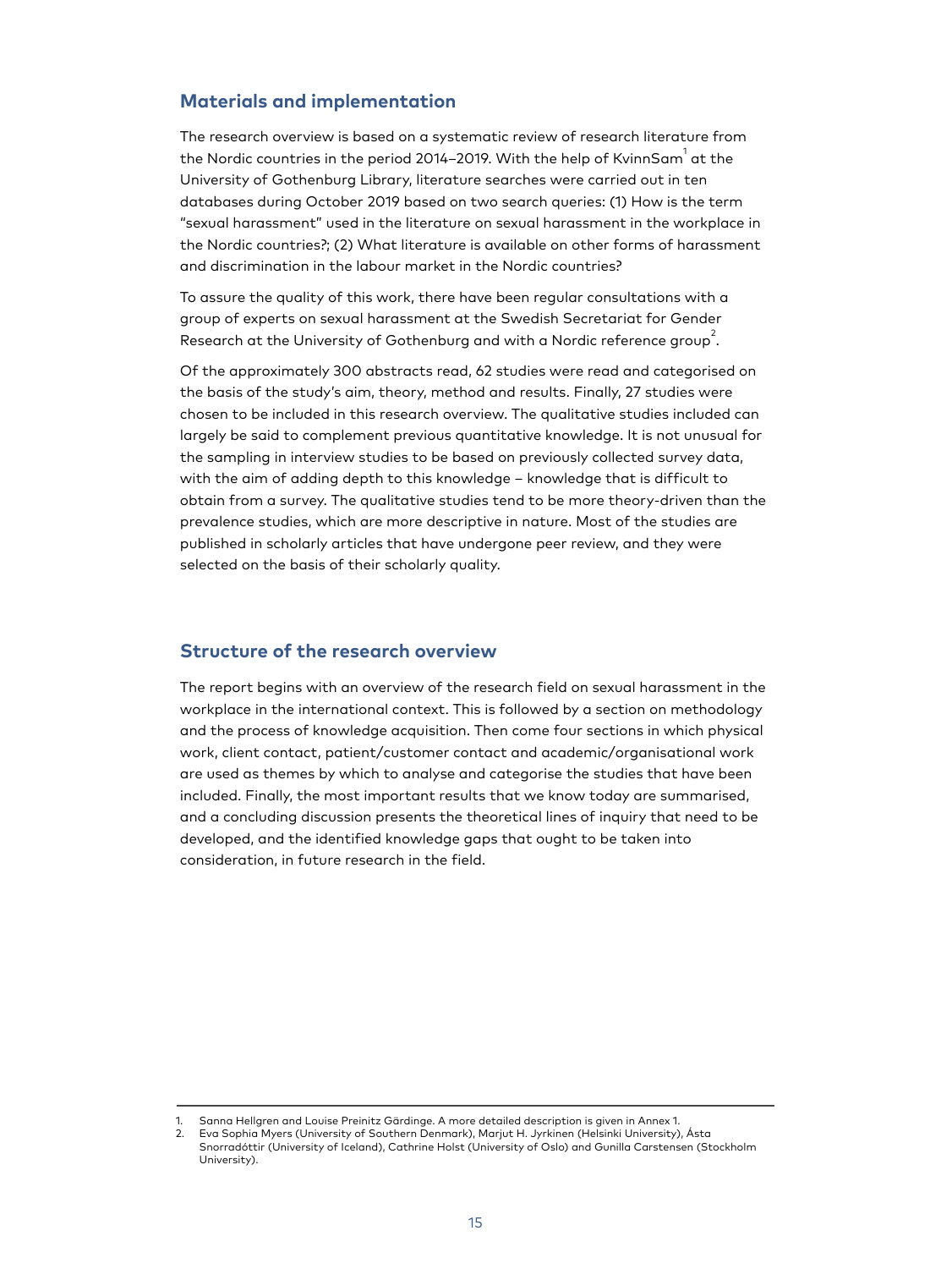## Materials and implementation

The research overview is based on a systematic review of research literature from the Nordic countries in the period 2014–2019. With the help of KvinnSam[1] at the University of Gothenburg Library, literature searches were carried out in ten databases during October 2019 based on two search queries: (1) How is the term "sexual harassment" used in the literature on sexual harassment in the workplace in the Nordic countries?; (2) What literature is available on other forms of harassment and discrimination in the labour market in the Nordic countries?

To assure the quality of this work, there have been regular consultations with a group of experts on sexual harassment at the Swedish Secretariat for Gender Research at the University of Gothenburg and with a Nordic reference group[2].

Of the approximately 300 abstracts read, 62 studies were read and categorised on the basis of the study's aim, theory, method and results. Finally, 27 studies were chosen to be included in this research overview. The qualitative studies included can largely be said to complement previous quantitative knowledge. It is not unusual for the sampling in interview studies to be based on previously collected survey data, with the aim of adding depth to this knowledge – knowledge that is difficult to obtain from a survey. The qualitative studies tend to be more theory-driven than the prevalence studies, which are more descriptive in nature. Most of the studies are published in scholarly articles that have undergone peer review, and they were selected on the basis of their scholarly quality.

## Structure of the research overview

The report begins with an overview of the research field on sexual harassment in the workplace in the international context. This is followed by a section on methodology and the process of knowledge acquisition. Then come four sections in which physical work, client contact, patient/customer contact and academic/organisational work are used as themes by which to analyse and categorise the studies that have been included. Finally, the most important results that we know today are summarised, and a concluding discussion presents the theoretical lines of inquiry that need to be developed, and the identified knowledge gaps that ought to be taken into consideration, in future research in the field.

---

1. Sanna Hellgren and Louise Preinitz Gärdinge. A more detailed description is given in Annex 1.
2. Eva Sophia Myers (University of Southern Denmark), Marjut H. Jyrkinen (Helsinki University), Ásta Snorradóttir (University of Iceland), Cathrine Holst (University of Oslo) and Gunilla Carstensen (Stockholm University).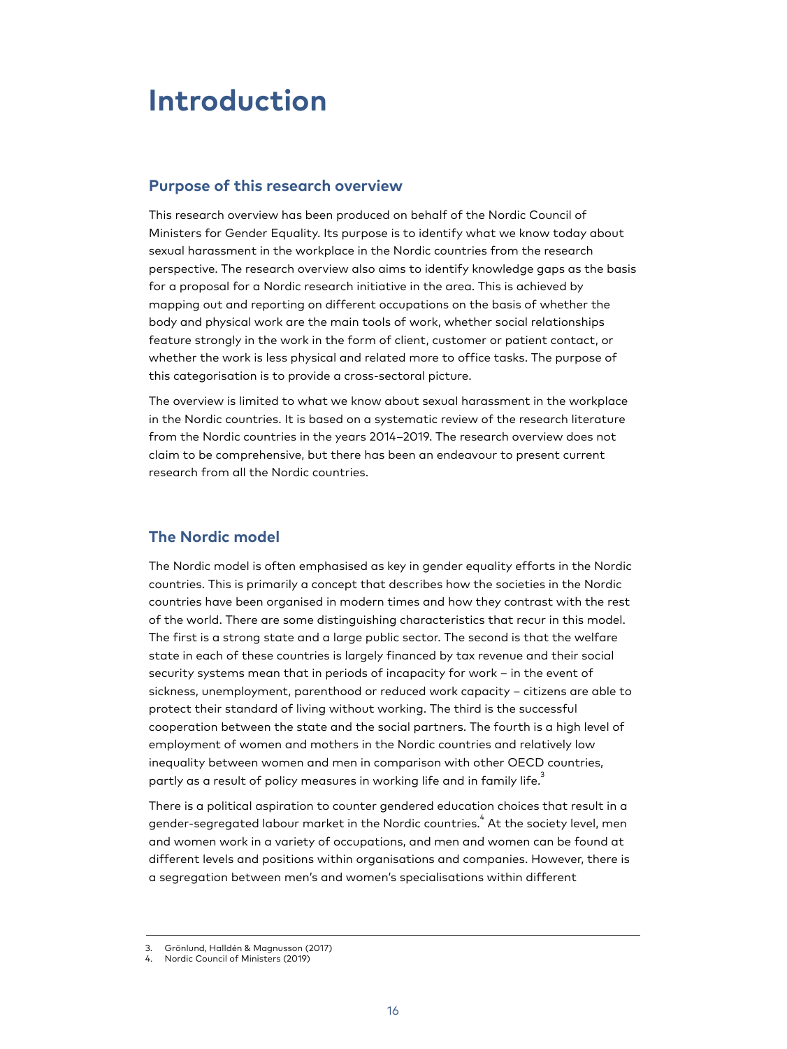# Introduction

## Purpose of this research overview

This research overview has been produced on behalf of the Nordic Council of Ministers for Gender Equality. Its purpose is to identify what we know today about sexual harassment in the workplace in the Nordic countries from the research perspective. The research overview also aims to identify knowledge gaps as the basis for a proposal for a Nordic research initiative in the area. This is achieved by mapping out and reporting on different occupations on the basis of whether the body and physical work are the main tools of work, whether social relationships feature strongly in the work in the form of client, customer or patient contact, or whether the work is less physical and related more to office tasks. The purpose of this categorisation is to provide a cross-sectoral picture.

The overview is limited to what we know about sexual harassment in the workplace in the Nordic countries. It is based on a systematic review of the research literature from the Nordic countries in the years 2014–2019. The research overview does not claim to be comprehensive, but there has been an endeavour to present current research from all the Nordic countries.

## The Nordic model

The Nordic model is often emphasised as key in gender equality efforts in the Nordic countries. This is primarily a concept that describes how the societies in the Nordic countries have been organised in modern times and how they contrast with the rest of the world. There are some distinguishing characteristics that recur in this model. The first is a strong state and a large public sector. The second is that the welfare state in each of these countries is largely financed by tax revenue and their social security systems mean that in periods of incapacity for work – in the event of sickness, unemployment, parenthood or reduced work capacity – citizens are able to protect their standard of living without working. The third is the successful cooperation between the state and the social partners. The fourth is a high level of employment of women and mothers in the Nordic countries and relatively low inequality between women and men in comparison with other OECD countries, partly as a result of policy measures in working life and in family life.[3]

There is a political aspiration to counter gendered education choices that result in a gender-segregated labour market in the Nordic countries.[4] At the society level, men and women work in a variety of occupations, and men and women can be found at different levels and positions within organisations and companies. However, there is a segregation between men's and women's specialisations within different

3. Grönlund, Halldén & Magnusson (2017)
4. Nordic Council of Ministers (2019)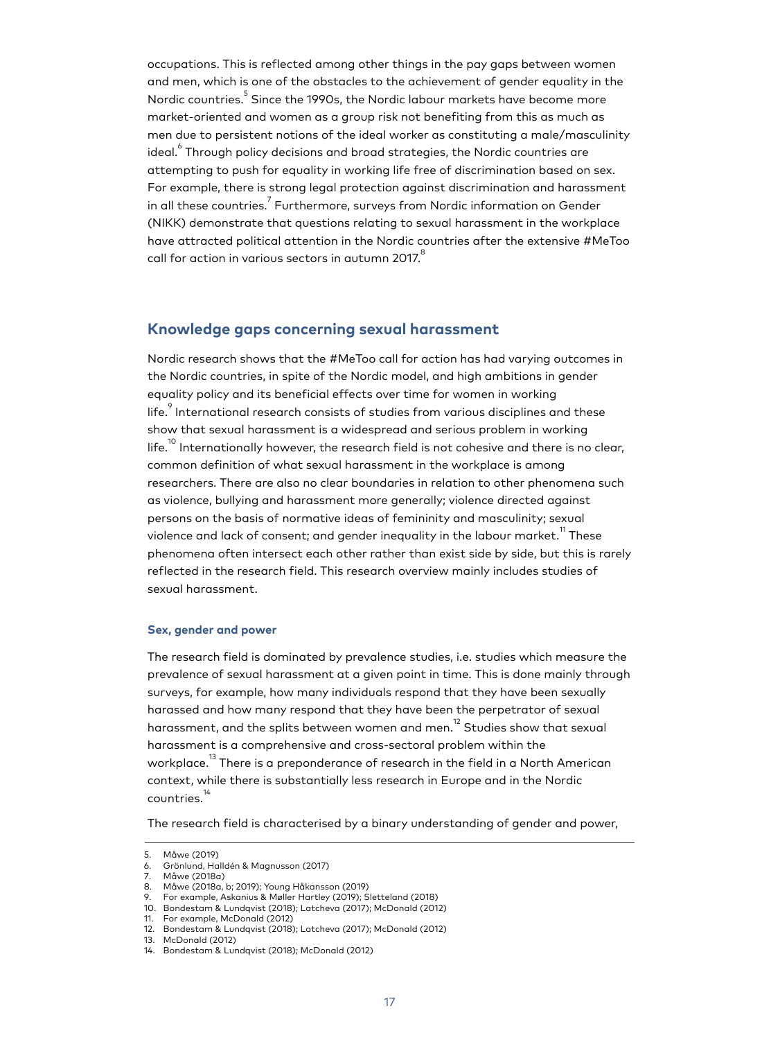occupations. This is reflected among other things in the pay gaps between women and men, which is one of the obstacles to the achievement of gender equality in the Nordic countries.[5] Since the 1990s, the Nordic labour markets have become more market-oriented and women as a group risk not benefiting from this as much as men due to persistent notions of the ideal worker as constituting a male/masculinity ideal.[6] Through policy decisions and broad strategies, the Nordic countries are attempting to push for equality in working life free of discrimination based on sex. For example, there is strong legal protection against discrimination and harassment in all these countries.[7] Furthermore, surveys from Nordic information on Gender (NIKK) demonstrate that questions relating to sexual harassment in the workplace have attracted political attention in the Nordic countries after the extensive #MeToo call for action in various sectors in autumn 2017.[8]

## Knowledge gaps concerning sexual harassment

Nordic research shows that the #MeToo call for action has had varying outcomes in the Nordic countries, in spite of the Nordic model, and high ambitions in gender equality policy and its beneficial effects over time for women in working life.[9] International research consists of studies from various disciplines and these show that sexual harassment is a widespread and serious problem in working life.[10] Internationally however, the research field is not cohesive and there is no clear, common definition of what sexual harassment in the workplace is among researchers. There are also no clear boundaries in relation to other phenomena such as violence, bullying and harassment more generally; violence directed against persons on the basis of normative ideas of femininity and masculinity; sexual violence and lack of consent; and gender inequality in the labour market.[11] These phenomena often intersect each other rather than exist side by side, but this is rarely reflected in the research field. This research overview mainly includes studies of sexual harassment.

### Sex, gender and power

The research field is dominated by prevalence studies, i.e. studies which measure the prevalence of sexual harassment at a given point in time. This is done mainly through surveys, for example, how many individuals respond that they have been sexually harassed and how many respond that they have been the perpetrator of sexual harassment, and the splits between women and men.[12] Studies show that sexual harassment is a comprehensive and cross-sectoral problem within the workplace.[13] There is a preponderance of research in the field in a North American context, while there is substantially less research in Europe and in the Nordic countries.[14]

The research field is characterised by a binary understanding of gender and power,

---

5. Måwe (2019)
6. Grönlund, Halldén & Magnusson (2017)
7. Måwe (2018a)
8. Måwe (2018a, b; 2019); Young Håkansson (2019)
9. For example, Askanius & Møller Hartley (2019); Sletteland (2018)
10. Bondestam & Lundqvist (2018); Latcheva (2017); McDonald (2012)
11. For example, McDonald (2012)
12. Bondestam & Lundqvist (2018); Latcheva (2017); McDonald (2012)
13. McDonald (2012)
14. Bondestam & Lundqvist (2018); McDonald (2012)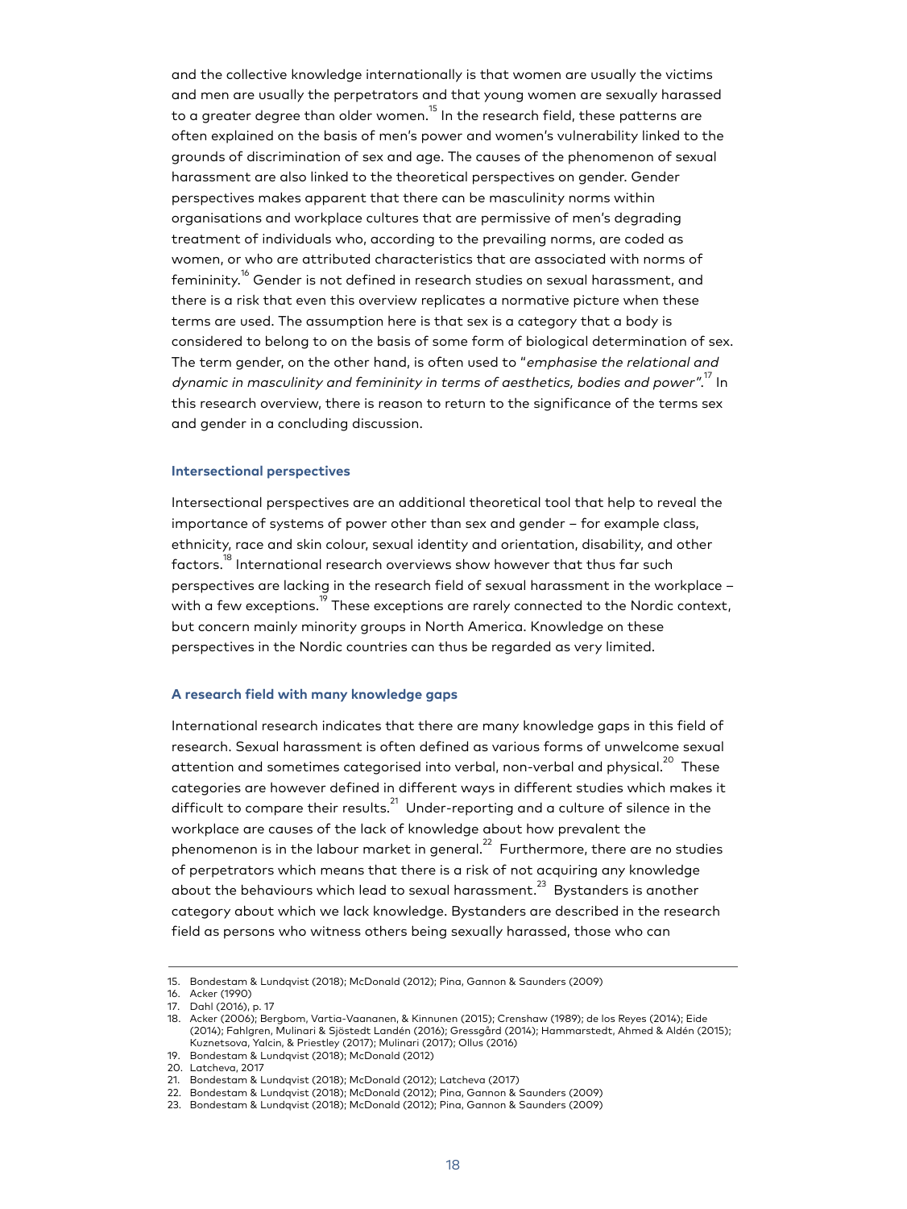and the collective knowledge internationally is that women are usually the victims and men are usually the perpetrators and that young women are sexually harassed to a greater degree than older women.[15] In the research field, these patterns are often explained on the basis of men's power and women's vulnerability linked to the grounds of discrimination of sex and age. The causes of the phenomenon of sexual harassment are also linked to the theoretical perspectives on gender. Gender perspectives makes apparent that there can be masculinity norms within organisations and workplace cultures that are permissive of men's degrading treatment of individuals who, according to the prevailing norms, are coded as women, or who are attributed characteristics that are associated with norms of femininity.[16] Gender is not defined in research studies on sexual harassment, and there is a risk that even this overview replicates a normative picture when these terms are used. The assumption here is that sex is a category that a body is considered to belong to on the basis of some form of biological determination of sex. The term gender, on the other hand, is often used to "*emphasise the relational and dynamic in masculinity and femininity in terms of aesthetics, bodies and power*".[17] In this research overview, there is reason to return to the significance of the terms sex and gender in a concluding discussion.

### Intersectional perspectives

Intersectional perspectives are an additional theoretical tool that help to reveal the importance of systems of power other than sex and gender – for example class, ethnicity, race and skin colour, sexual identity and orientation, disability, and other factors.[18] International research overviews show however that thus far such perspectives are lacking in the research field of sexual harassment in the workplace – with a few exceptions.[19] These exceptions are rarely connected to the Nordic context, but concern mainly minority groups in North America. Knowledge on these perspectives in the Nordic countries can thus be regarded as very limited.

### A research field with many knowledge gaps

International research indicates that there are many knowledge gaps in this field of research. Sexual harassment is often defined as various forms of unwelcome sexual attention and sometimes categorised into verbal, non-verbal and physical.[20] These categories are however defined in different ways in different studies which makes it difficult to compare their results.[21] Under-reporting and a culture of silence in the workplace are causes of the lack of knowledge about how prevalent the phenomenon is in the labour market in general.[22] Furthermore, there are no studies of perpetrators which means that there is a risk of not acquiring any knowledge about the behaviours which lead to sexual harassment.[23] Bystanders is another category about which we lack knowledge. Bystanders are described in the research field as persons who witness others being sexually harassed, those who can

---

15. Bondestam & Lundqvist (2018); McDonald (2012); Pina, Gannon & Saunders (2009)
16. Acker (1990)
17. Dahl (2016), p. 17
18. Acker (2006); Bergbom, Vartia-Vaananen, & Kinnunen (2015); Crenshaw (1989); de los Reyes (2014); Eide (2014); Fahlgren, Mulinari & Sjöstedt Landén (2016); Gressgård (2014); Hammarstedt, Ahmed & Aldén (2015); Kuznetsova, Yalcin, & Priestley (2017); Mulinari (2017); Ollus (2016)
19. Bondestam & Lundqvist (2018); McDonald (2012)
20. Latcheva, 2017
21. Bondestam & Lundqvist (2018); McDonald (2012); Latcheva (2017)
22. Bondestam & Lundqvist (2018); McDonald (2012); Pina, Gannon & Saunders (2009)
23. Bondestam & Lundqvist (2018); McDonald (2012); Pina, Gannon & Saunders (2009)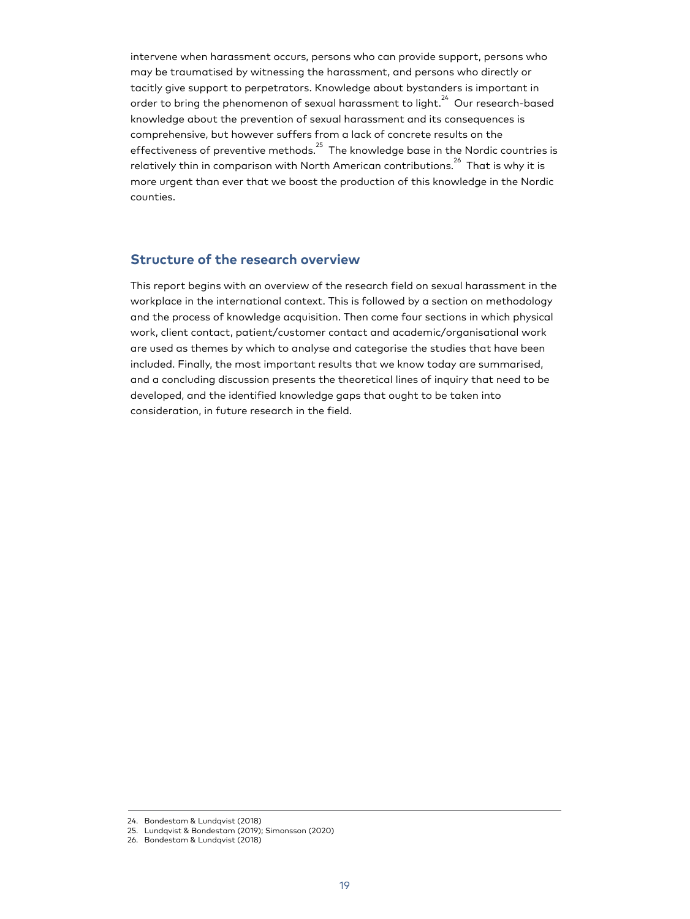intervene when harassment occurs, persons who can provide support, persons who may be traumatised by witnessing the harassment, and persons who directly or tacitly give support to perpetrators. Knowledge about bystanders is important in order to bring the phenomenon of sexual harassment to light.[24] Our research-based knowledge about the prevention of sexual harassment and its consequences is comprehensive, but however suffers from a lack of concrete results on the effectiveness of preventive methods.[25] The knowledge base in the Nordic countries is relatively thin in comparison with North American contributions.[26] That is why it is more urgent than ever that we boost the production of this knowledge in the Nordic counties.

## Structure of the research overview

This report begins with an overview of the research field on sexual harassment in the workplace in the international context. This is followed by a section on methodology and the process of knowledge acquisition. Then come four sections in which physical work, client contact, patient/customer contact and academic/organisational work are used as themes by which to analyse and categorise the studies that have been included. Finally, the most important results that we know today are summarised, and a concluding discussion presents the theoretical lines of inquiry that need to be developed, and the identified knowledge gaps that ought to be taken into consideration, in future research in the field.

24. Bondestam & Lundqvist (2018)
25. Lundqvist & Bondestam (2019); Simonsson (2020)
26. Bondestam & Lundqvist (2018)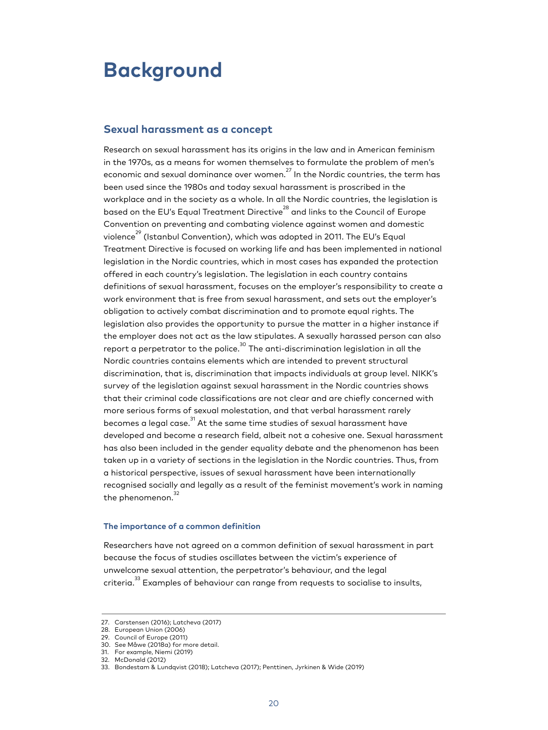# Background

## Sexual harassment as a concept

Research on sexual harassment has its origins in the law and in American feminism in the 1970s, as a means for women themselves to formulate the problem of men's economic and sexual dominance over women.[27] In the Nordic countries, the term has been used since the 1980s and today sexual harassment is proscribed in the workplace and in the society as a whole. In all the Nordic countries, the legislation is based on the EU's Equal Treatment Directive[28] and links to the Council of Europe Convention on preventing and combating violence against women and domestic violence[29] (Istanbul Convention), which was adopted in 2011. The EU's Equal Treatment Directive is focused on working life and has been implemented in national legislation in the Nordic countries, which in most cases has expanded the protection offered in each country's legislation. The legislation in each country contains definitions of sexual harassment, focuses on the employer's responsibility to create a work environment that is free from sexual harassment, and sets out the employer's obligation to actively combat discrimination and to promote equal rights. The legislation also provides the opportunity to pursue the matter in a higher instance if the employer does not act as the law stipulates. A sexually harassed person can also report a perpetrator to the police.[30] The anti-discrimination legislation in all the Nordic countries contains elements which are intended to prevent structural discrimination, that is, discrimination that impacts individuals at group level. NIKK's survey of the legislation against sexual harassment in the Nordic countries shows that their criminal code classifications are not clear and are chiefly concerned with more serious forms of sexual molestation, and that verbal harassment rarely becomes a legal case.[31] At the same time studies of sexual harassment have developed and become a research field, albeit not a cohesive one. Sexual harassment has also been included in the gender equality debate and the phenomenon has been taken up in a variety of sections in the legislation in the Nordic countries. Thus, from a historical perspective, issues of sexual harassment have been internationally recognised socially and legally as a result of the feminist movement's work in naming the phenomenon.[32]

### The importance of a common definition

Researchers have not agreed on a common definition of sexual harassment in part because the focus of studies oscillates between the victim's experience of unwelcome sexual attention, the perpetrator's behaviour, and the legal criteria.[33] Examples of behaviour can range from requests to socialise to insults,

---

27. Carstensen (2016); Latcheva (2017)
28. European Union (2006)
29. Council of Europe (2011)
30. See Måwe (2018a) for more detail.
31. For example, Niemi (2019)
32. McDonald (2012)
33. Bondestam & Lundqvist (2018); Latcheva (2017); Penttinen, Jyrkinen & Wide (2019)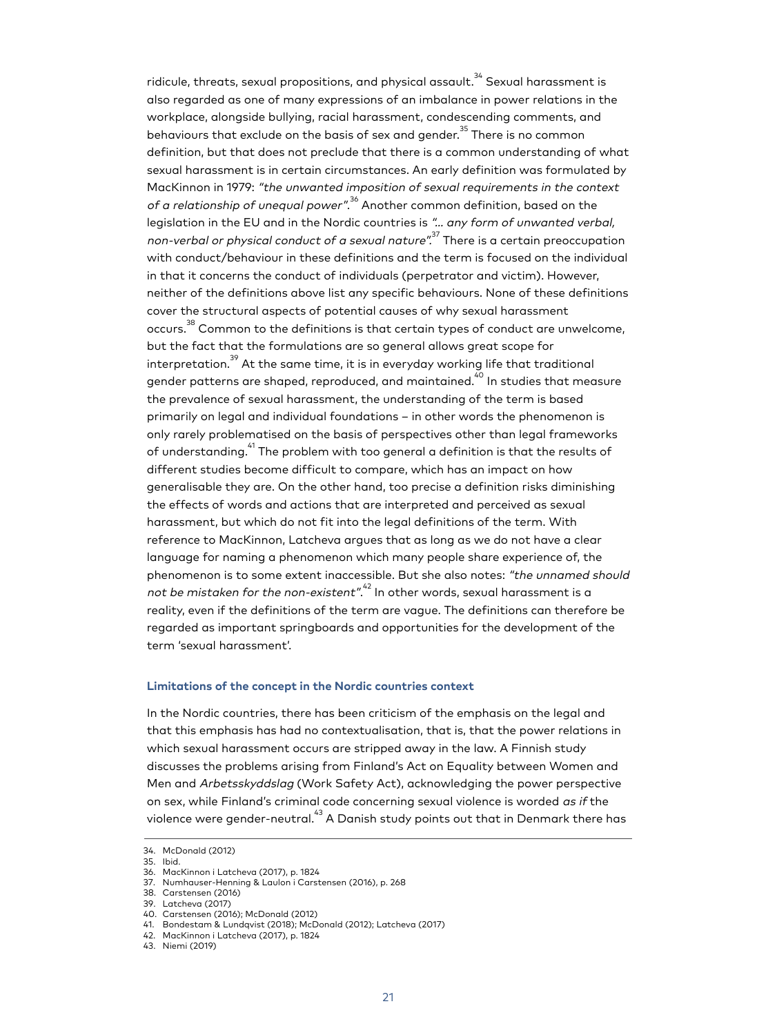ridicule, threats, sexual propositions, and physical assault.[34] Sexual harassment is also regarded as one of many expressions of an imbalance in power relations in the workplace, alongside bullying, racial harassment, condescending comments, and behaviours that exclude on the basis of sex and gender.[35] There is no common definition, but that does not preclude that there is a common understanding of what sexual harassment is in certain circumstances. An early definition was formulated by MacKinnon in 1979: *"the unwanted imposition of sexual requirements in the context of a relationship of unequal power"*.[36] Another common definition, based on the legislation in the EU and in the Nordic countries is *"... any form of unwanted verbal, non-verbal or physical conduct of a sexual nature"*.[37] There is a certain preoccupation with conduct/behaviour in these definitions and the term is focused on the individual in that it concerns the conduct of individuals (perpetrator and victim). However, neither of the definitions above list any specific behaviours. None of these definitions cover the structural aspects of potential causes of why sexual harassment occurs.[38] Common to the definitions is that certain types of conduct are unwelcome, but the fact that the formulations are so general allows great scope for interpretation.[39] At the same time, it is in everyday working life that traditional gender patterns are shaped, reproduced, and maintained.[40] In studies that measure the prevalence of sexual harassment, the understanding of the term is based primarily on legal and individual foundations – in other words the phenomenon is only rarely problematised on the basis of perspectives other than legal frameworks of understanding.[41] The problem with too general a definition is that the results of different studies become difficult to compare, which has an impact on how generalisable they are. On the other hand, too precise a definition risks diminishing the effects of words and actions that are interpreted and perceived as sexual harassment, but which do not fit into the legal definitions of the term. With reference to MacKinnon, Latcheva argues that as long as we do not have a clear language for naming a phenomenon which many people share experience of, the phenomenon is to some extent inaccessible. But she also notes: *"the unnamed should not be mistaken for the non-existent"*.[42] In other words, sexual harassment is a reality, even if the definitions of the term are vague. The definitions can therefore be regarded as important springboards and opportunities for the development of the term 'sexual harassment'.

### Limitations of the concept in the Nordic countries context

In the Nordic countries, there has been criticism of the emphasis on the legal and that this emphasis has had no contextualisation, that is, that the power relations in which sexual harassment occurs are stripped away in the law. A Finnish study discusses the problems arising from Finland's Act on Equality between Women and Men and *Arbetsskyddslag* (Work Safety Act), acknowledging the power perspective on sex, while Finland's criminal code concerning sexual violence is worded *as if* the violence were gender-neutral.[43] A Danish study points out that in Denmark there has

34. McDonald (2012)
35. Ibid.
36. MacKinnon i Latcheva (2017), p. 1824
37. Numhauser-Henning & Laulon i Carstensen (2016), p. 268
38. Carstensen (2016)
39. Latcheva (2017)
40. Carstensen (2016); McDonald (2012)
41. Bondestam & Lundqvist (2018); McDonald (2012); Latcheva (2017)
42. MacKinnon i Latcheva (2017), p. 1824
43. Niemi (2019)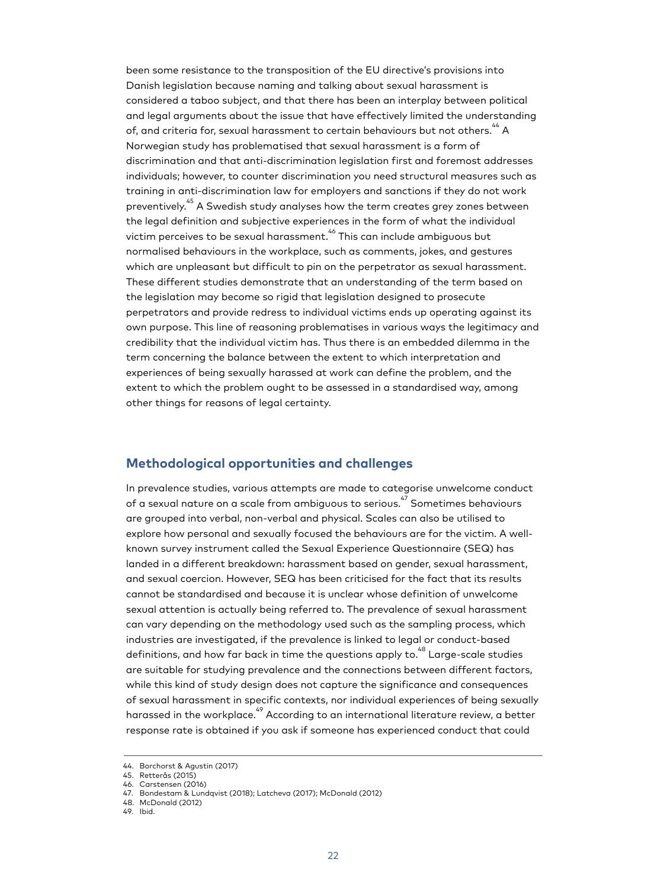been some resistance to the transposition of the EU directive's provisions into Danish legislation because naming and talking about sexual harassment is considered a taboo subject, and that there has been an interplay between political and legal arguments about the issue that have effectively limited the understanding of, and criteria for, sexual harassment to certain behaviours but not others.[44] A Norwegian study has problematised that sexual harassment is a form of discrimination and that anti-discrimination legislation first and foremost addresses individuals; however, to counter discrimination you need structural measures such as training in anti-discrimination law for employers and sanctions if they do not work preventively.[45] A Swedish study analyses how the term creates grey zones between the legal definition and subjective experiences in the form of what the individual victim perceives to be sexual harassment.[46] This can include ambiguous but normalised behaviours in the workplace, such as comments, jokes, and gestures which are unpleasant but difficult to pin on the perpetrator as sexual harassment. These different studies demonstrate that an understanding of the term based on the legislation may become so rigid that legislation designed to prosecute perpetrators and provide redress to individual victims ends up operating against its own purpose. This line of reasoning problematises in various ways the legitimacy and credibility that the individual victim has. Thus there is an embedded dilemma in the term concerning the balance between the extent to which interpretation and experiences of being sexually harassed at work can define the problem, and the extent to which the problem ought to be assessed in a standardised way, among other things for reasons of legal certainty.

## Methodological opportunities and challenges

In prevalence studies, various attempts are made to categorise unwelcome conduct of a sexual nature on a scale from ambiguous to serious.[47] Sometimes behaviours are grouped into verbal, non-verbal and physical. Scales can also be utilised to explore how personal and sexually focused the behaviours are for the victim. A well-known survey instrument called the Sexual Experience Questionnaire (SEQ) has landed in a different breakdown: harassment based on gender, sexual harassment, and sexual coercion. However, SEQ has been criticised for the fact that its results cannot be standardised and because it is unclear whose definition of unwelcome sexual attention is actually being referred to. The prevalence of sexual harassment can vary depending on the methodology used such as the sampling process, which industries are investigated, if the prevalence is linked to legal or conduct-based definitions, and how far back in time the questions apply to.[48] Large-scale studies are suitable for studying prevalence and the connections between different factors, while this kind of study design does not capture the significance and consequences of sexual harassment in specific contexts, nor individual experiences of being sexually harassed in the workplace.[49] According to an international literature review, a better response rate is obtained if you ask if someone has experienced conduct that could

---

44. Borchorst & Agustin (2017)
45. Retterås (2015)
46. Carstensen (2016)
47. Bondestam & Lundqvist (2018); Latcheva (2017); McDonald (2012)
48. McDonald (2012)
49. Ibid.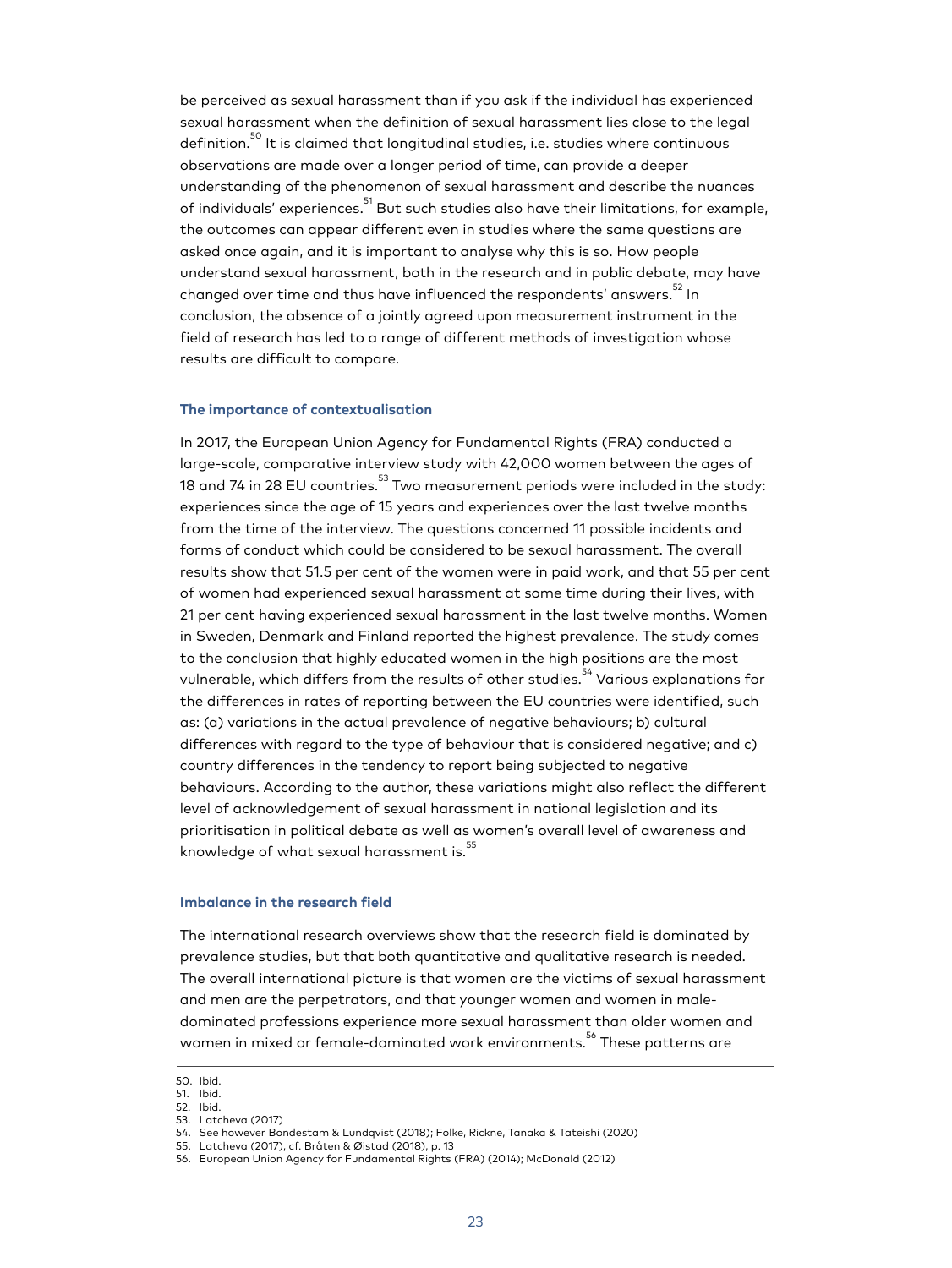be perceived as sexual harassment than if you ask if the individual has experienced sexual harassment when the definition of sexual harassment lies close to the legal definition.[50] It is claimed that longitudinal studies, i.e. studies where continuous observations are made over a longer period of time, can provide a deeper understanding of the phenomenon of sexual harassment and describe the nuances of individuals' experiences.[51] But such studies also have their limitations, for example, the outcomes can appear different even in studies where the same questions are asked once again, and it is important to analyse why this is so. How people understand sexual harassment, both in the research and in public debate, may have changed over time and thus have influenced the respondents' answers.[52] In conclusion, the absence of a jointly agreed upon measurement instrument in the field of research has led to a range of different methods of investigation whose results are difficult to compare.

### The importance of contextualisation

In 2017, the European Union Agency for Fundamental Rights (FRA) conducted a large-scale, comparative interview study with 42,000 women between the ages of 18 and 74 in 28 EU countries.[53] Two measurement periods were included in the study: experiences since the age of 15 years and experiences over the last twelve months from the time of the interview. The questions concerned 11 possible incidents and forms of conduct which could be considered to be sexual harassment. The overall results show that 51.5 per cent of the women were in paid work, and that 55 per cent of women had experienced sexual harassment at some time during their lives, with 21 per cent having experienced sexual harassment in the last twelve months. Women in Sweden, Denmark and Finland reported the highest prevalence. The study comes to the conclusion that highly educated women in the high positions are the most vulnerable, which differs from the results of other studies.[54] Various explanations for the differences in rates of reporting between the EU countries were identified, such as: (a) variations in the actual prevalence of negative behaviours; b) cultural differences with regard to the type of behaviour that is considered negative; and c) country differences in the tendency to report being subjected to negative behaviours. According to the author, these variations might also reflect the different level of acknowledgement of sexual harassment in national legislation and its prioritisation in political debate as well as women's overall level of awareness and knowledge of what sexual harassment is.[55]

### Imbalance in the research field

The international research overviews show that the research field is dominated by prevalence studies, but that both quantitative and qualitative research is needed. The overall international picture is that women are the victims of sexual harassment and men are the perpetrators, and that younger women and women in male-dominated professions experience more sexual harassment than older women and women in mixed or female-dominated work environments.[56] These patterns are

---

50. Ibid.
51. Ibid.
52. Ibid.
53. Latcheva (2017)
54. See however Bondestam & Lundqvist (2018); Folke, Rickne, Tanaka & Tateishi (2020)
55. Latcheva (2017), cf. Bråten & Øistad (2018), p. 13
56. European Union Agency for Fundamental Rights (FRA) (2014); McDonald (2012)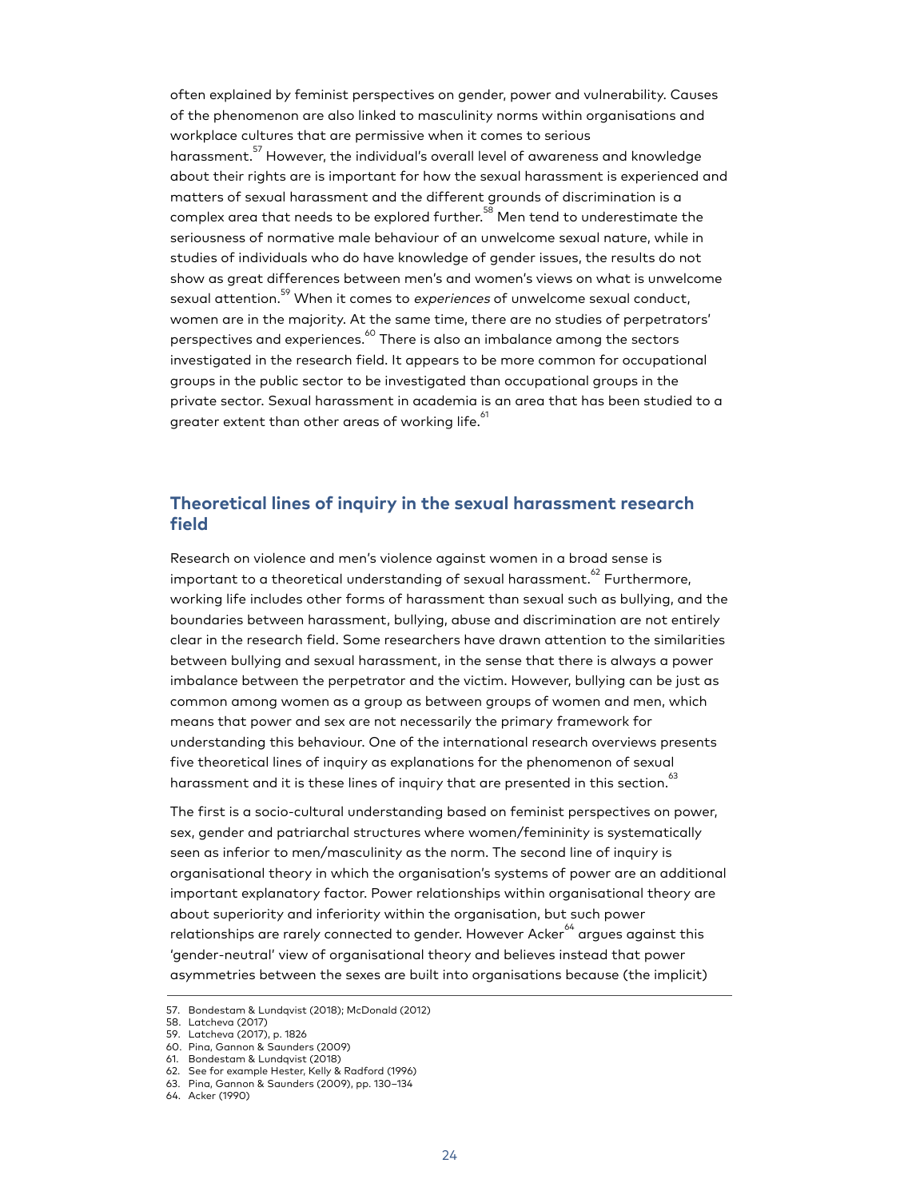often explained by feminist perspectives on gender, power and vulnerability. Causes of the phenomenon are also linked to masculinity norms within organisations and workplace cultures that are permissive when it comes to serious harassment.[57] However, the individual's overall level of awareness and knowledge about their rights are is important for how the sexual harassment is experienced and matters of sexual harassment and the different grounds of discrimination is a complex area that needs to be explored further.[58] Men tend to underestimate the seriousness of normative male behaviour of an unwelcome sexual nature, while in studies of individuals who do have knowledge of gender issues, the results do not show as great differences between men's and women's views on what is unwelcome sexual attention.[59] When it comes to *experiences* of unwelcome sexual conduct, women are in the majority. At the same time, there are no studies of perpetrators' perspectives and experiences.[60] There is also an imbalance among the sectors investigated in the research field. It appears to be more common for occupational groups in the public sector to be investigated than occupational groups in the private sector. Sexual harassment in academia is an area that has been studied to a greater extent than other areas of working life.[61]

## Theoretical lines of inquiry in the sexual harassment research field

Research on violence and men's violence against women in a broad sense is important to a theoretical understanding of sexual harassment.[62] Furthermore, working life includes other forms of harassment than sexual such as bullying, and the boundaries between harassment, bullying, abuse and discrimination are not entirely clear in the research field. Some researchers have drawn attention to the similarities between bullying and sexual harassment, in the sense that there is always a power imbalance between the perpetrator and the victim. However, bullying can be just as common among women as a group as between groups of women and men, which means that power and sex are not necessarily the primary framework for understanding this behaviour. One of the international research overviews presents five theoretical lines of inquiry as explanations for the phenomenon of sexual harassment and it is these lines of inquiry that are presented in this section.[63]

The first is a socio-cultural understanding based on feminist perspectives on power, sex, gender and patriarchal structures where women/femininity is systematically seen as inferior to men/masculinity as the norm. The second line of inquiry is organisational theory in which the organisation's systems of power are an additional important explanatory factor. Power relationships within organisational theory are about superiority and inferiority within the organisation, but such power relationships are rarely connected to gender. However Acker[64] argues against this 'gender-neutral' view of organisational theory and believes instead that power asymmetries between the sexes are built into organisations because (the implicit)

57. Bondestam & Lundqvist (2018); McDonald (2012)
58. Latcheva (2017)
59. Latcheva (2017), p. 1826
60. Pina, Gannon & Saunders (2009)
61. Bondestam & Lundqvist (2018)
62. See for example Hester, Kelly & Radford (1996)
63. Pina, Gannon & Saunders (2009), pp. 130–134
64. Acker (1990)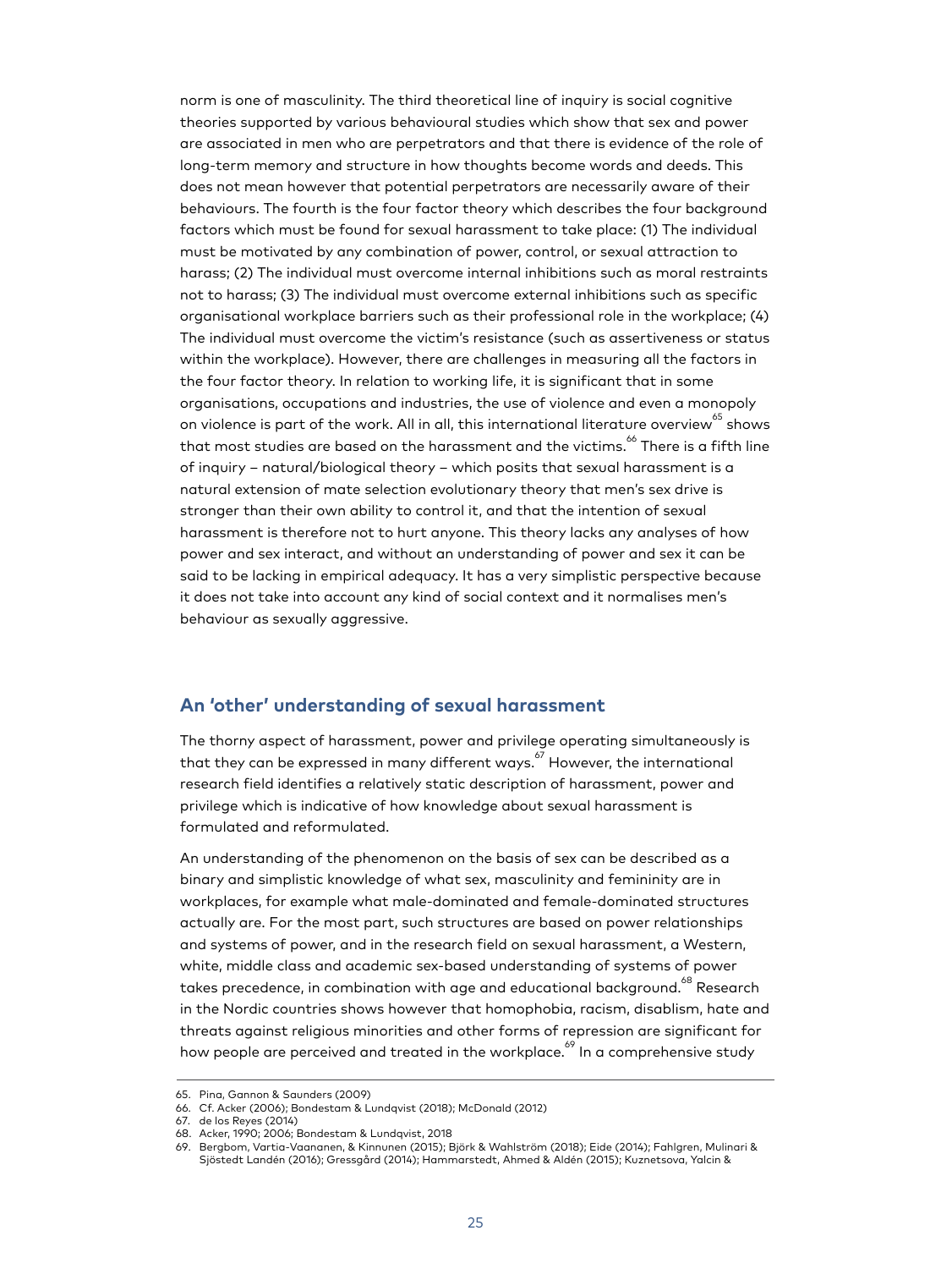norm is one of masculinity. The third theoretical line of inquiry is social cognitive theories supported by various behavioural studies which show that sex and power are associated in men who are perpetrators and that there is evidence of the role of long-term memory and structure in how thoughts become words and deeds. This does not mean however that potential perpetrators are necessarily aware of their behaviours. The fourth is the four factor theory which describes the four background factors which must be found for sexual harassment to take place: (1) The individual must be motivated by any combination of power, control, or sexual attraction to harass; (2) The individual must overcome internal inhibitions such as moral restraints not to harass; (3) The individual must overcome external inhibitions such as specific organisational workplace barriers such as their professional role in the workplace; (4) The individual must overcome the victim's resistance (such as assertiveness or status within the workplace). However, there are challenges in measuring all the factors in the four factor theory. In relation to working life, it is significant that in some organisations, occupations and industries, the use of violence and even a monopoly on violence is part of the work. All in all, this international literature overview[65] shows that most studies are based on the harassment and the victims.[66] There is a fifth line of inquiry – natural/biological theory – which posits that sexual harassment is a natural extension of mate selection evolutionary theory that men's sex drive is stronger than their own ability to control it, and that the intention of sexual harassment is therefore not to hurt anyone. This theory lacks any analyses of how power and sex interact, and without an understanding of power and sex it can be said to be lacking in empirical adequacy. It has a very simplistic perspective because it does not take into account any kind of social context and it normalises men's behaviour as sexually aggressive.

## An 'other' understanding of sexual harassment

The thorny aspect of harassment, power and privilege operating simultaneously is that they can be expressed in many different ways.[67] However, the international research field identifies a relatively static description of harassment, power and privilege which is indicative of how knowledge about sexual harassment is formulated and reformulated.

An understanding of the phenomenon on the basis of sex can be described as a binary and simplistic knowledge of what sex, masculinity and femininity are in workplaces, for example what male-dominated and female-dominated structures actually are. For the most part, such structures are based on power relationships and systems of power, and in the research field on sexual harassment, a Western, white, middle class and academic sex-based understanding of systems of power takes precedence, in combination with age and educational background.[68] Research in the Nordic countries shows however that homophobia, racism, disablism, hate and threats against religious minorities and other forms of repression are significant for how people are perceived and treated in the workplace.[69] In a comprehensive study

65. Pina, Gannon & Saunders (2009)
66. Cf. Acker (2006); Bondestam & Lundqvist (2018); McDonald (2012)
67. de los Reyes (2014)
68. Acker, 1990; 2006; Bondestam & Lundqvist, 2018
69. Bergbom, Vartia-Vaananen, & Kinnunen (2015); Björk & Wahlström (2018); Eide (2014); Fahlgren, Mulinari & Sjöstedt Landén (2016); Gressgård (2014); Hammarstedt, Ahmed & Aldén (2015); Kuznetsova, Yalcin &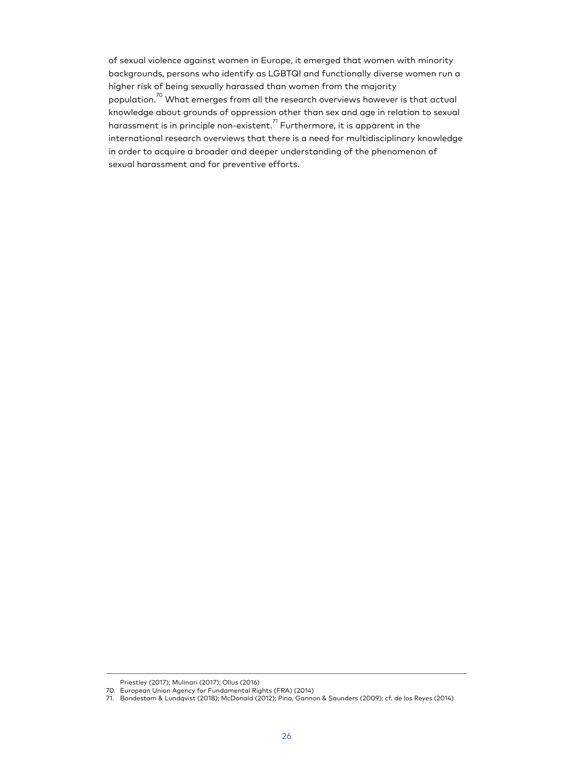of sexual violence against women in Europe, it emerged that women with minority backgrounds, persons who identify as LGBTQI and functionally diverse women run a higher risk of being sexually harassed than women from the majority population.[70] What emerges from all the research overviews however is that actual knowledge about grounds of oppression other than sex and age in relation to sexual harassment is in principle non-existent.[71] Furthermore, it is apparent in the international research overviews that there is a need for multidisciplinary knowledge in order to acquire a broader and deeper understanding of the phenomenon of sexual harassment and for preventive efforts.

---

Priestley (2017); Mulinari (2017); Ollus (2016)

70. European Union Agency for Fundamental Rights (FRA) (2014)
71. Bondestam & Lundqvist (2018); McDonald (2012); Pina, Gannon & Saunders (2009); cf. de los Reyes (2014)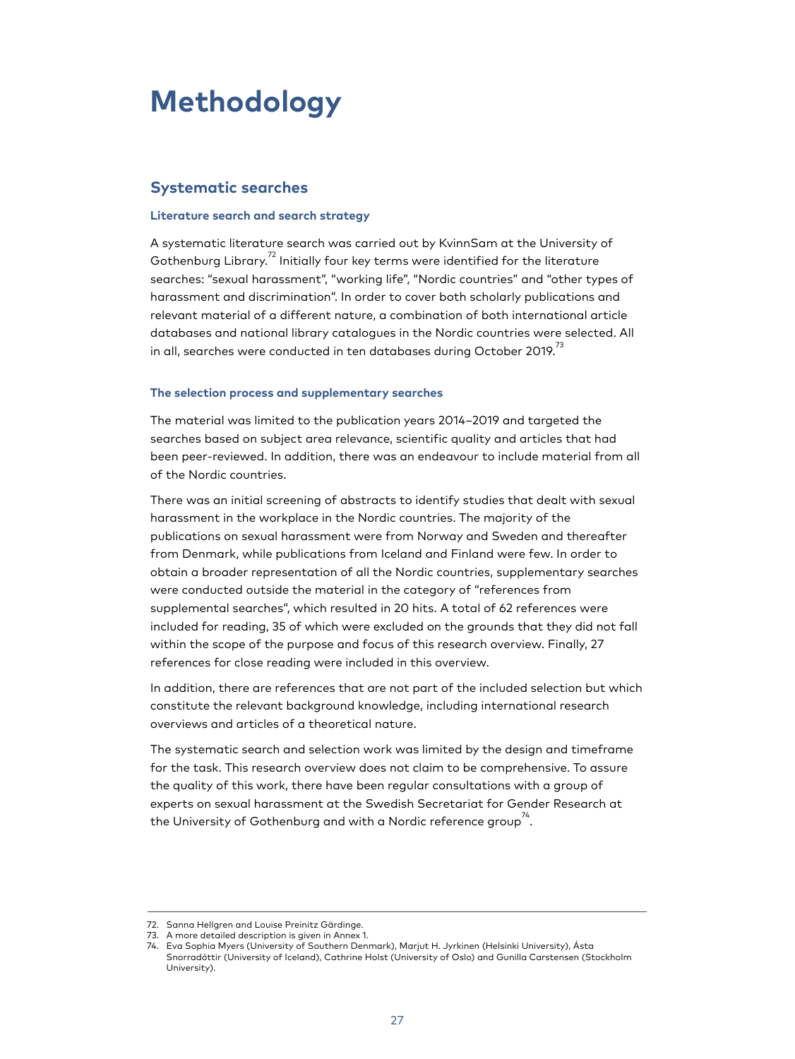# Methodology

## Systematic searches

### Literature search and search strategy

A systematic literature search was carried out by KvinnSam at the University of Gothenburg Library.[72] Initially four key terms were identified for the literature searches: "sexual harassment", "working life", "Nordic countries" and "other types of harassment and discrimination". In order to cover both scholarly publications and relevant material of a different nature, a combination of both international article databases and national library catalogues in the Nordic countries were selected. All in all, searches were conducted in ten databases during October 2019.[73]

### The selection process and supplementary searches

The material was limited to the publication years 2014–2019 and targeted the searches based on subject area relevance, scientific quality and articles that had been peer-reviewed. In addition, there was an endeavour to include material from all of the Nordic countries.

There was an initial screening of abstracts to identify studies that dealt with sexual harassment in the workplace in the Nordic countries. The majority of the publications on sexual harassment were from Norway and Sweden and thereafter from Denmark, while publications from Iceland and Finland were few. In order to obtain a broader representation of all the Nordic countries, supplementary searches were conducted outside the material in the category of "references from supplemental searches", which resulted in 20 hits. A total of 62 references were included for reading, 35 of which were excluded on the grounds that they did not fall within the scope of the purpose and focus of this research overview. Finally, 27 references for close reading were included in this overview.

In addition, there are references that are not part of the included selection but which constitute the relevant background knowledge, including international research overviews and articles of a theoretical nature.

The systematic search and selection work was limited by the design and timeframe for the task. This research overview does not claim to be comprehensive. To assure the quality of this work, there have been regular consultations with a group of experts on sexual harassment at the Swedish Secretariat for Gender Research at the University of Gothenburg and with a Nordic reference group[74].

---

72. Sanna Hellgren and Louise Preinitz Gärdinge.
73. A more detailed description is given in Annex 1.
74. Eva Sophia Myers (University of Southern Denmark), Marjut H. Jyrkinen (Helsinki University), Ásta Snorradóttir (University of Iceland), Cathrine Holst (University of Oslo) and Gunilla Carstensen (Stockholm University).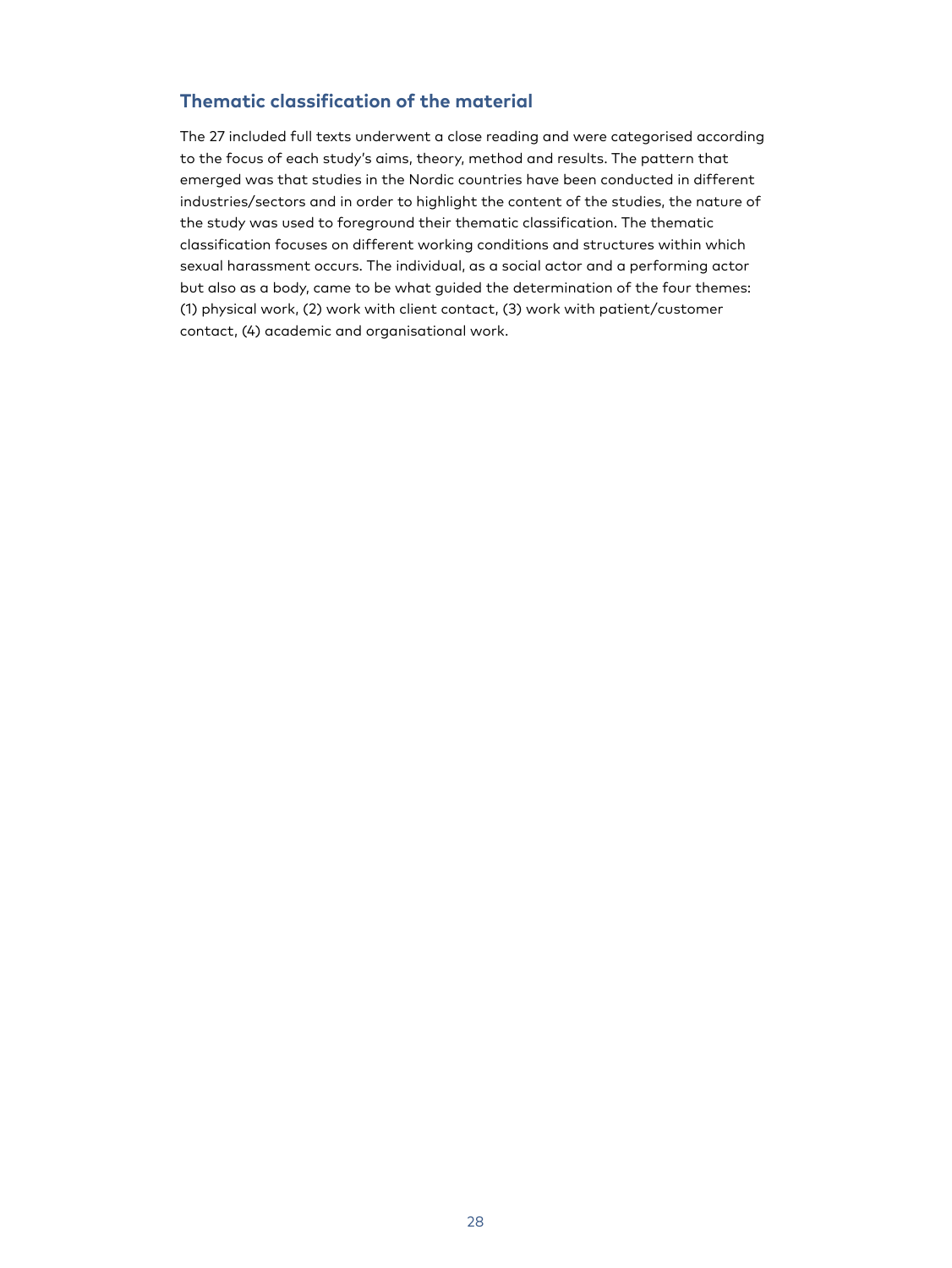## Thematic classification of the material

The 27 included full texts underwent a close reading and were categorised according to the focus of each study's aims, theory, method and results. The pattern that emerged was that studies in the Nordic countries have been conducted in different industries/sectors and in order to highlight the content of the studies, the nature of the study was used to foreground their thematic classification. The thematic classification focuses on different working conditions and structures within which sexual harassment occurs. The individual, as a social actor and a performing actor but also as a body, came to be what guided the determination of the four themes: (1) physical work, (2) work with client contact, (3) work with patient/customer contact, (4) academic and organisational work.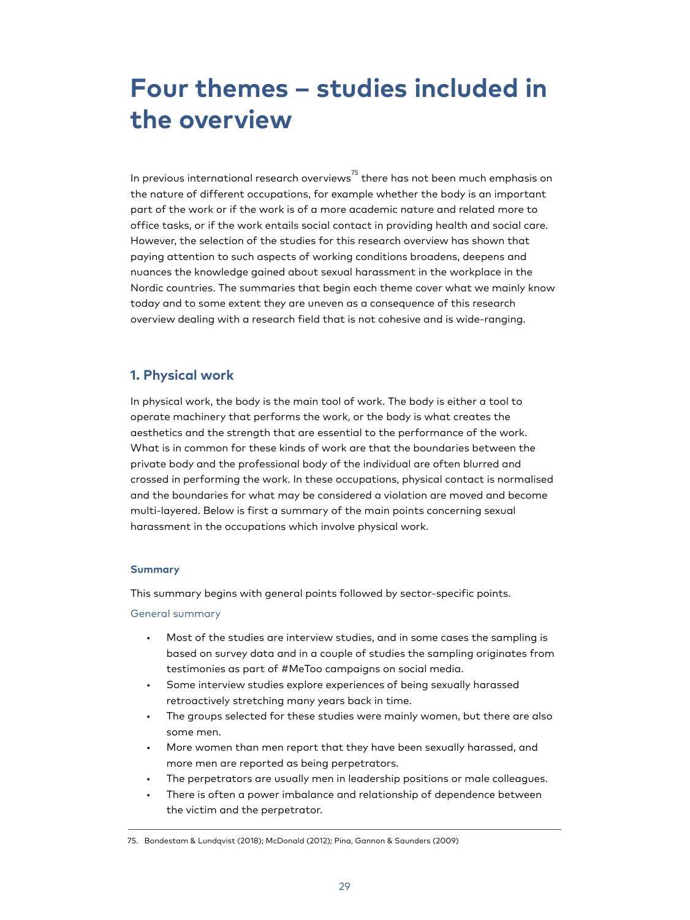# Four themes – studies included in the overview

In previous international research overviews[75] there has not been much emphasis on the nature of different occupations, for example whether the body is an important part of the work or if the work is of a more academic nature and related more to office tasks, or if the work entails social contact in providing health and social care. However, the selection of the studies for this research overview has shown that paying attention to such aspects of working conditions broadens, deepens and nuances the knowledge gained about sexual harassment in the workplace in the Nordic countries. The summaries that begin each theme cover what we mainly know today and to some extent they are uneven as a consequence of this research overview dealing with a research field that is not cohesive and is wide-ranging.

## 1. Physical work

In physical work, the body is the main tool of work. The body is either a tool to operate machinery that performs the work, or the body is what creates the aesthetics and the strength that are essential to the performance of the work. What is in common for these kinds of work are that the boundaries between the private body and the professional body of the individual are often blurred and crossed in performing the work. In these occupations, physical contact is normalised and the boundaries for what may be considered a violation are moved and become multi-layered. Below is first a summary of the main points concerning sexual harassment in the occupations which involve physical work.

#### Summary

This summary begins with general points followed by sector-specific points.

##### General summary

- Most of the studies are interview studies, and in some cases the sampling is based on survey data and in a couple of studies the sampling originates from testimonies as part of #MeToo campaigns on social media.
- Some interview studies explore experiences of being sexually harassed retroactively stretching many years back in time.
- The groups selected for these studies were mainly women, but there are also some men.
- More women than men report that they have been sexually harassed, and more men are reported as being perpetrators.
- The perpetrators are usually men in leadership positions or male colleagues.
- There is often a power imbalance and relationship of dependence between the victim and the perpetrator.

75. Bondestam & Lundqvist (2018); McDonald (2012); Pina, Gannon & Saunders (2009)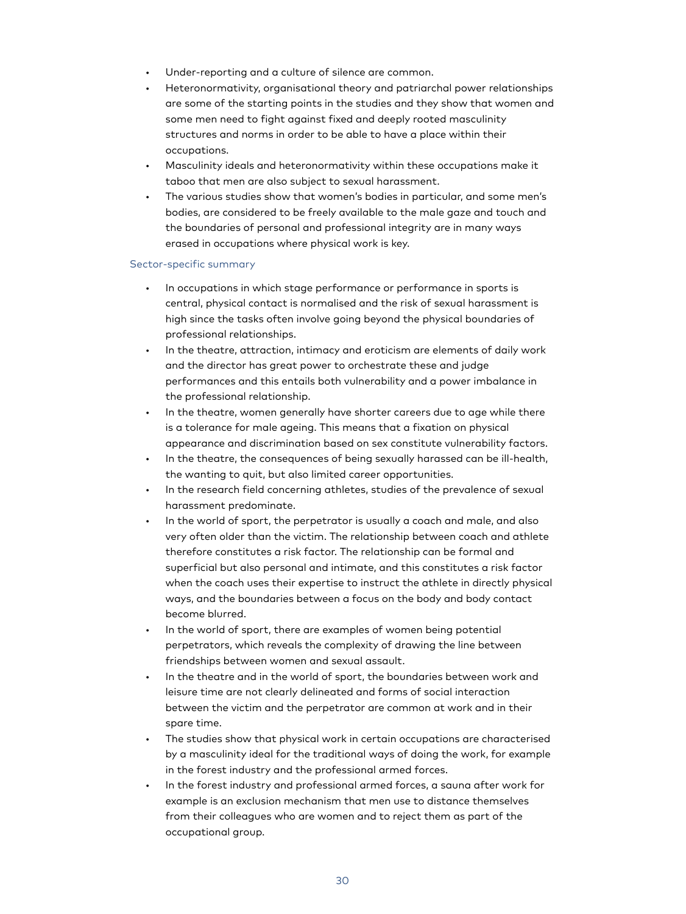- Under-reporting and a culture of silence are common.
- Heteronormativity, organisational theory and patriarchal power relationships are some of the starting points in the studies and they show that women and some men need to fight against fixed and deeply rooted masculinity structures and norms in order to be able to have a place within their occupations.
- Masculinity ideals and heteronormativity within these occupations make it taboo that men are also subject to sexual harassment.
- The various studies show that women's bodies in particular, and some men's bodies, are considered to be freely available to the male gaze and touch and the boundaries of personal and professional integrity are in many ways erased in occupations where physical work is key.

#### Sector-specific summary

- In occupations in which stage performance or performance in sports is central, physical contact is normalised and the risk of sexual harassment is high since the tasks often involve going beyond the physical boundaries of professional relationships.
- In the theatre, attraction, intimacy and eroticism are elements of daily work and the director has great power to orchestrate these and judge performances and this entails both vulnerability and a power imbalance in the professional relationship.
- In the theatre, women generally have shorter careers due to age while there is a tolerance for male ageing. This means that a fixation on physical appearance and discrimination based on sex constitute vulnerability factors.
- In the theatre, the consequences of being sexually harassed can be ill-health, the wanting to quit, but also limited career opportunities.
- In the research field concerning athletes, studies of the prevalence of sexual harassment predominate.
- In the world of sport, the perpetrator is usually a coach and male, and also very often older than the victim. The relationship between coach and athlete therefore constitutes a risk factor. The relationship can be formal and superficial but also personal and intimate, and this constitutes a risk factor when the coach uses their expertise to instruct the athlete in directly physical ways, and the boundaries between a focus on the body and body contact become blurred.
- In the world of sport, there are examples of women being potential perpetrators, which reveals the complexity of drawing the line between friendships between women and sexual assault.
- In the theatre and in the world of sport, the boundaries between work and leisure time are not clearly delineated and forms of social interaction between the victim and the perpetrator are common at work and in their spare time.
- The studies show that physical work in certain occupations are characterised by a masculinity ideal for the traditional ways of doing the work, for example in the forest industry and the professional armed forces.
- In the forest industry and professional armed forces, a sauna after work for example is an exclusion mechanism that men use to distance themselves from their colleagues who are women and to reject them as part of the occupational group.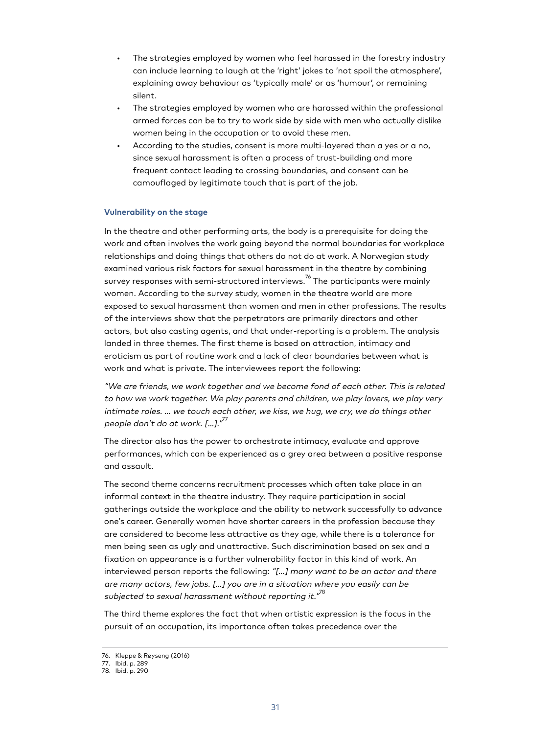- The strategies employed by women who feel harassed in the forestry industry can include learning to laugh at the 'right' jokes to 'not spoil the atmosphere', explaining away behaviour as 'typically male' or as 'humour', or remaining silent.
- The strategies employed by women who are harassed within the professional armed forces can be to try to work side by side with men who actually dislike women being in the occupation or to avoid these men.
- According to the studies, consent is more multi-layered than a yes or a no, since sexual harassment is often a process of trust-building and more frequent contact leading to crossing boundaries, and consent can be camouflaged by legitimate touch that is part of the job.

#### Vulnerability on the stage

In the theatre and other performing arts, the body is a prerequisite for doing the work and often involves the work going beyond the normal boundaries for workplace relationships and doing things that others do not do at work. A Norwegian study examined various risk factors for sexual harassment in the theatre by combining survey responses with semi-structured interviews.[76] The participants were mainly women. According to the survey study, women in the theatre world are more exposed to sexual harassment than women and men in other professions. The results of the interviews show that the perpetrators are primarily directors and other actors, but also casting agents, and that under-reporting is a problem. The analysis landed in three themes. The first theme is based on attraction, intimacy and eroticism as part of routine work and a lack of clear boundaries between what is work and what is private. The interviewees report the following:

*"We are friends, we work together and we become fond of each other. This is related to how we work together. We play parents and children, we play lovers, we play very intimate roles. ... we touch each other, we kiss, we hug, we cry, we do things other people don't do at work. [...]."*[77]

The director also has the power to orchestrate intimacy, evaluate and approve performances, which can be experienced as a grey area between a positive response and assault.

The second theme concerns recruitment processes which often take place in an informal context in the theatre industry. They require participation in social gatherings outside the workplace and the ability to network successfully to advance one's career. Generally women have shorter careers in the profession because they are considered to become less attractive as they age, while there is a tolerance for men being seen as ugly and unattractive. Such discrimination based on sex and a fixation on appearance is a further vulnerability factor in this kind of work. An interviewed person reports the following: *"[...] many want to be an actor and there are many actors, few jobs. [...] you are in a situation where you easily can be subjected to sexual harassment without reporting it."*[78]

The third theme explores the fact that when artistic expression is the focus in the pursuit of an occupation, its importance often takes precedence over the

---

76. Kleppe & Røyseng (2016)
77. Ibid. p. 289
78. Ibid. p. 290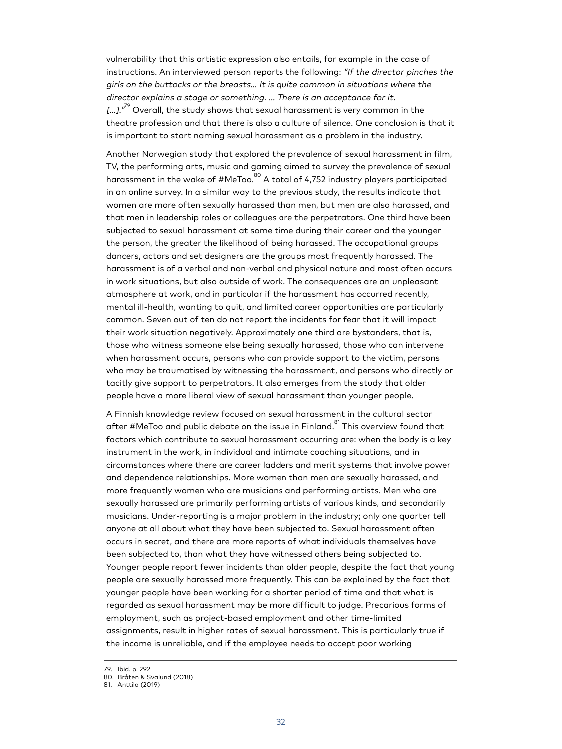vulnerability that this artistic expression also entails, for example in the case of instructions. An interviewed person reports the following: *"If the director pinches the girls on the buttocks or the breasts... It is quite common in situations where the director explains a stage or something. ... There is an acceptance for it. […]."*[79] Overall, the study shows that sexual harassment is very common in the theatre profession and that there is also a culture of silence. One conclusion is that it is important to start naming sexual harassment as a problem in the industry.

Another Norwegian study that explored the prevalence of sexual harassment in film, TV, the performing arts, music and gaming aimed to survey the prevalence of sexual harassment in the wake of #MeToo.[80] A total of 4,752 industry players participated in an online survey. In a similar way to the previous study, the results indicate that women are more often sexually harassed than men, but men are also harassed, and that men in leadership roles or colleagues are the perpetrators. One third have been subjected to sexual harassment at some time during their career and the younger the person, the greater the likelihood of being harassed. The occupational groups dancers, actors and set designers are the groups most frequently harassed. The harassment is of a verbal and non-verbal and physical nature and most often occurs in work situations, but also outside of work. The consequences are an unpleasant atmosphere at work, and in particular if the harassment has occurred recently, mental ill-health, wanting to quit, and limited career opportunities are particularly common. Seven out of ten do not report the incidents for fear that it will impact their work situation negatively. Approximately one third are bystanders, that is, those who witness someone else being sexually harassed, those who can intervene when harassment occurs, persons who can provide support to the victim, persons who may be traumatised by witnessing the harassment, and persons who directly or tacitly give support to perpetrators. It also emerges from the study that older people have a more liberal view of sexual harassment than younger people.

A Finnish knowledge review focused on sexual harassment in the cultural sector after #MeToo and public debate on the issue in Finland.[81] This overview found that factors which contribute to sexual harassment occurring are: when the body is a key instrument in the work, in individual and intimate coaching situations, and in circumstances where there are career ladders and merit systems that involve power and dependence relationships. More women than men are sexually harassed, and more frequently women who are musicians and performing artists. Men who are sexually harassed are primarily performing artists of various kinds, and secondarily musicians. Under-reporting is a major problem in the industry; only one quarter tell anyone at all about what they have been subjected to. Sexual harassment often occurs in secret, and there are more reports of what individuals themselves have been subjected to, than what they have witnessed others being subjected to. Younger people report fewer incidents than older people, despite the fact that young people are sexually harassed more frequently. This can be explained by the fact that younger people have been working for a shorter period of time and that what is regarded as sexual harassment may be more difficult to judge. Precarious forms of employment, such as project-based employment and other time-limited assignments, result in higher rates of sexual harassment. This is particularly true if the income is unreliable, and if the employee needs to accept poor working

79. Ibid. p. 292
80. Bråten & Svalund (2018)
81. Anttila (2019)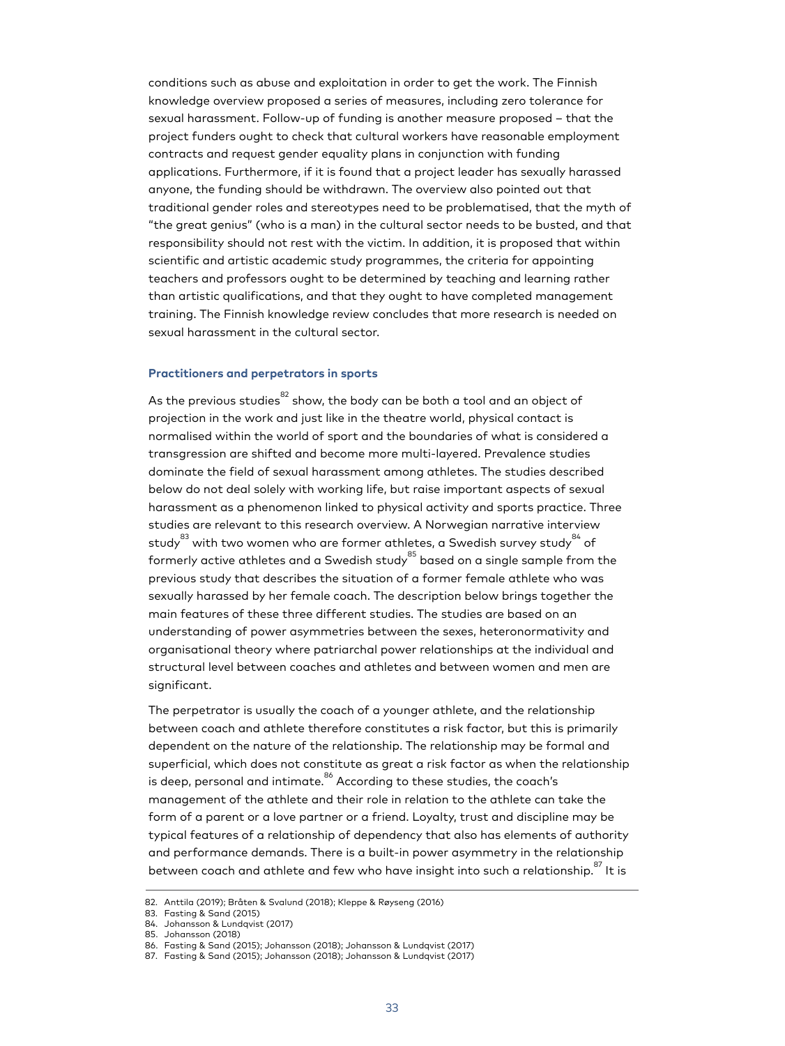conditions such as abuse and exploitation in order to get the work. The Finnish knowledge overview proposed a series of measures, including zero tolerance for sexual harassment. Follow-up of funding is another measure proposed – that the project funders ought to check that cultural workers have reasonable employment contracts and request gender equality plans in conjunction with funding applications. Furthermore, if it is found that a project leader has sexually harassed anyone, the funding should be withdrawn. The overview also pointed out that traditional gender roles and stereotypes need to be problematised, that the myth of "the great genius" (who is a man) in the cultural sector needs to be busted, and that responsibility should not rest with the victim. In addition, it is proposed that within scientific and artistic academic study programmes, the criteria for appointing teachers and professors ought to be determined by teaching and learning rather than artistic qualifications, and that they ought to have completed management training. The Finnish knowledge review concludes that more research is needed on sexual harassment in the cultural sector.

### Practitioners and perpetrators in sports

As the previous studies[82] show, the body can be both a tool and an object of projection in the work and just like in the theatre world, physical contact is normalised within the world of sport and the boundaries of what is considered a transgression are shifted and become more multi-layered. Prevalence studies dominate the field of sexual harassment among athletes. The studies described below do not deal solely with working life, but raise important aspects of sexual harassment as a phenomenon linked to physical activity and sports practice. Three studies are relevant to this research overview. A Norwegian narrative interview study[83] with two women who are former athletes, a Swedish survey study[84] of formerly active athletes and a Swedish study[85] based on a single sample from the previous study that describes the situation of a former female athlete who was sexually harassed by her female coach. The description below brings together the main features of these three different studies. The studies are based on an understanding of power asymmetries between the sexes, heteronormativity and organisational theory where patriarchal power relationships at the individual and structural level between coaches and athletes and between women and men are significant.

The perpetrator is usually the coach of a younger athlete, and the relationship between coach and athlete therefore constitutes a risk factor, but this is primarily dependent on the nature of the relationship. The relationship may be formal and superficial, which does not constitute as great a risk factor as when the relationship is deep, personal and intimate.[86] According to these studies, the coach's management of the athlete and their role in relation to the athlete can take the form of a parent or a love partner or a friend. Loyalty, trust and discipline may be typical features of a relationship of dependency that also has elements of authority and performance demands. There is a built-in power asymmetry in the relationship between coach and athlete and few who have insight into such a relationship.[87] It is

82. Anttila (2019); Bråten & Svalund (2018); Kleppe & Røyseng (2016)
83. Fasting & Sand (2015)
84. Johansson & Lundqvist (2017)
85. Johansson (2018)
86. Fasting & Sand (2015); Johansson (2018); Johansson & Lundqvist (2017)
87. Fasting & Sand (2015); Johansson (2018); Johansson & Lundqvist (2017)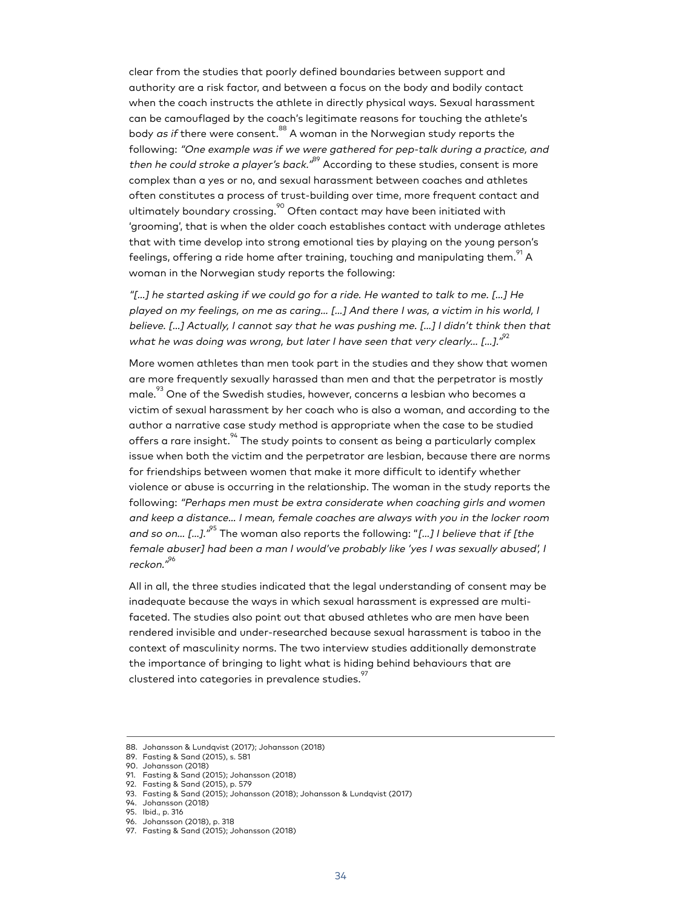clear from the studies that poorly defined boundaries between support and authority are a risk factor, and between a focus on the body and bodily contact when the coach instructs the athlete in directly physical ways. Sexual harassment can be camouflaged by the coach's legitimate reasons for touching the athlete's body *as if* there were consent.[88] A woman in the Norwegian study reports the following: *"One example was if we were gathered for pep-talk during a practice, and then he could stroke a player's back."*[89] According to these studies, consent is more complex than a yes or no, and sexual harassment between coaches and athletes often constitutes a process of trust-building over time, more frequent contact and ultimately boundary crossing.[90] Often contact may have been initiated with 'grooming', that is when the older coach establishes contact with underage athletes that with time develop into strong emotional ties by playing on the young person's feelings, offering a ride home after training, touching and manipulating them.[91] A woman in the Norwegian study reports the following:

*"[...] he started asking if we could go for a ride. He wanted to talk to me. [...] He played on my feelings, on me as caring... [...] And there I was, a victim in his world, I believe. [...] Actually, I cannot say that he was pushing me. [...] I didn't think then that what he was doing was wrong, but later I have seen that very clearly... [...]."*[92]

More women athletes than men took part in the studies and they show that women are more frequently sexually harassed than men and that the perpetrator is mostly male.[93] One of the Swedish studies, however, concerns a lesbian who becomes a victim of sexual harassment by her coach who is also a woman, and according to the author a narrative case study method is appropriate when the case to be studied offers a rare insight.[94] The study points to consent as being a particularly complex issue when both the victim and the perpetrator are lesbian, because there are norms for friendships between women that make it more difficult to identify whether violence or abuse is occurring in the relationship. The woman in the study reports the following: *"Perhaps men must be extra considerate when coaching girls and women and keep a distance... I mean, female coaches are always with you in the locker room and so on... [...]."*[95] The woman also reports the following: "*[...] I believe that if [the female abuser] had been a man I would've probably like 'yes I was sexually abused', I reckon."*[96]

All in all, the three studies indicated that the legal understanding of consent may be inadequate because the ways in which sexual harassment is expressed are multi-faceted. The studies also point out that abused athletes who are men have been rendered invisible and under-researched because sexual harassment is taboo in the context of masculinity norms. The two interview studies additionally demonstrate the importance of bringing to light what is hiding behind behaviours that are clustered into categories in prevalence studies.[97]

---

88. Johansson & Lundqvist (2017); Johansson (2018)
89. Fasting & Sand (2015), s. 581
90. Johansson (2018)
91. Fasting & Sand (2015); Johansson (2018)
92. Fasting & Sand (2015), p. 579
93. Fasting & Sand (2015); Johansson (2018); Johansson & Lundqvist (2017)
94. Johansson (2018)
95. Ibid., p. 316
96. Johansson (2018), p. 318
97. Fasting & Sand (2015); Johansson (2018)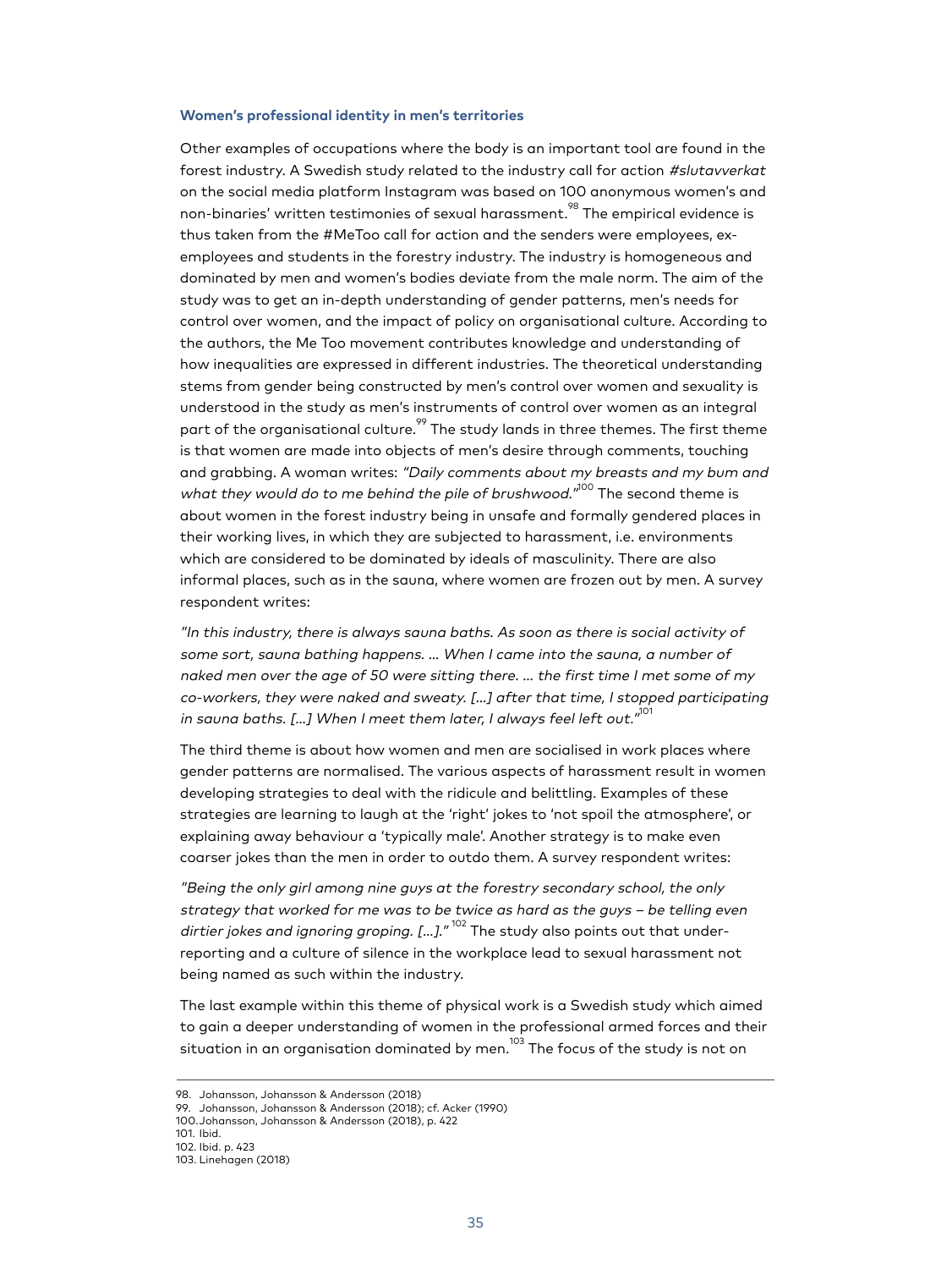### Women's professional identity in men's territories

Other examples of occupations where the body is an important tool are found in the forest industry. A Swedish study related to the industry call for action *#slutavverkat* on the social media platform Instagram was based on 100 anonymous women's and non-binaries' written testimonies of sexual harassment.[98] The empirical evidence is thus taken from the #MeToo call for action and the senders were employees, ex-employees and students in the forestry industry. The industry is homogeneous and dominated by men and women's bodies deviate from the male norm. The aim of the study was to get an in-depth understanding of gender patterns, men's needs for control over women, and the impact of policy on organisational culture. According to the authors, the Me Too movement contributes knowledge and understanding of how inequalities are expressed in different industries. The theoretical understanding stems from gender being constructed by men's control over women and sexuality is understood in the study as men's instruments of control over women as an integral part of the organisational culture.[99] The study lands in three themes. The first theme is that women are made into objects of men's desire through comments, touching and grabbing. A woman writes: *"Daily comments about my breasts and my bum and what they would do to me behind the pile of brushwood."*[100] The second theme is about women in the forest industry being in unsafe and formally gendered places in their working lives, in which they are subjected to harassment, i.e. environments which are considered to be dominated by ideals of masculinity. There are also informal places, such as in the sauna, where women are frozen out by men. A survey respondent writes:

*"In this industry, there is always sauna baths. As soon as there is social activity of some sort, sauna bathing happens. … When I came into the sauna, a number of naked men over the age of 50 were sitting there. … the first time I met some of my co-workers, they were naked and sweaty. […] after that time, I stopped participating in sauna baths. […] When I meet them later, I always feel left out."*[101]

The third theme is about how women and men are socialised in work places where gender patterns are normalised. The various aspects of harassment result in women developing strategies to deal with the ridicule and belittling. Examples of these strategies are learning to laugh at the 'right' jokes to 'not spoil the atmosphere', or explaining away behaviour a 'typically male'. Another strategy is to make even coarser jokes than the men in order to outdo them. A survey respondent writes:

*"Being the only girl among nine guys at the forestry secondary school, the only strategy that worked for me was to be twice as hard as the guys – be telling even dirtier jokes and ignoring groping. […]."*[102] The study also points out that under-reporting and a culture of silence in the workplace lead to sexual harassment not being named as such within the industry.

The last example within this theme of physical work is a Swedish study which aimed to gain a deeper understanding of women in the professional armed forces and their situation in an organisation dominated by men.[103] The focus of the study is not on

98. Johansson, Johansson & Andersson (2018)
99. Johansson, Johansson & Andersson (2018); cf. Acker (1990)
100. Johansson, Johansson & Andersson (2018), p. 422
101. Ibid.
102. Ibid. p. 423
103. Linehagen (2018)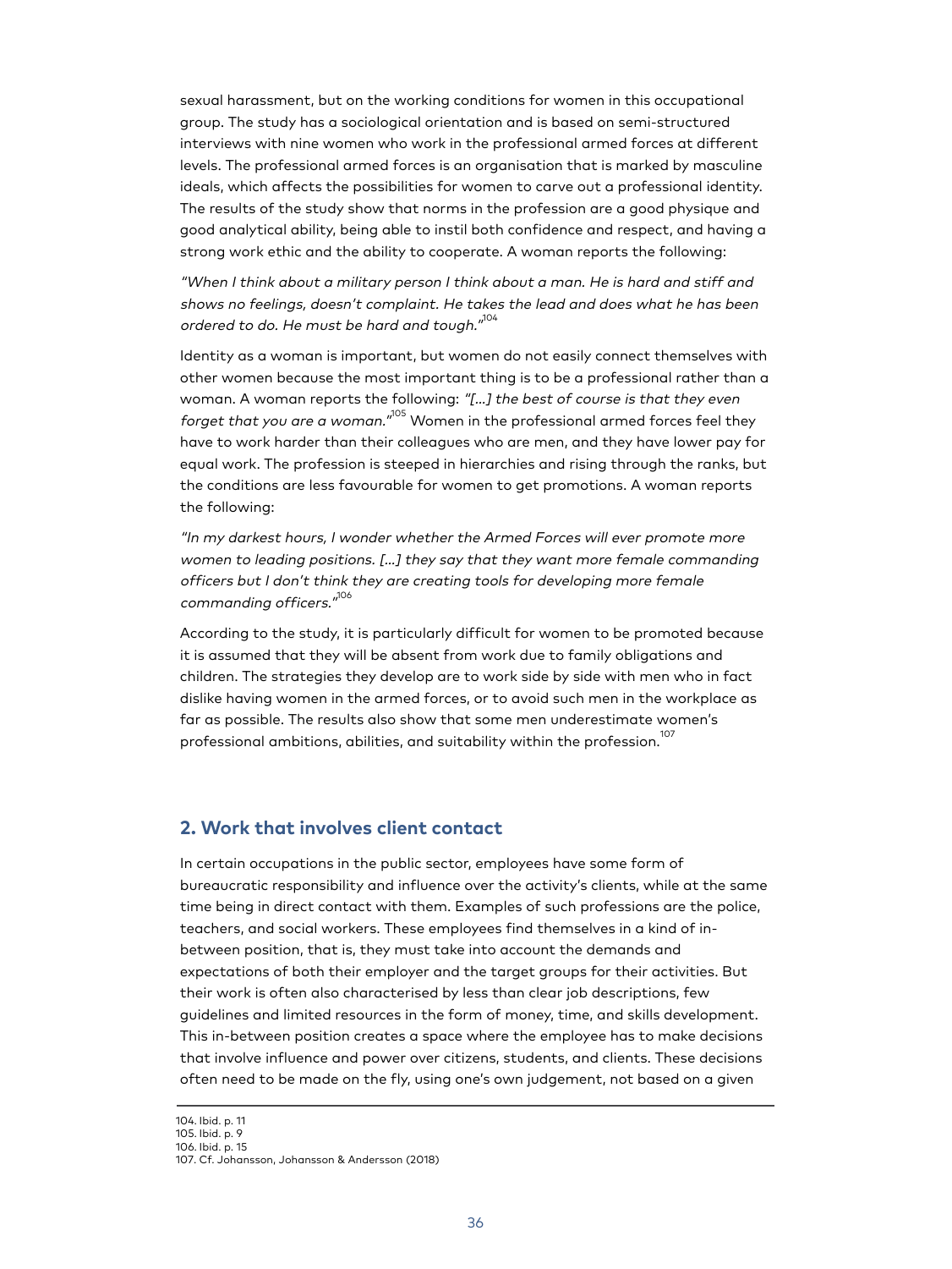sexual harassment, but on the working conditions for women in this occupational group. The study has a sociological orientation and is based on semi-structured interviews with nine women who work in the professional armed forces at different levels. The professional armed forces is an organisation that is marked by masculine ideals, which affects the possibilities for women to carve out a professional identity. The results of the study show that norms in the profession are a good physique and good analytical ability, being able to instil both confidence and respect, and having a strong work ethic and the ability to cooperate. A woman reports the following:

*"When I think about a military person I think about a man. He is hard and stiff and shows no feelings, doesn't complaint. He takes the lead and does what he has been ordered to do. He must be hard and tough."*[104]

Identity as a woman is important, but women do not easily connect themselves with other women because the most important thing is to be a professional rather than a woman. A woman reports the following: *"[...] the best of course is that they even forget that you are a woman."*[105] Women in the professional armed forces feel they have to work harder than their colleagues who are men, and they have lower pay for equal work. The profession is steeped in hierarchies and rising through the ranks, but the conditions are less favourable for women to get promotions. A woman reports the following:

*"In my darkest hours, I wonder whether the Armed Forces will ever promote more women to leading positions. [...] they say that they want more female commanding officers but I don't think they are creating tools for developing more female commanding officers."*[106]

According to the study, it is particularly difficult for women to be promoted because it is assumed that they will be absent from work due to family obligations and children. The strategies they develop are to work side by side with men who in fact dislike having women in the armed forces, or to avoid such men in the workplace as far as possible. The results also show that some men underestimate women's professional ambitions, abilities, and suitability within the profession.[107]

## 2. Work that involves client contact

In certain occupations in the public sector, employees have some form of bureaucratic responsibility and influence over the activity's clients, while at the same time being in direct contact with them. Examples of such professions are the police, teachers, and social workers. These employees find themselves in a kind of in-between position, that is, they must take into account the demands and expectations of both their employer and the target groups for their activities. But their work is often also characterised by less than clear job descriptions, few guidelines and limited resources in the form of money, time, and skills development. This in-between position creates a space where the employee has to make decisions that involve influence and power over citizens, students, and clients. These decisions often need to be made on the fly, using one's own judgement, not based on a given

---

104. Ibid. p. 11
105. Ibid. p. 9
106. Ibid. p. 15
107. Cf. Johansson, Johansson & Andersson (2018)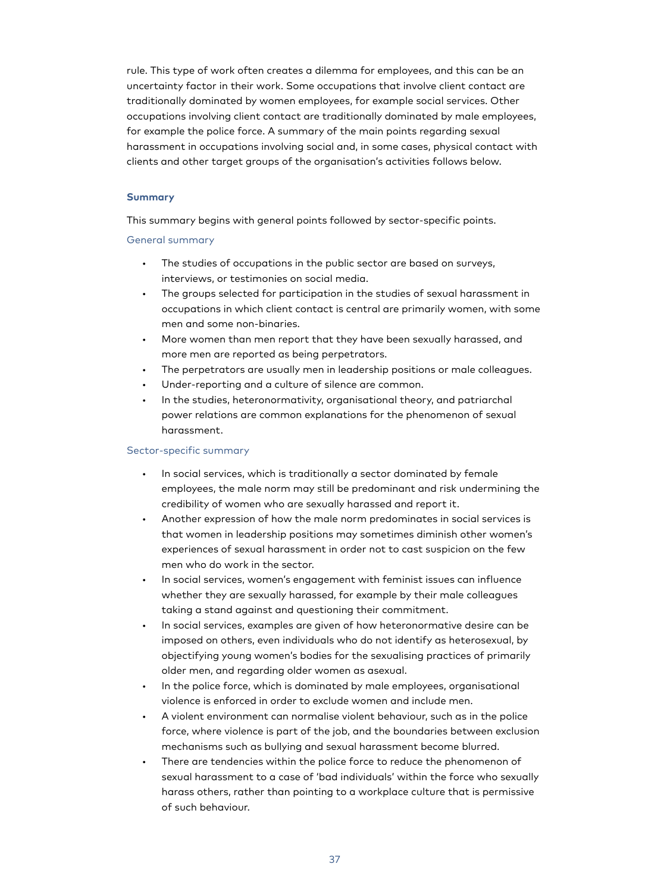rule. This type of work often creates a dilemma for employees, and this can be an uncertainty factor in their work. Some occupations that involve client contact are traditionally dominated by women employees, for example social services. Other occupations involving client contact are traditionally dominated by male employees, for example the police force. A summary of the main points regarding sexual harassment in occupations involving social and, in some cases, physical contact with clients and other target groups of the organisation's activities follows below.

### Summary

This summary begins with general points followed by sector-specific points.

#### General summary

- The studies of occupations in the public sector are based on surveys, interviews, or testimonies on social media.
- The groups selected for participation in the studies of sexual harassment in occupations in which client contact is central are primarily women, with some men and some non-binaries.
- More women than men report that they have been sexually harassed, and more men are reported as being perpetrators.
- The perpetrators are usually men in leadership positions or male colleagues.
- Under-reporting and a culture of silence are common.
- In the studies, heteronormativity, organisational theory, and patriarchal power relations are common explanations for the phenomenon of sexual harassment.

#### Sector-specific summary

- In social services, which is traditionally a sector dominated by female employees, the male norm may still be predominant and risk undermining the credibility of women who are sexually harassed and report it.
- Another expression of how the male norm predominates in social services is that women in leadership positions may sometimes diminish other women's experiences of sexual harassment in order not to cast suspicion on the few men who do work in the sector.
- In social services, women's engagement with feminist issues can influence whether they are sexually harassed, for example by their male colleagues taking a stand against and questioning their commitment.
- In social services, examples are given of how heteronormative desire can be imposed on others, even individuals who do not identify as heterosexual, by objectifying young women's bodies for the sexualising practices of primarily older men, and regarding older women as asexual.
- In the police force, which is dominated by male employees, organisational violence is enforced in order to exclude women and include men.
- A violent environment can normalise violent behaviour, such as in the police force, where violence is part of the job, and the boundaries between exclusion mechanisms such as bullying and sexual harassment become blurred.
- There are tendencies within the police force to reduce the phenomenon of sexual harassment to a case of 'bad individuals' within the force who sexually harass others, rather than pointing to a workplace culture that is permissive of such behaviour.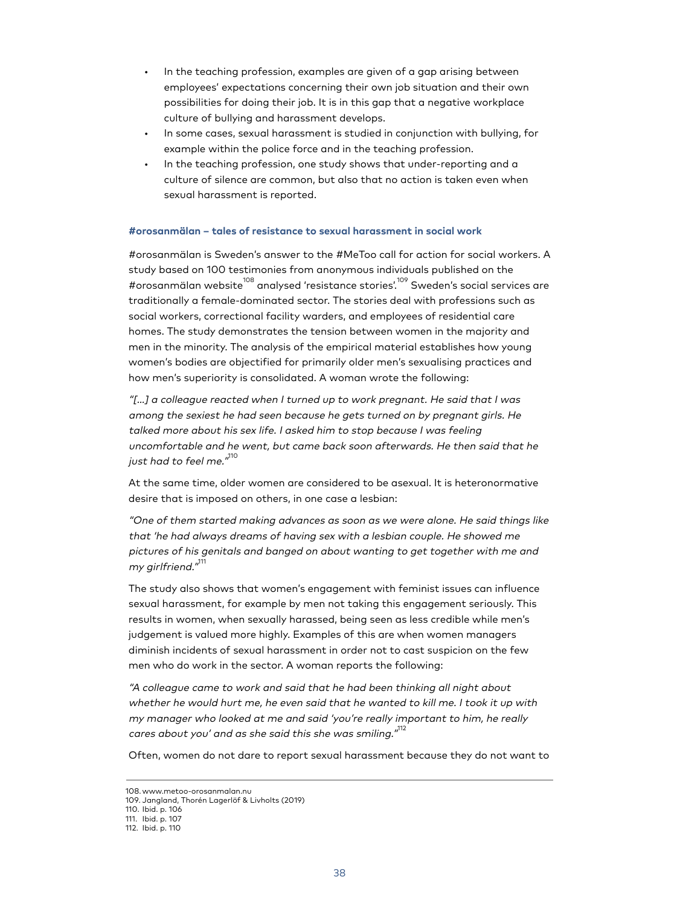- In the teaching profession, examples are given of a gap arising between employees' expectations concerning their own job situation and their own possibilities for doing their job. It is in this gap that a negative workplace culture of bullying and harassment develops.
- In some cases, sexual harassment is studied in conjunction with bullying, for example within the police force and in the teaching profession.
- In the teaching profession, one study shows that under-reporting and a culture of silence are common, but also that no action is taken even when sexual harassment is reported.

#### #orosanmälan – tales of resistance to sexual harassment in social work

#orosanmälan is Sweden's answer to the #MeToo call for action for social workers. A study based on 100 testimonies from anonymous individuals published on the #orosanmälan website[108] analysed 'resistance stories'.[109] Sweden's social services are traditionally a female-dominated sector. The stories deal with professions such as social workers, correctional facility warders, and employees of residential care homes. The study demonstrates the tension between women in the majority and men in the minority. The analysis of the empirical material establishes how young women's bodies are objectified for primarily older men's sexualising practices and how men's superiority is consolidated. A woman wrote the following:

*"[...] a colleague reacted when I turned up to work pregnant. He said that I was among the sexiest he had seen because he gets turned on by pregnant girls. He talked more about his sex life. I asked him to stop because I was feeling uncomfortable and he went, but came back soon afterwards. He then said that he just had to feel me."*[110]

At the same time, older women are considered to be asexual. It is heteronormative desire that is imposed on others, in one case a lesbian:

*"One of them started making advances as soon as we were alone. He said things like that 'he had always dreams of having sex with a lesbian couple. He showed me pictures of his genitals and banged on about wanting to get together with me and my girlfriend."*[111]

The study also shows that women's engagement with feminist issues can influence sexual harassment, for example by men not taking this engagement seriously. This results in women, when sexually harassed, being seen as less credible while men's judgement is valued more highly. Examples of this are when women managers diminish incidents of sexual harassment in order not to cast suspicion on the few men who do work in the sector. A woman reports the following:

*"A colleague came to work and said that he had been thinking all night about whether he would hurt me, he even said that he wanted to kill me. I took it up with my manager who looked at me and said 'you're really important to him, he really cares about you' and as she said this she was smiling."*[112]

Often, women do not dare to report sexual harassment because they do not want to

---

108. www.metoo-orosanmalan.nu
109. Jangland, Thorén Lagerlöf & Livholts (2019)
110. Ibid. p. 106
111. Ibid. p. 107
112. Ibid. p. 110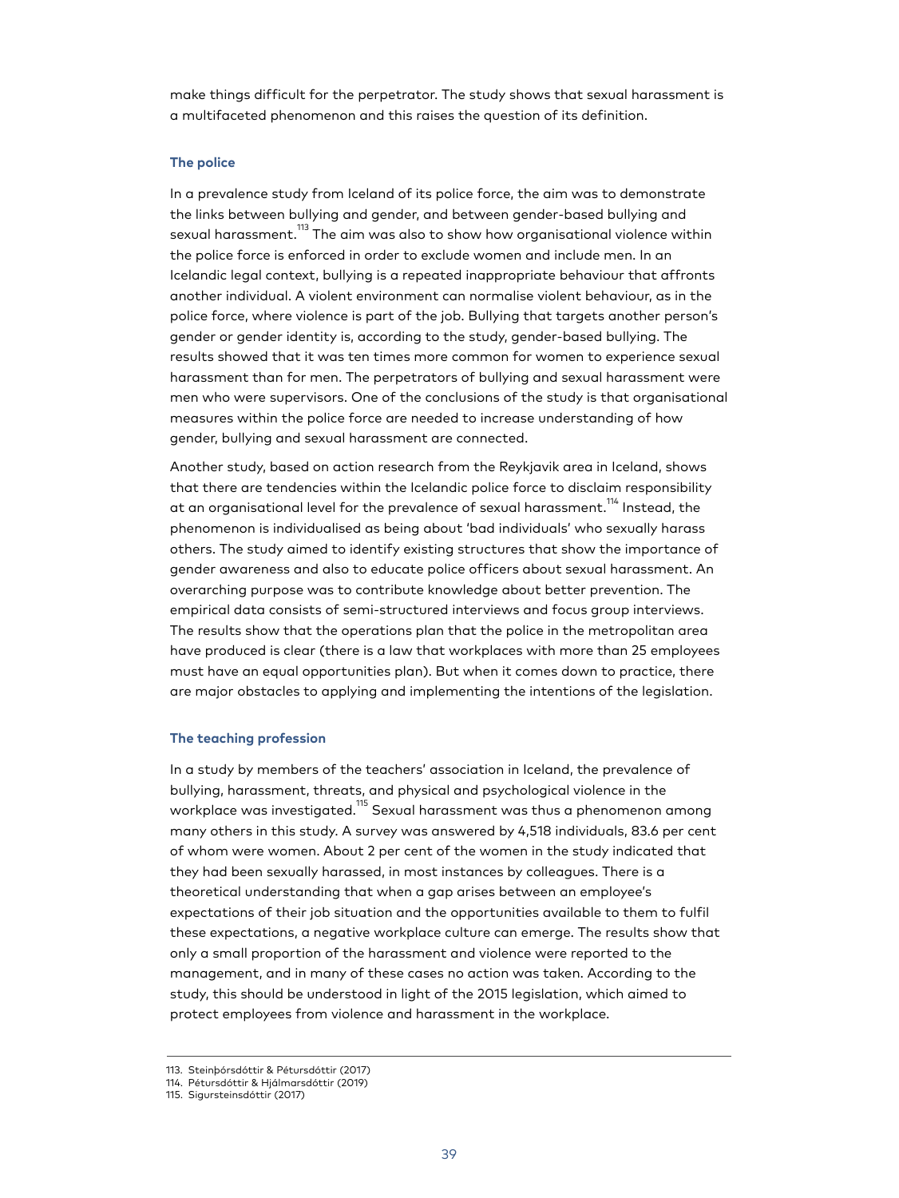make things difficult for the perpetrator. The study shows that sexual harassment is a multifaceted phenomenon and this raises the question of its definition.

### The police

In a prevalence study from Iceland of its police force, the aim was to demonstrate the links between bullying and gender, and between gender-based bullying and sexual harassment.[113] The aim was also to show how organisational violence within the police force is enforced in order to exclude women and include men. In an Icelandic legal context, bullying is a repeated inappropriate behaviour that affronts another individual. A violent environment can normalise violent behaviour, as in the police force, where violence is part of the job. Bullying that targets another person's gender or gender identity is, according to the study, gender-based bullying. The results showed that it was ten times more common for women to experience sexual harassment than for men. The perpetrators of bullying and sexual harassment were men who were supervisors. One of the conclusions of the study is that organisational measures within the police force are needed to increase understanding of how gender, bullying and sexual harassment are connected.

Another study, based on action research from the Reykjavik area in Iceland, shows that there are tendencies within the Icelandic police force to disclaim responsibility at an organisational level for the prevalence of sexual harassment.[114] Instead, the phenomenon is individualised as being about 'bad individuals' who sexually harass others. The study aimed to identify existing structures that show the importance of gender awareness and also to educate police officers about sexual harassment. An overarching purpose was to contribute knowledge about better prevention. The empirical data consists of semi-structured interviews and focus group interviews. The results show that the operations plan that the police in the metropolitan area have produced is clear (there is a law that workplaces with more than 25 employees must have an equal opportunities plan). But when it comes down to practice, there are major obstacles to applying and implementing the intentions of the legislation.

### The teaching profession

In a study by members of the teachers' association in Iceland, the prevalence of bullying, harassment, threats, and physical and psychological violence in the workplace was investigated.[115] Sexual harassment was thus a phenomenon among many others in this study. A survey was answered by 4,518 individuals, 83.6 per cent of whom were women. About 2 per cent of the women in the study indicated that they had been sexually harassed, in most instances by colleagues. There is a theoretical understanding that when a gap arises between an employee's expectations of their job situation and the opportunities available to them to fulfil these expectations, a negative workplace culture can emerge. The results show that only a small proportion of the harassment and violence were reported to the management, and in many of these cases no action was taken. According to the study, this should be understood in light of the 2015 legislation, which aimed to protect employees from violence and harassment in the workplace.

---

113. Steinþórsdóttir & Pétursdóttir (2017)
114. Pétursdóttir & Hjálmarsdóttir (2019)
115. Sigursteinsdóttir (2017)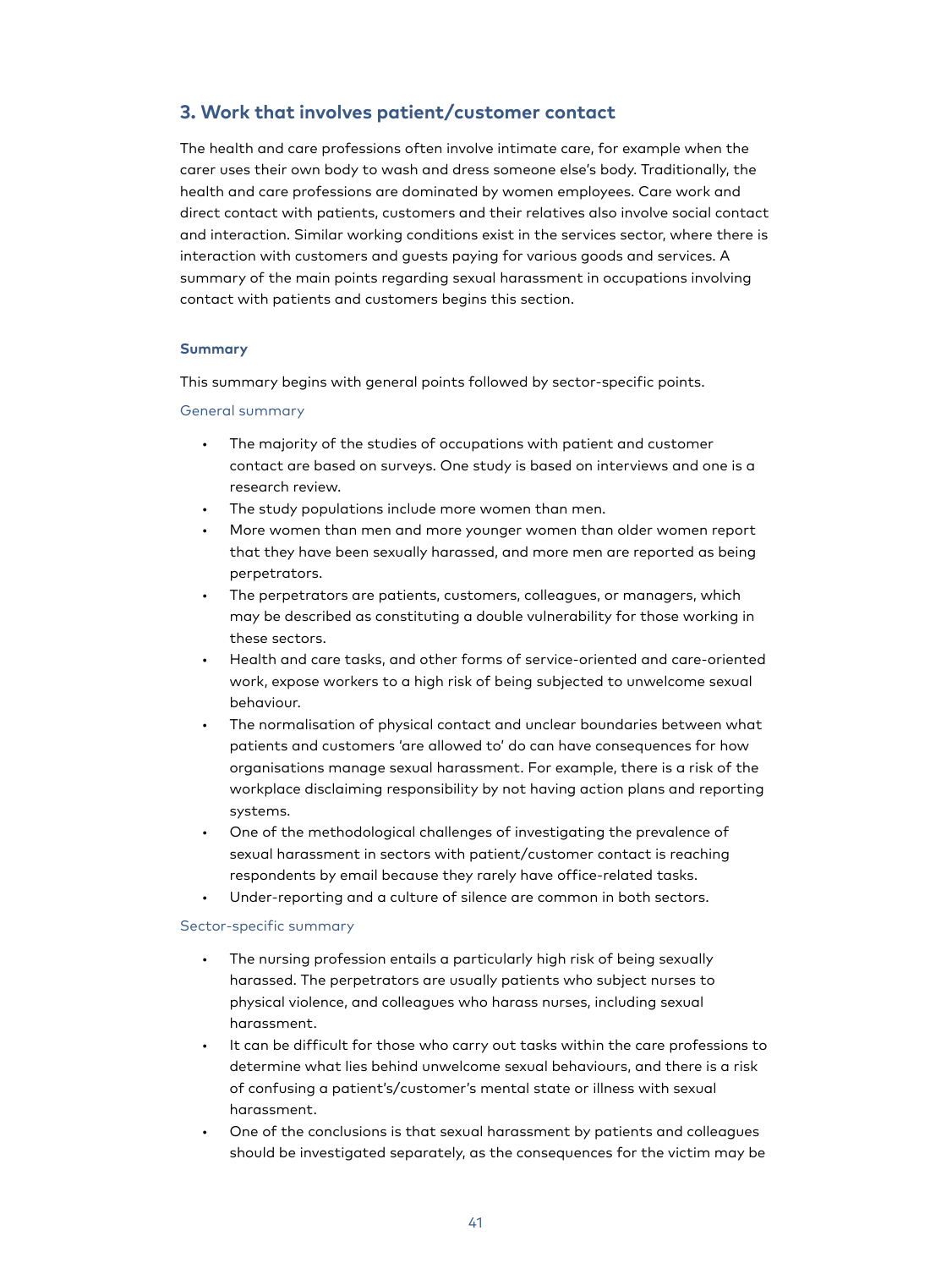## 3. Work that involves patient/customer contact

The health and care professions often involve intimate care, for example when the carer uses their own body to wash and dress someone else's body. Traditionally, the health and care professions are dominated by women employees. Care work and direct contact with patients, customers and their relatives also involve social contact and interaction. Similar working conditions exist in the services sector, where there is interaction with customers and guests paying for various goods and services. A summary of the main points regarding sexual harassment in occupations involving contact with patients and customers begins this section.

#### Summary

This summary begins with general points followed by sector-specific points.

##### General summary

- The majority of the studies of occupations with patient and customer contact are based on surveys. One study is based on interviews and one is a research review.
- The study populations include more women than men.
- More women than men and more younger women than older women report that they have been sexually harassed, and more men are reported as being perpetrators.
- The perpetrators are patients, customers, colleagues, or managers, which may be described as constituting a double vulnerability for those working in these sectors.
- Health and care tasks, and other forms of service-oriented and care-oriented work, expose workers to a high risk of being subjected to unwelcome sexual behaviour.
- The normalisation of physical contact and unclear boundaries between what patients and customers 'are allowed to' do can have consequences for how organisations manage sexual harassment. For example, there is a risk of the workplace disclaiming responsibility by not having action plans and reporting systems.
- One of the methodological challenges of investigating the prevalence of sexual harassment in sectors with patient/customer contact is reaching respondents by email because they rarely have office-related tasks.
- Under-reporting and a culture of silence are common in both sectors.

##### Sector-specific summary

- The nursing profession entails a particularly high risk of being sexually harassed. The perpetrators are usually patients who subject nurses to physical violence, and colleagues who harass nurses, including sexual harassment.
- It can be difficult for those who carry out tasks within the care professions to determine what lies behind unwelcome sexual behaviours, and there is a risk of confusing a patient's/customer's mental state or illness with sexual harassment.
- One of the conclusions is that sexual harassment by patients and colleagues should be investigated separately, as the consequences for the victim may be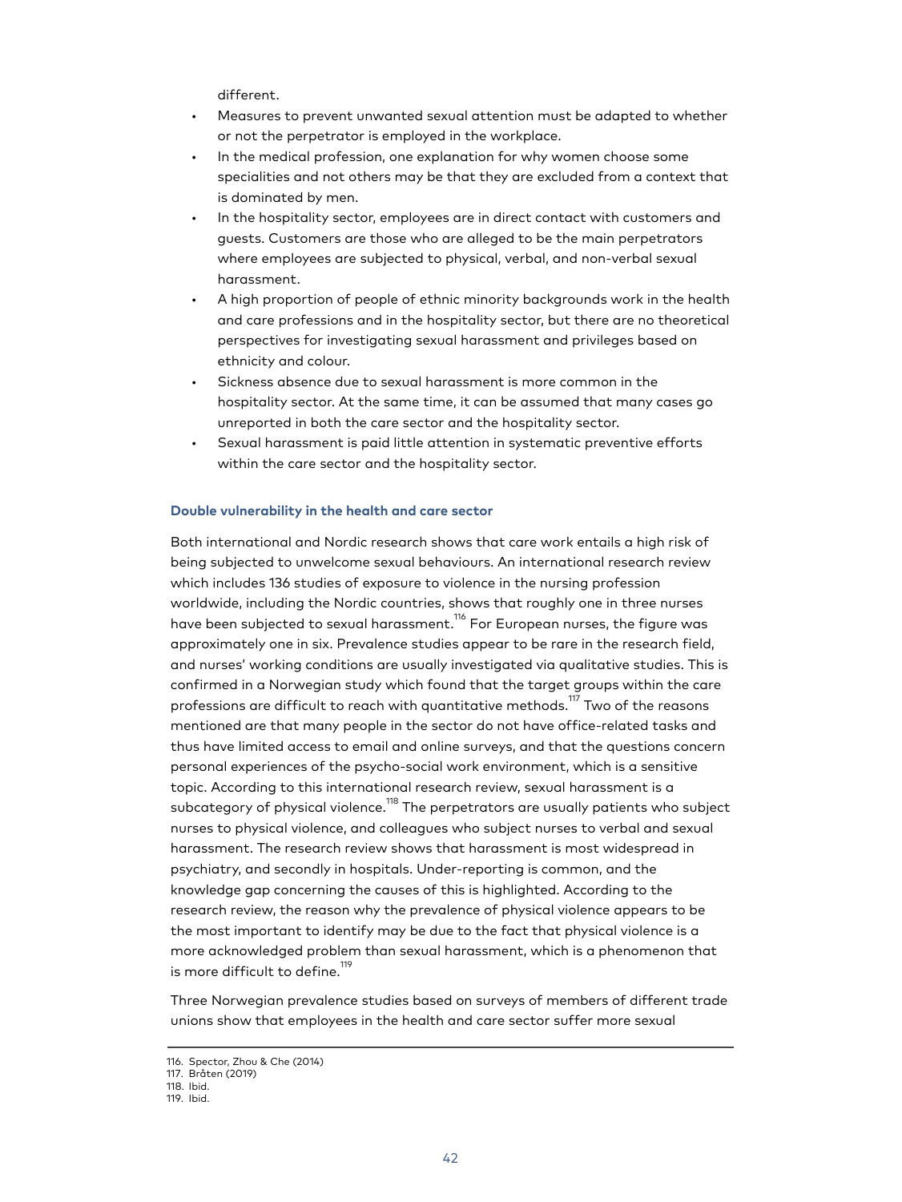different.

- Measures to prevent unwanted sexual attention must be adapted to whether or not the perpetrator is employed in the workplace.
- In the medical profession, one explanation for why women choose some specialities and not others may be that they are excluded from a context that is dominated by men.
- In the hospitality sector, employees are in direct contact with customers and guests. Customers are those who are alleged to be the main perpetrators where employees are subjected to physical, verbal, and non-verbal sexual harassment.
- A high proportion of people of ethnic minority backgrounds work in the health and care professions and in the hospitality sector, but there are no theoretical perspectives for investigating sexual harassment and privileges based on ethnicity and colour.
- Sickness absence due to sexual harassment is more common in the hospitality sector. At the same time, it can be assumed that many cases go unreported in both the care sector and the hospitality sector.
- Sexual harassment is paid little attention in systematic preventive efforts within the care sector and the hospitality sector.

### Double vulnerability in the health and care sector

Both international and Nordic research shows that care work entails a high risk of being subjected to unwelcome sexual behaviours. An international research review which includes 136 studies of exposure to violence in the nursing profession worldwide, including the Nordic countries, shows that roughly one in three nurses have been subjected to sexual harassment.[116] For European nurses, the figure was approximately one in six. Prevalence studies appear to be rare in the research field, and nurses' working conditions are usually investigated via qualitative studies. This is confirmed in a Norwegian study which found that the target groups within the care professions are difficult to reach with quantitative methods.[117] Two of the reasons mentioned are that many people in the sector do not have office-related tasks and thus have limited access to email and online surveys, and that the questions concern personal experiences of the psycho-social work environment, which is a sensitive topic. According to this international research review, sexual harassment is a subcategory of physical violence.[118] The perpetrators are usually patients who subject nurses to physical violence, and colleagues who subject nurses to verbal and sexual harassment. The research review shows that harassment is most widespread in psychiatry, and secondly in hospitals. Under-reporting is common, and the knowledge gap concerning the causes of this is highlighted. According to the research review, the reason why the prevalence of physical violence appears to be the most important to identify may be due to the fact that physical violence is a more acknowledged problem than sexual harassment, which is a phenomenon that is more difficult to define.[119]

Three Norwegian prevalence studies based on surveys of members of different trade unions show that employees in the health and care sector suffer more sexual

116. Spector, Zhou & Che (2014)
117. Bråten (2019)
118. Ibid.
119. Ibid.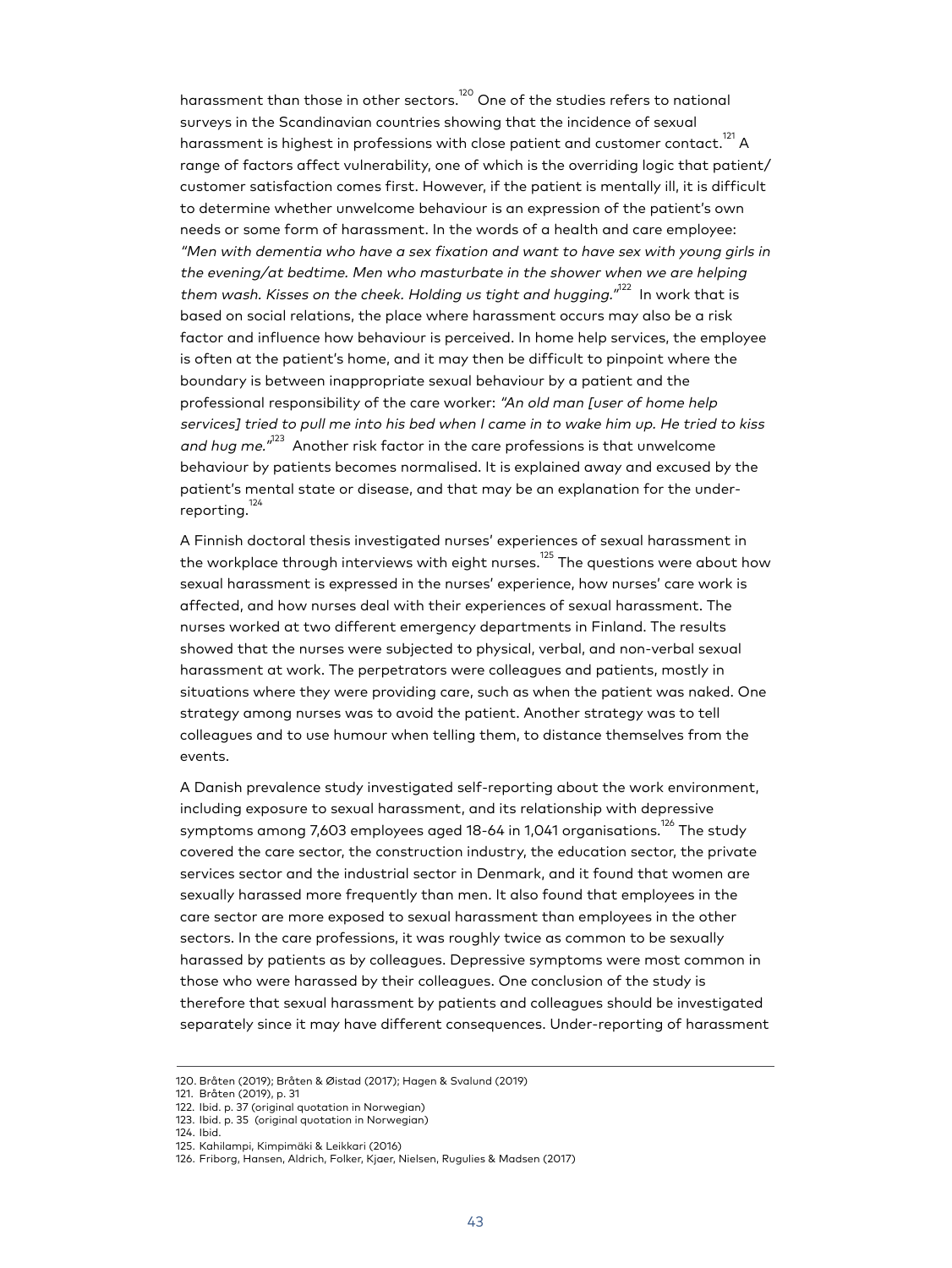harassment than those in other sectors.[120] One of the studies refers to national surveys in the Scandinavian countries showing that the incidence of sexual harassment is highest in professions with close patient and customer contact.[121] A range of factors affect vulnerability, one of which is the overriding logic that patient/customer satisfaction comes first. However, if the patient is mentally ill, it is difficult to determine whether unwelcome behaviour is an expression of the patient's own needs or some form of harassment. In the words of a health and care employee: *"Men with dementia who have a sex fixation and want to have sex with young girls in the evening/at bedtime. Men who masturbate in the shower when we are helping them wash. Kisses on the cheek. Holding us tight and hugging."*[122] In work that is based on social relations, the place where harassment occurs may also be a risk factor and influence how behaviour is perceived. In home help services, the employee is often at the patient's home, and it may then be difficult to pinpoint where the boundary is between inappropriate sexual behaviour by a patient and the professional responsibility of the care worker: *"An old man [user of home help services] tried to pull me into his bed when I came in to wake him up. He tried to kiss and hug me."*[123] Another risk factor in the care professions is that unwelcome behaviour by patients becomes normalised. It is explained away and excused by the patient's mental state or disease, and that may be an explanation for the under-reporting.[124]

A Finnish doctoral thesis investigated nurses' experiences of sexual harassment in the workplace through interviews with eight nurses.[125] The questions were about how sexual harassment is expressed in the nurses' experience, how nurses' care work is affected, and how nurses deal with their experiences of sexual harassment. The nurses worked at two different emergency departments in Finland. The results showed that the nurses were subjected to physical, verbal, and non-verbal sexual harassment at work. The perpetrators were colleagues and patients, mostly in situations where they were providing care, such as when the patient was naked. One strategy among nurses was to avoid the patient. Another strategy was to tell colleagues and to use humour when telling them, to distance themselves from the events.

A Danish prevalence study investigated self-reporting about the work environment, including exposure to sexual harassment, and its relationship with depressive symptoms among 7,603 employees aged 18-64 in 1,041 organisations.[126] The study covered the care sector, the construction industry, the education sector, the private services sector and the industrial sector in Denmark, and it found that women are sexually harassed more frequently than men. It also found that employees in the care sector are more exposed to sexual harassment than employees in the other sectors. In the care professions, it was roughly twice as common to be sexually harassed by patients as by colleagues. Depressive symptoms were most common in those who were harassed by their colleagues. One conclusion of the study is therefore that sexual harassment by patients and colleagues should be investigated separately since it may have different consequences. Under-reporting of harassment

---

120. Bråten (2019); Bråten & Øistad (2017); Hagen & Svalund (2019)
121. Bråten (2019), p. 31
122. Ibid. p. 37 (original quotation in Norwegian)
123. Ibid. p. 35 (original quotation in Norwegian)
124. Ibid.
125. Kahilampi, Kimpimäki & Leikkari (2016)
126. Friborg, Hansen, Aldrich, Folker, Kjaer, Nielsen, Rugulies & Madsen (2017)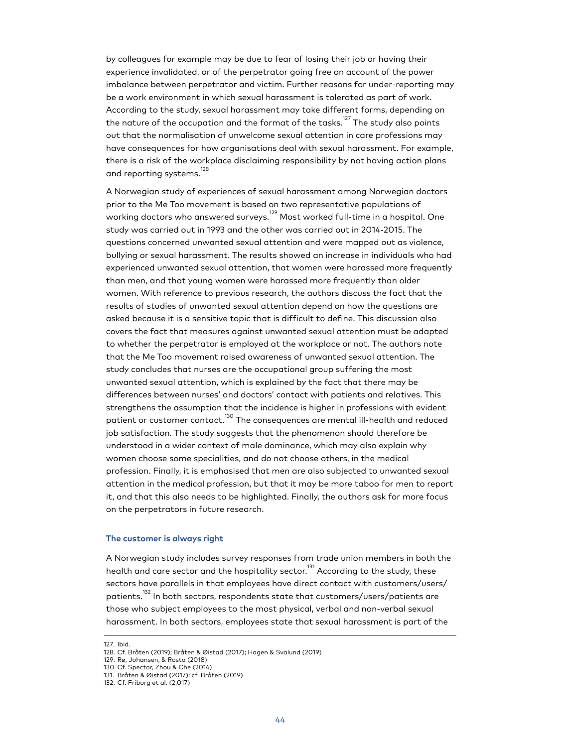by colleagues for example may be due to fear of losing their job or having their experience invalidated, or of the perpetrator going free on account of the power imbalance between perpetrator and victim. Further reasons for under-reporting may be a work environment in which sexual harassment is tolerated as part of work. According to the study, sexual harassment may take different forms, depending on the nature of the occupation and the format of the tasks.[127] The study also points out that the normalisation of unwelcome sexual attention in care professions may have consequences for how organisations deal with sexual harassment. For example, there is a risk of the workplace disclaiming responsibility by not having action plans and reporting systems.[128]

A Norwegian study of experiences of sexual harassment among Norwegian doctors prior to the Me Too movement is based on two representative populations of working doctors who answered surveys.[129] Most worked full-time in a hospital. One study was carried out in 1993 and the other was carried out in 2014-2015. The questions concerned unwanted sexual attention and were mapped out as violence, bullying or sexual harassment. The results showed an increase in individuals who had experienced unwanted sexual attention, that women were harassed more frequently than men, and that young women were harassed more frequently than older women. With reference to previous research, the authors discuss the fact that the results of studies of unwanted sexual attention depend on how the questions are asked because it is a sensitive topic that is difficult to define. This discussion also covers the fact that measures against unwanted sexual attention must be adapted to whether the perpetrator is employed at the workplace or not. The authors note that the Me Too movement raised awareness of unwanted sexual attention. The study concludes that nurses are the occupational group suffering the most unwanted sexual attention, which is explained by the fact that there may be differences between nurses' and doctors' contact with patients and relatives. This strengthens the assumption that the incidence is higher in professions with evident patient or customer contact.[130] The consequences are mental ill-health and reduced job satisfaction. The study suggests that the phenomenon should therefore be understood in a wider context of male dominance, which may also explain why women choose some specialities, and do not choose others, in the medical profession. Finally, it is emphasised that men are also subjected to unwanted sexual attention in the medical profession, but that it may be more taboo for men to report it, and that this also needs to be highlighted. Finally, the authors ask for more focus on the perpetrators in future research.

### The customer is always right

A Norwegian study includes survey responses from trade union members in both the health and care sector and the hospitality sector.[131] According to the study, these sectors have parallels in that employees have direct contact with customers/users/patients.[132] In both sectors, respondents state that customers/users/patients are those who subject employees to the most physical, verbal and non-verbal sexual harassment. In both sectors, employees state that sexual harassment is part of the

127. Ibid.
128. Cf. Bråten (2019); Bråten & Øistad (2017); Hagen & Svalund (2019)
129. Rø, Johansen, & Rosta (2018)
130. Cf. Spector, Zhou & Che (2014)
131. Bråten & Øistad (2017); cf. Bråten (2019)
132. Cf. Friborg et al. (2,017)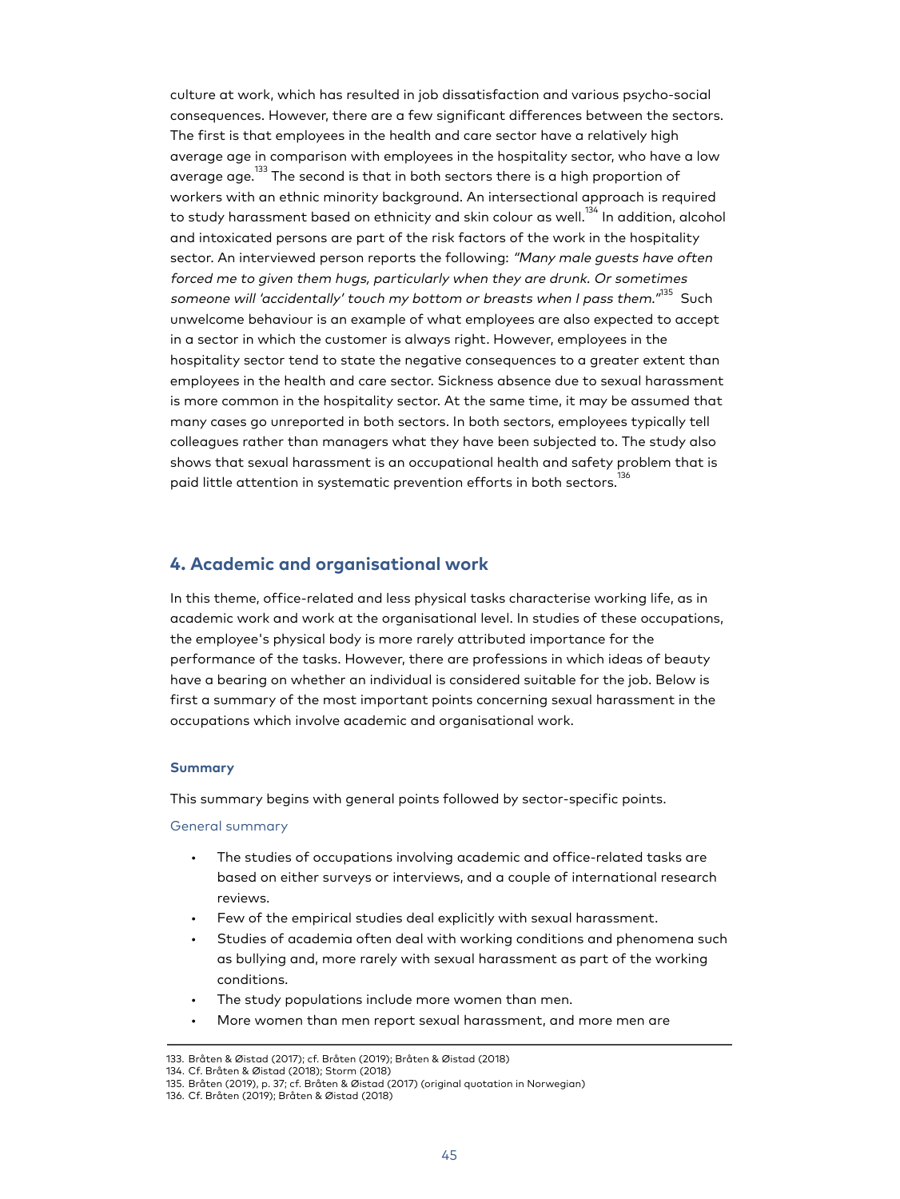culture at work, which has resulted in job dissatisfaction and various psycho-social consequences. However, there are a few significant differences between the sectors. The first is that employees in the health and care sector have a relatively high average age in comparison with employees in the hospitality sector, who have a low average age.[133] The second is that in both sectors there is a high proportion of workers with an ethnic minority background. An intersectional approach is required to study harassment based on ethnicity and skin colour as well.[134] In addition, alcohol and intoxicated persons are part of the risk factors of the work in the hospitality sector. An interviewed person reports the following: *"Many male guests have often forced me to given them hugs, particularly when they are drunk. Or sometimes someone will 'accidentally' touch my bottom or breasts when I pass them."*[135] Such unwelcome behaviour is an example of what employees are also expected to accept in a sector in which the customer is always right. However, employees in the hospitality sector tend to state the negative consequences to a greater extent than employees in the health and care sector. Sickness absence due to sexual harassment is more common in the hospitality sector. At the same time, it may be assumed that many cases go unreported in both sectors. In both sectors, employees typically tell colleagues rather than managers what they have been subjected to. The study also shows that sexual harassment is an occupational health and safety problem that is paid little attention in systematic prevention efforts in both sectors.[136]

## 4. Academic and organisational work

In this theme, office-related and less physical tasks characterise working life, as in academic work and work at the organisational level. In studies of these occupations, the employee's physical body is more rarely attributed importance for the performance of the tasks. However, there are professions in which ideas of beauty have a bearing on whether an individual is considered suitable for the job. Below is first a summary of the most important points concerning sexual harassment in the occupations which involve academic and organisational work.

### Summary

This summary begins with general points followed by sector-specific points.

#### General summary

- The studies of occupations involving academic and office-related tasks are based on either surveys or interviews, and a couple of international research reviews.
- Few of the empirical studies deal explicitly with sexual harassment.
- Studies of academia often deal with working conditions and phenomena such as bullying and, more rarely with sexual harassment as part of the working conditions.
- The study populations include more women than men.
- More women than men report sexual harassment, and more men are

---

133. Bråten & Øistad (2017); cf. Bråten (2019); Bråten & Øistad (2018)
134. Cf. Bråten & Øistad (2018); Storm (2018)
135. Bråten (2019), p. 37; cf. Bråten & Øistad (2017) (original quotation in Norwegian)
136. Cf. Bråten (2019); Bråten & Øistad (2018)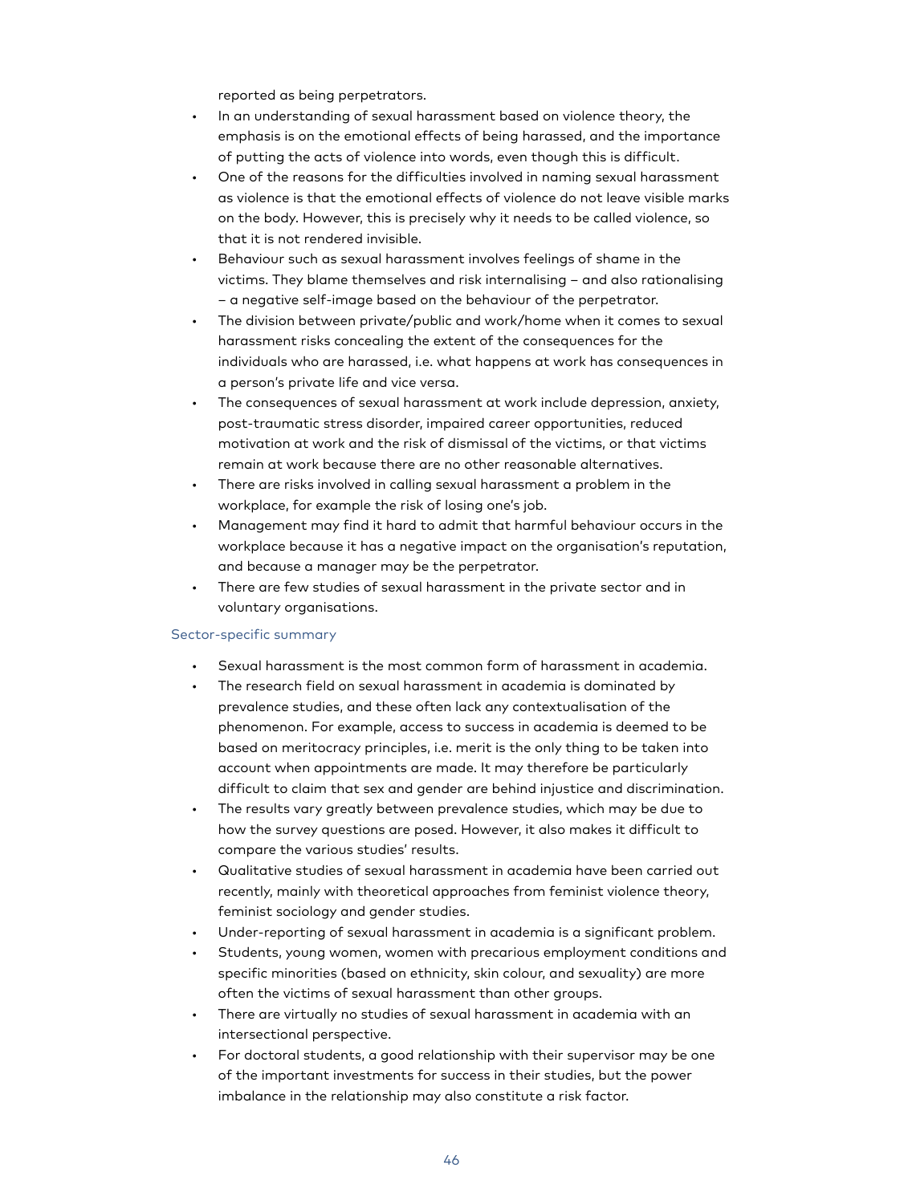reported as being perpetrators.

- In an understanding of sexual harassment based on violence theory, the emphasis is on the emotional effects of being harassed, and the importance of putting the acts of violence into words, even though this is difficult.
- One of the reasons for the difficulties involved in naming sexual harassment as violence is that the emotional effects of violence do not leave visible marks on the body. However, this is precisely why it needs to be called violence, so that it is not rendered invisible.
- Behaviour such as sexual harassment involves feelings of shame in the victims. They blame themselves and risk internalising – and also rationalising – a negative self-image based on the behaviour of the perpetrator.
- The division between private/public and work/home when it comes to sexual harassment risks concealing the extent of the consequences for the individuals who are harassed, i.e. what happens at work has consequences in a person's private life and vice versa.
- The consequences of sexual harassment at work include depression, anxiety, post-traumatic stress disorder, impaired career opportunities, reduced motivation at work and the risk of dismissal of the victims, or that victims remain at work because there are no other reasonable alternatives.
- There are risks involved in calling sexual harassment a problem in the workplace, for example the risk of losing one's job.
- Management may find it hard to admit that harmful behaviour occurs in the workplace because it has a negative impact on the organisation's reputation, and because a manager may be the perpetrator.
- There are few studies of sexual harassment in the private sector and in voluntary organisations.

### Sector-specific summary

- Sexual harassment is the most common form of harassment in academia.
- The research field on sexual harassment in academia is dominated by prevalence studies, and these often lack any contextualisation of the phenomenon. For example, access to success in academia is deemed to be based on meritocracy principles, i.e. merit is the only thing to be taken into account when appointments are made. It may therefore be particularly difficult to claim that sex and gender are behind injustice and discrimination.
- The results vary greatly between prevalence studies, which may be due to how the survey questions are posed. However, it also makes it difficult to compare the various studies' results.
- Qualitative studies of sexual harassment in academia have been carried out recently, mainly with theoretical approaches from feminist violence theory, feminist sociology and gender studies.
- Under-reporting of sexual harassment in academia is a significant problem.
- Students, young women, women with precarious employment conditions and specific minorities (based on ethnicity, skin colour, and sexuality) are more often the victims of sexual harassment than other groups.
- There are virtually no studies of sexual harassment in academia with an intersectional perspective.
- For doctoral students, a good relationship with their supervisor may be one of the important investments for success in their studies, but the power imbalance in the relationship may also constitute a risk factor.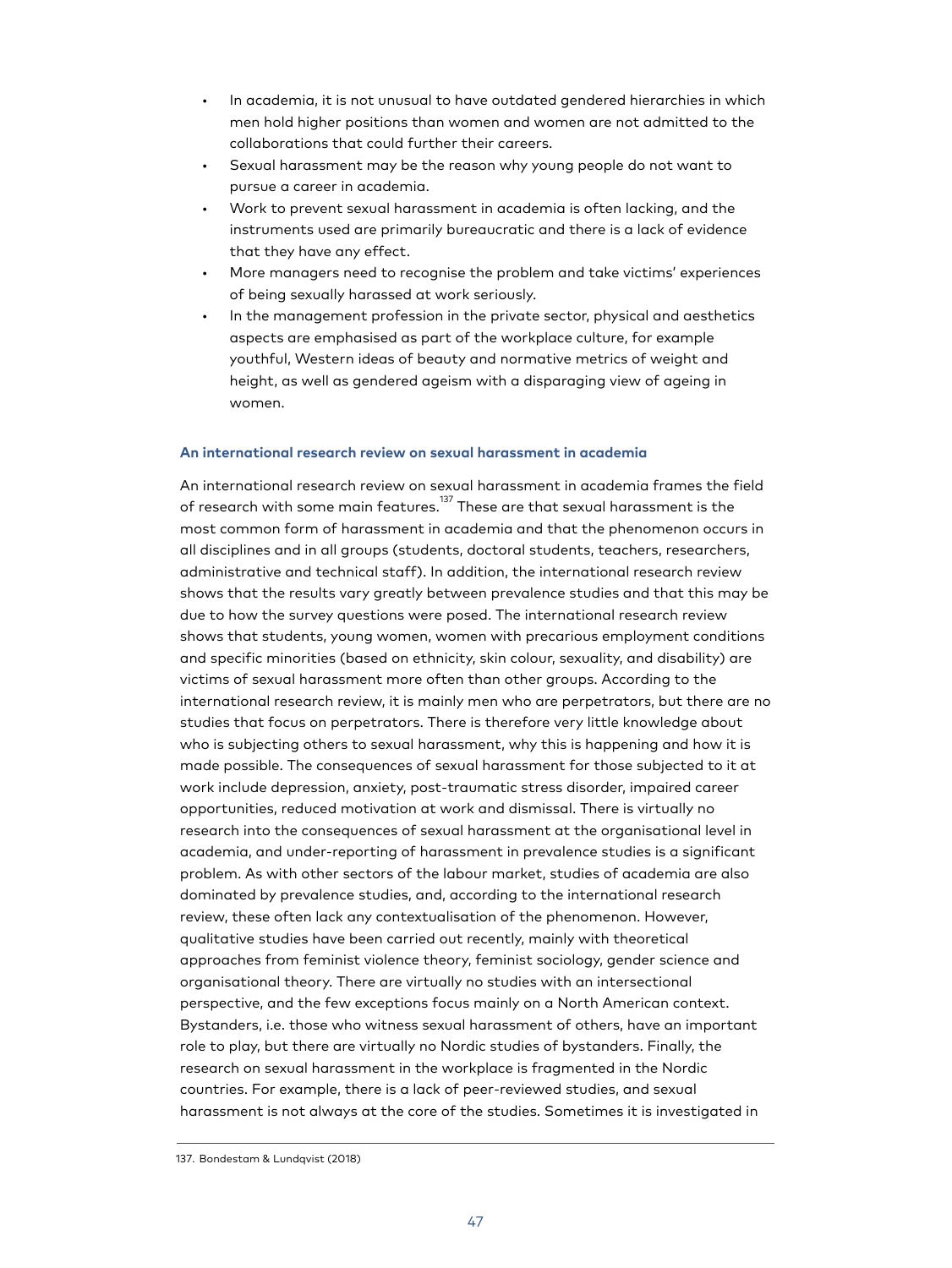- In academia, it is not unusual to have outdated gendered hierarchies in which men hold higher positions than women and women are not admitted to the collaborations that could further their careers.
- Sexual harassment may be the reason why young people do not want to pursue a career in academia.
- Work to prevent sexual harassment in academia is often lacking, and the instruments used are primarily bureaucratic and there is a lack of evidence that they have any effect.
- More managers need to recognise the problem and take victims' experiences of being sexually harassed at work seriously.
- In the management profession in the private sector, physical and aesthetics aspects are emphasised as part of the workplace culture, for example youthful, Western ideas of beauty and normative metrics of weight and height, as well as gendered ageism with a disparaging view of ageing in women.

### An international research review on sexual harassment in academia

An international research review on sexual harassment in academia frames the field of research with some main features.[137] These are that sexual harassment is the most common form of harassment in academia and that the phenomenon occurs in all disciplines and in all groups (students, doctoral students, teachers, researchers, administrative and technical staff). In addition, the international research review shows that the results vary greatly between prevalence studies and that this may be due to how the survey questions were posed. The international research review shows that students, young women, women with precarious employment conditions and specific minorities (based on ethnicity, skin colour, sexuality, and disability) are victims of sexual harassment more often than other groups. According to the international research review, it is mainly men who are perpetrators, but there are no studies that focus on perpetrators. There is therefore very little knowledge about who is subjecting others to sexual harassment, why this is happening and how it is made possible. The consequences of sexual harassment for those subjected to it at work include depression, anxiety, post-traumatic stress disorder, impaired career opportunities, reduced motivation at work and dismissal. There is virtually no research into the consequences of sexual harassment at the organisational level in academia, and under-reporting of harassment in prevalence studies is a significant problem. As with other sectors of the labour market, studies of academia are also dominated by prevalence studies, and, according to the international research review, these often lack any contextualisation of the phenomenon. However, qualitative studies have been carried out recently, mainly with theoretical approaches from feminist violence theory, feminist sociology, gender science and organisational theory. There are virtually no studies with an intersectional perspective, and the few exceptions focus mainly on a North American context. Bystanders, i.e. those who witness sexual harassment of others, have an important role to play, but there are virtually no Nordic studies of bystanders. Finally, the research on sexual harassment in the workplace is fragmented in the Nordic countries. For example, there is a lack of peer-reviewed studies, and sexual harassment is not always at the core of the studies. Sometimes it is investigated in

137. Bondestam & Lundqvist (2018)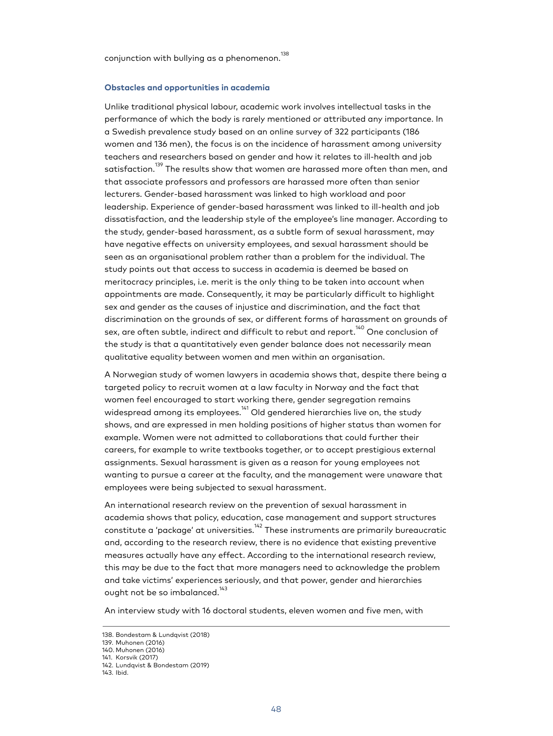conjunction with bullying as a phenomenon.[138]

### Obstacles and opportunities in academia

Unlike traditional physical labour, academic work involves intellectual tasks in the performance of which the body is rarely mentioned or attributed any importance. In a Swedish prevalence study based on an online survey of 322 participants (186 women and 136 men), the focus is on the incidence of harassment among university teachers and researchers based on gender and how it relates to ill-health and job satisfaction.[139] The results show that women are harassed more often than men, and that associate professors and professors are harassed more often than senior lecturers. Gender-based harassment was linked to high workload and poor leadership. Experience of gender-based harassment was linked to ill-health and job dissatisfaction, and the leadership style of the employee's line manager. According to the study, gender-based harassment, as a subtle form of sexual harassment, may have negative effects on university employees, and sexual harassment should be seen as an organisational problem rather than a problem for the individual. The study points out that access to success in academia is deemed be based on meritocracy principles, i.e. merit is the only thing to be taken into account when appointments are made. Consequently, it may be particularly difficult to highlight sex and gender as the causes of injustice and discrimination, and the fact that discrimination on the grounds of sex, or different forms of harassment on grounds of sex, are often subtle, indirect and difficult to rebut and report.[140] One conclusion of the study is that a quantitatively even gender balance does not necessarily mean qualitative equality between women and men within an organisation.

A Norwegian study of women lawyers in academia shows that, despite there being a targeted policy to recruit women at a law faculty in Norway and the fact that women feel encouraged to start working there, gender segregation remains widespread among its employees.[141] Old gendered hierarchies live on, the study shows, and are expressed in men holding positions of higher status than women for example. Women were not admitted to collaborations that could further their careers, for example to write textbooks together, or to accept prestigious external assignments. Sexual harassment is given as a reason for young employees not wanting to pursue a career at the faculty, and the management were unaware that employees were being subjected to sexual harassment.

An international research review on the prevention of sexual harassment in academia shows that policy, education, case management and support structures constitute a 'package' at universities.[142] These instruments are primarily bureaucratic and, according to the research review, there is no evidence that existing preventive measures actually have any effect. According to the international research review, this may be due to the fact that more managers need to acknowledge the problem and take victims' experiences seriously, and that power, gender and hierarchies ought not be so imbalanced.[143]

An interview study with 16 doctoral students, eleven women and five men, with

---

138. Bondestam & Lundqvist (2018)
139. Muhonen (2016)
140. Muhonen (2016)
141. Korsvik (2017)
142. Lundqvist & Bondestam (2019)
143. Ibid.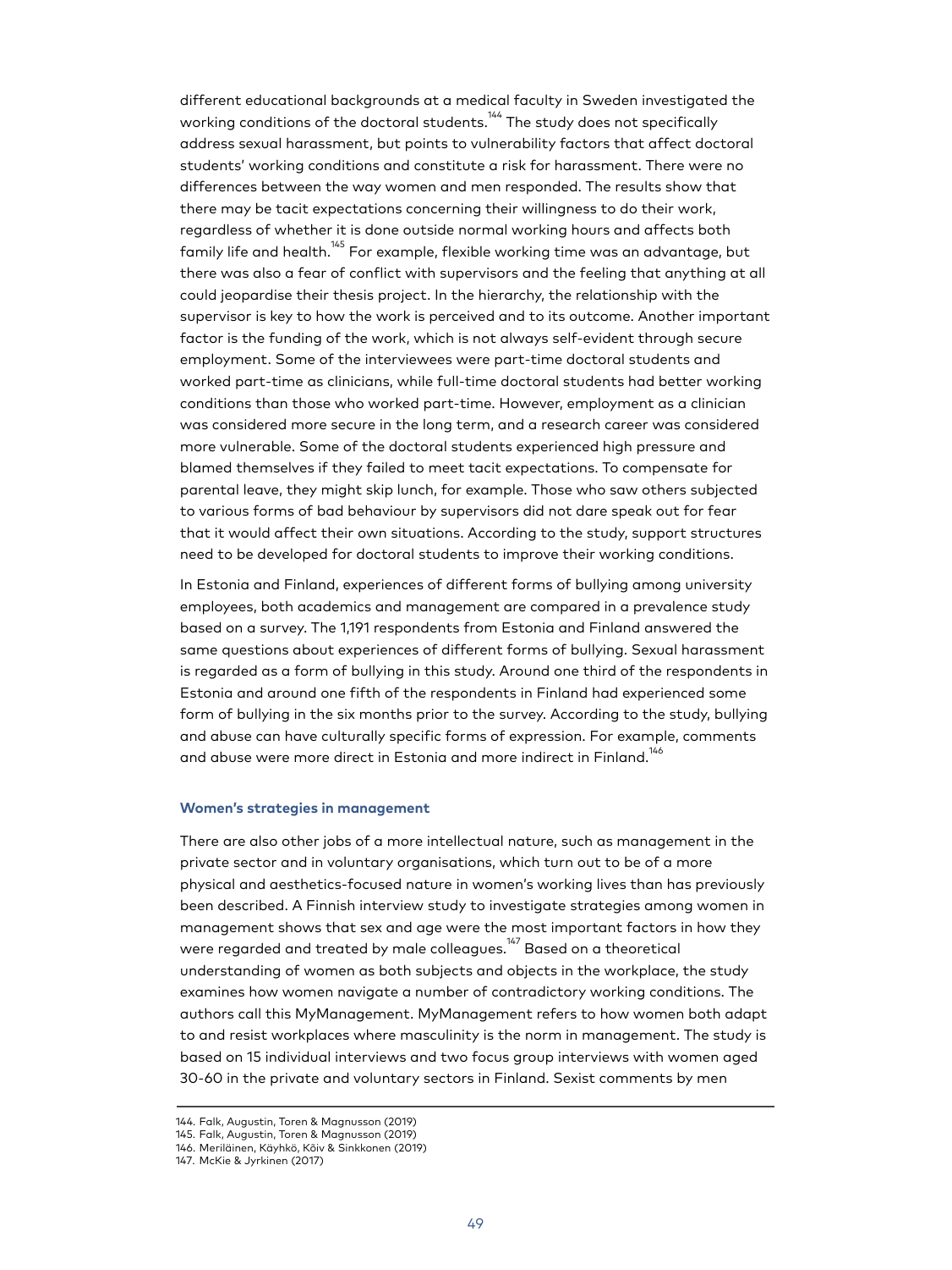different educational backgrounds at a medical faculty in Sweden investigated the working conditions of the doctoral students.[144] The study does not specifically address sexual harassment, but points to vulnerability factors that affect doctoral students' working conditions and constitute a risk for harassment. There were no differences between the way women and men responded. The results show that there may be tacit expectations concerning their willingness to do their work, regardless of whether it is done outside normal working hours and affects both family life and health.[145] For example, flexible working time was an advantage, but there was also a fear of conflict with supervisors and the feeling that anything at all could jeopardise their thesis project. In the hierarchy, the relationship with the supervisor is key to how the work is perceived and to its outcome. Another important factor is the funding of the work, which is not always self-evident through secure employment. Some of the interviewees were part-time doctoral students and worked part-time as clinicians, while full-time doctoral students had better working conditions than those who worked part-time. However, employment as a clinician was considered more secure in the long term, and a research career was considered more vulnerable. Some of the doctoral students experienced high pressure and blamed themselves if they failed to meet tacit expectations. To compensate for parental leave, they might skip lunch, for example. Those who saw others subjected to various forms of bad behaviour by supervisors did not dare speak out for fear that it would affect their own situations. According to the study, support structures need to be developed for doctoral students to improve their working conditions.

In Estonia and Finland, experiences of different forms of bullying among university employees, both academics and management are compared in a prevalence study based on a survey. The 1,191 respondents from Estonia and Finland answered the same questions about experiences of different forms of bullying. Sexual harassment is regarded as a form of bullying in this study. Around one third of the respondents in Estonia and around one fifth of the respondents in Finland had experienced some form of bullying in the six months prior to the survey. According to the study, bullying and abuse can have culturally specific forms of expression. For example, comments and abuse were more direct in Estonia and more indirect in Finland.[146]

### Women's strategies in management

There are also other jobs of a more intellectual nature, such as management in the private sector and in voluntary organisations, which turn out to be of a more physical and aesthetics-focused nature in women's working lives than has previously been described. A Finnish interview study to investigate strategies among women in management shows that sex and age were the most important factors in how they were regarded and treated by male colleagues.[147] Based on a theoretical understanding of women as both subjects and objects in the workplace, the study examines how women navigate a number of contradictory working conditions. The authors call this MyManagement. MyManagement refers to how women both adapt to and resist workplaces where masculinity is the norm in management. The study is based on 15 individual interviews and two focus group interviews with women aged 30-60 in the private and voluntary sectors in Finland. Sexist comments by men

---

144. Falk, Augustin, Toren & Magnusson (2019)
145. Falk, Augustin, Toren & Magnusson (2019)
146. Meriläinen, Käyhkö, Kõiv & Sinkkonen (2019)
147. McKie & Jyrkinen (2017)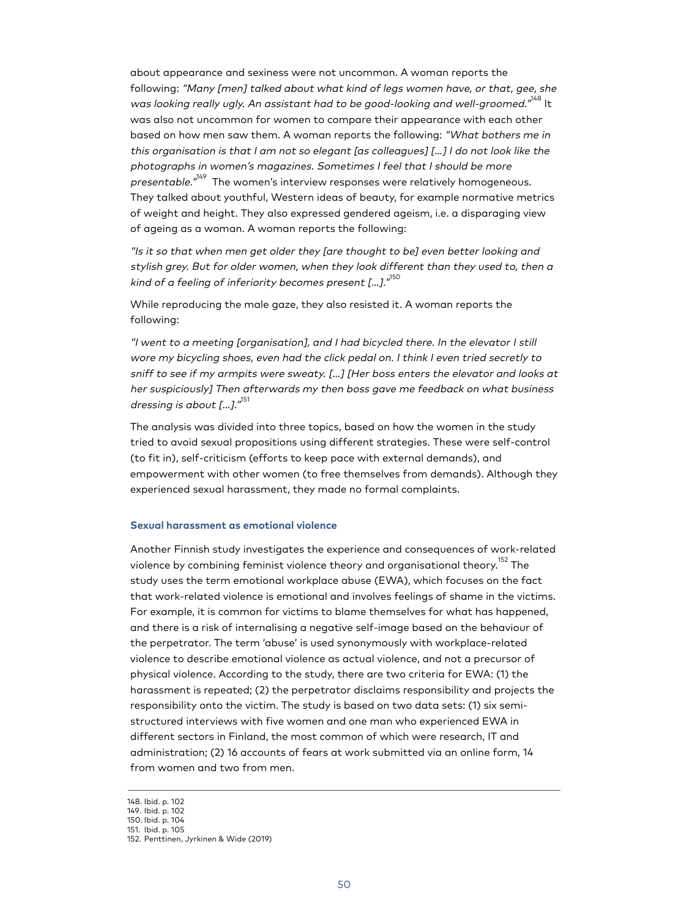about appearance and sexiness were not uncommon. A woman reports the following: *"Many [men] talked about what kind of legs women have, or that, gee, she was looking really ugly. An assistant had to be good-looking and well-groomed."*[148] It was also not uncommon for women to compare their appearance with each other based on how men saw them. A woman reports the following: *"What bothers me in this organisation is that I am not so elegant [as colleagues] [...] I do not look like the photographs in women's magazines. Sometimes I feel that I should be more presentable."*[149] The women's interview responses were relatively homogeneous. They talked about youthful, Western ideas of beauty, for example normative metrics of weight and height. They also expressed gendered ageism, i.e. a disparaging view of ageing as a woman. A woman reports the following:

*"Is it so that when men get older they [are thought to be] even better looking and stylish grey. But for older women, when they look different than they used to, then a kind of a feeling of inferiority becomes present [...]."*[150]

While reproducing the male gaze, they also resisted it. A woman reports the following:

*"I went to a meeting [organisation], and I had bicycled there. In the elevator I still wore my bicycling shoes, even had the click pedal on. I think I even tried secretly to sniff to see if my armpits were sweaty. [...] [Her boss enters the elevator and looks at her suspiciously] Then afterwards my then boss gave me feedback on what business dressing is about [...]."*[151]

The analysis was divided into three topics, based on how the women in the study tried to avoid sexual propositions using different strategies. These were self-control (to fit in), self-criticism (efforts to keep pace with external demands), and empowerment with other women (to free themselves from demands). Although they experienced sexual harassment, they made no formal complaints.

### Sexual harassment as emotional violence

Another Finnish study investigates the experience and consequences of work-related violence by combining feminist violence theory and organisational theory.[152] The study uses the term emotional workplace abuse (EWA), which focuses on the fact that work-related violence is emotional and involves feelings of shame in the victims. For example, it is common for victims to blame themselves for what has happened, and there is a risk of internalising a negative self-image based on the behaviour of the perpetrator. The term 'abuse' is used synonymously with workplace-related violence to describe emotional violence as actual violence, and not a precursor of physical violence. According to the study, there are two criteria for EWA: (1) the harassment is repeated; (2) the perpetrator disclaims responsibility and projects the responsibility onto the victim. The study is based on two data sets: (1) six semi-structured interviews with five women and one man who experienced EWA in different sectors in Finland, the most common of which were research, IT and administration; (2) 16 accounts of fears at work submitted via an online form, 14 from women and two from men.

---

148. Ibid. p. 102
149. Ibid. p. 102
150. Ibid. p. 104
151. Ibid. p. 105
152. Penttinen, Jyrkinen & Wide (2019)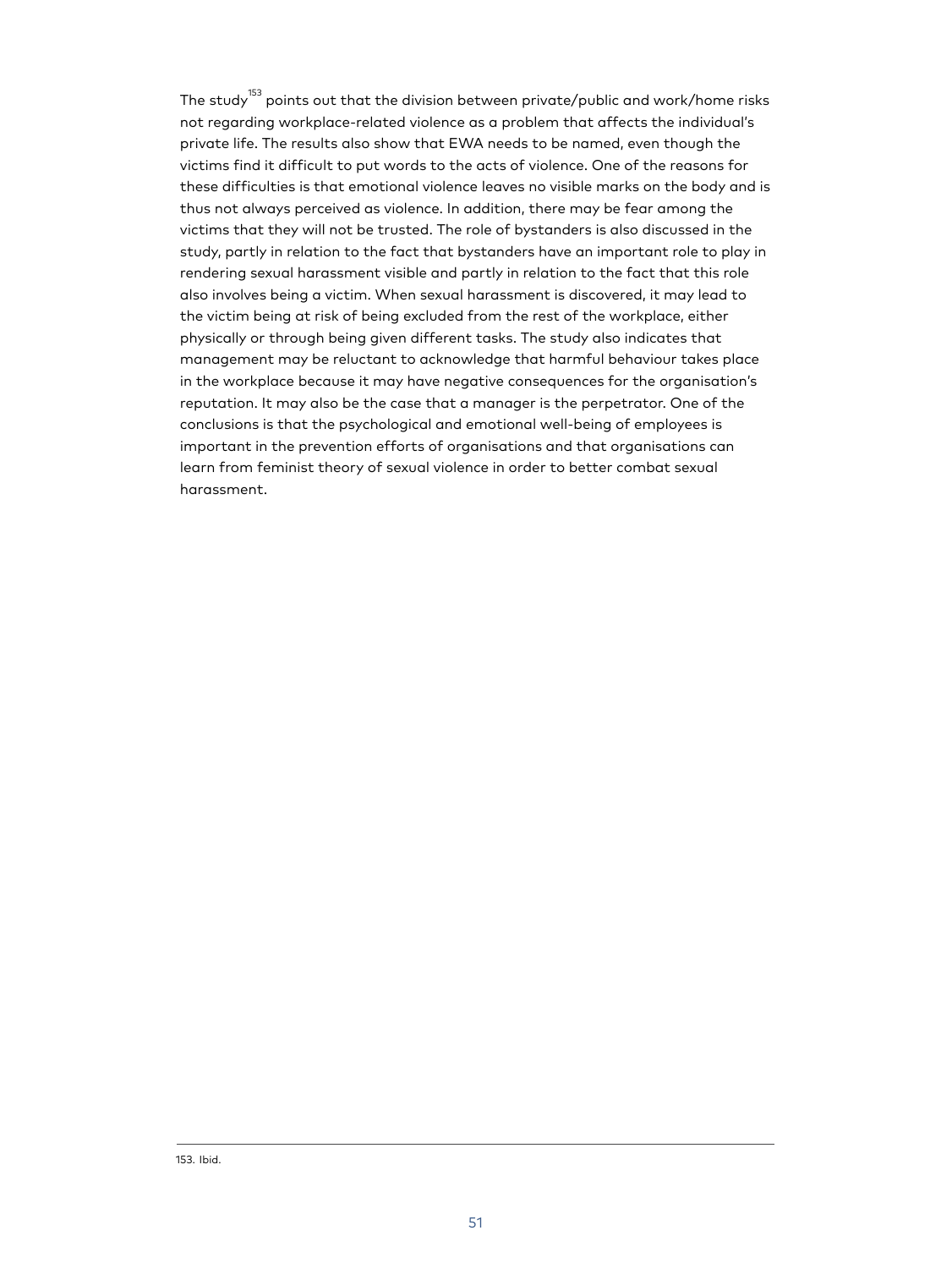The study[153] points out that the division between private/public and work/home risks not regarding workplace-related violence as a problem that affects the individual's private life. The results also show that EWA needs to be named, even though the victims find it difficult to put words to the acts of violence. One of the reasons for these difficulties is that emotional violence leaves no visible marks on the body and is thus not always perceived as violence. In addition, there may be fear among the victims that they will not be trusted. The role of bystanders is also discussed in the study, partly in relation to the fact that bystanders have an important role to play in rendering sexual harassment visible and partly in relation to the fact that this role also involves being a victim. When sexual harassment is discovered, it may lead to the victim being at risk of being excluded from the rest of the workplace, either physically or through being given different tasks. The study also indicates that management may be reluctant to acknowledge that harmful behaviour takes place in the workplace because it may have negative consequences for the organisation's reputation. It may also be the case that a manager is the perpetrator. One of the conclusions is that the psychological and emotional well-being of employees is important in the prevention efforts of organisations and that organisations can learn from feminist theory of sexual violence in order to better combat sexual harassment.

153. Ibid.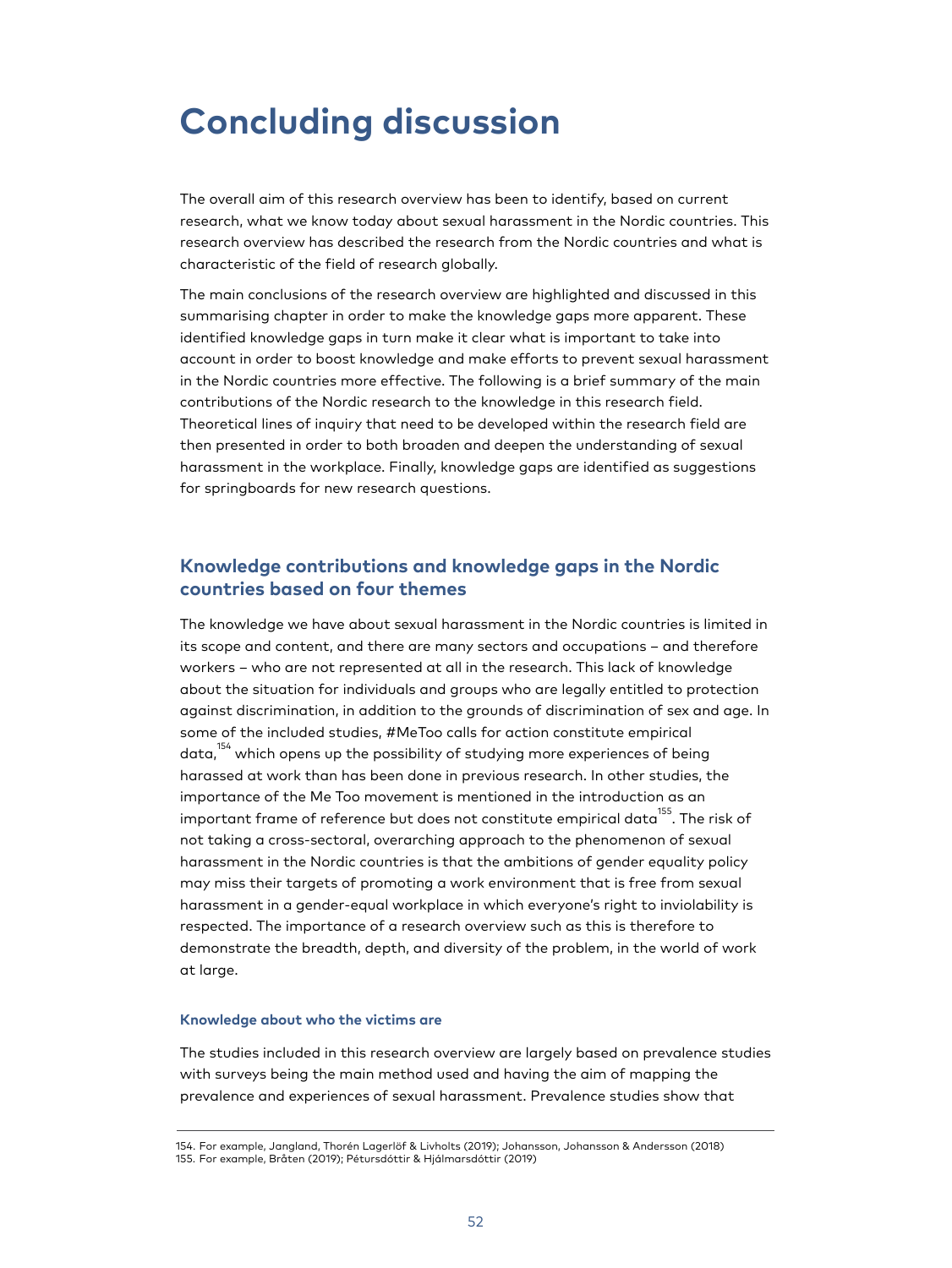# Concluding discussion

The overall aim of this research overview has been to identify, based on current research, what we know today about sexual harassment in the Nordic countries. This research overview has described the research from the Nordic countries and what is characteristic of the field of research globally.

The main conclusions of the research overview are highlighted and discussed in this summarising chapter in order to make the knowledge gaps more apparent. These identified knowledge gaps in turn make it clear what is important to take into account in order to boost knowledge and make efforts to prevent sexual harassment in the Nordic countries more effective. The following is a brief summary of the main contributions of the Nordic research to the knowledge in this research field. Theoretical lines of inquiry that need to be developed within the research field are then presented in order to both broaden and deepen the understanding of sexual harassment in the workplace. Finally, knowledge gaps are identified as suggestions for springboards for new research questions.

## Knowledge contributions and knowledge gaps in the Nordic countries based on four themes

The knowledge we have about sexual harassment in the Nordic countries is limited in its scope and content, and there are many sectors and occupations – and therefore workers – who are not represented at all in the research. This lack of knowledge about the situation for individuals and groups who are legally entitled to protection against discrimination, in addition to the grounds of discrimination of sex and age. In some of the included studies, #MeToo calls for action constitute empirical data,[154] which opens up the possibility of studying more experiences of being harassed at work than has been done in previous research. In other studies, the importance of the Me Too movement is mentioned in the introduction as an important frame of reference but does not constitute empirical data[155]. The risk of not taking a cross-sectoral, overarching approach to the phenomenon of sexual harassment in the Nordic countries is that the ambitions of gender equality policy may miss their targets of promoting a work environment that is free from sexual harassment in a gender-equal workplace in which everyone's right to inviolability is respected. The importance of a research overview such as this is therefore to demonstrate the breadth, depth, and diversity of the problem, in the world of work at large.

### Knowledge about who the victims are

The studies included in this research overview are largely based on prevalence studies with surveys being the main method used and having the aim of mapping the prevalence and experiences of sexual harassment. Prevalence studies show that

154. For example, Jangland, Thorén Lagerlöf & Livholts (2019); Johansson, Johansson & Andersson (2018)
155. For example, Bråten (2019); Pétursdóttir & Hjálmarsdóttir (2019)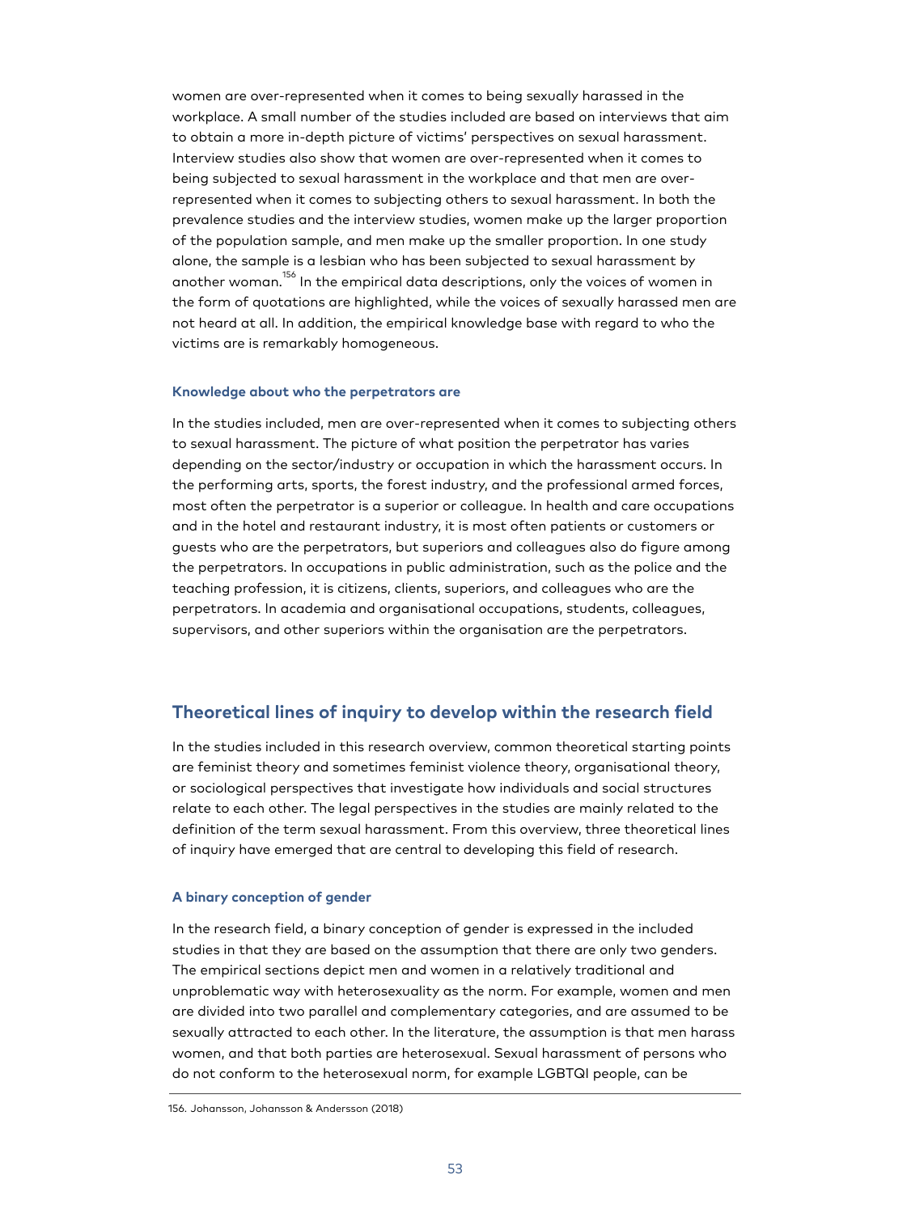women are over-represented when it comes to being sexually harassed in the workplace. A small number of the studies included are based on interviews that aim to obtain a more in-depth picture of victims' perspectives on sexual harassment. Interview studies also show that women are over-represented when it comes to being subjected to sexual harassment in the workplace and that men are over-represented when it comes to subjecting others to sexual harassment. In both the prevalence studies and the interview studies, women make up the larger proportion of the population sample, and men make up the smaller proportion. In one study alone, the sample is a lesbian who has been subjected to sexual harassment by another woman.[156] In the empirical data descriptions, only the voices of women in the form of quotations are highlighted, while the voices of sexually harassed men are not heard at all. In addition, the empirical knowledge base with regard to who the victims are is remarkably homogeneous.

#### Knowledge about who the perpetrators are

In the studies included, men are over-represented when it comes to subjecting others to sexual harassment. The picture of what position the perpetrator has varies depending on the sector/industry or occupation in which the harassment occurs. In the performing arts, sports, the forest industry, and the professional armed forces, most often the perpetrator is a superior or colleague. In health and care occupations and in the hotel and restaurant industry, it is most often patients or customers or guests who are the perpetrators, but superiors and colleagues also do figure among the perpetrators. In occupations in public administration, such as the police and the teaching profession, it is citizens, clients, superiors, and colleagues who are the perpetrators. In academia and organisational occupations, students, colleagues, supervisors, and other superiors within the organisation are the perpetrators.

## Theoretical lines of inquiry to develop within the research field

In the studies included in this research overview, common theoretical starting points are feminist theory and sometimes feminist violence theory, organisational theory, or sociological perspectives that investigate how individuals and social structures relate to each other. The legal perspectives in the studies are mainly related to the definition of the term sexual harassment. From this overview, three theoretical lines of inquiry have emerged that are central to developing this field of research.

#### A binary conception of gender

In the research field, a binary conception of gender is expressed in the included studies in that they are based on the assumption that there are only two genders. The empirical sections depict men and women in a relatively traditional and unproblematic way with heterosexuality as the norm. For example, women and men are divided into two parallel and complementary categories, and are assumed to be sexually attracted to each other. In the literature, the assumption is that men harass women, and that both parties are heterosexual. Sexual harassment of persons who do not conform to the heterosexual norm, for example LGBTQI people, can be

156. Johansson, Johansson & Andersson (2018)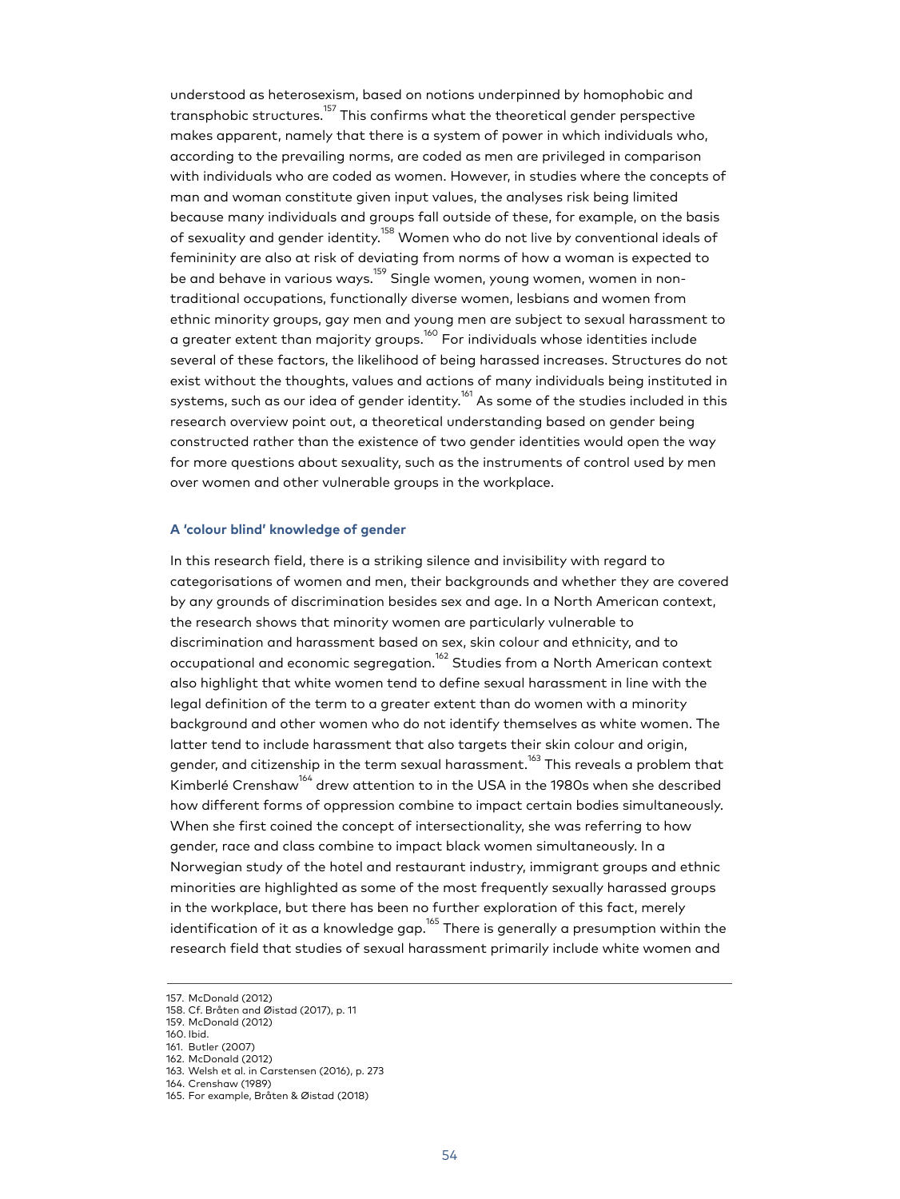understood as heterosexism, based on notions underpinned by homophobic and transphobic structures.[157] This confirms what the theoretical gender perspective makes apparent, namely that there is a system of power in which individuals who, according to the prevailing norms, are coded as men are privileged in comparison with individuals who are coded as women. However, in studies where the concepts of man and woman constitute given input values, the analyses risk being limited because many individuals and groups fall outside of these, for example, on the basis of sexuality and gender identity.[158] Women who do not live by conventional ideals of femininity are also at risk of deviating from norms of how a woman is expected to be and behave in various ways.[159] Single women, young women, women in non-traditional occupations, functionally diverse women, lesbians and women from ethnic minority groups, gay men and young men are subject to sexual harassment to a greater extent than majority groups.[160] For individuals whose identities include several of these factors, the likelihood of being harassed increases. Structures do not exist without the thoughts, values and actions of many individuals being instituted in systems, such as our idea of gender identity.[161] As some of the studies included in this research overview point out, a theoretical understanding based on gender being constructed rather than the existence of two gender identities would open the way for more questions about sexuality, such as the instruments of control used by men over women and other vulnerable groups in the workplace.

### A 'colour blind' knowledge of gender

In this research field, there is a striking silence and invisibility with regard to categorisations of women and men, their backgrounds and whether they are covered by any grounds of discrimination besides sex and age. In a North American context, the research shows that minority women are particularly vulnerable to discrimination and harassment based on sex, skin colour and ethnicity, and to occupational and economic segregation.[162] Studies from a North American context also highlight that white women tend to define sexual harassment in line with the legal definition of the term to a greater extent than do women with a minority background and other women who do not identify themselves as white women. The latter tend to include harassment that also targets their skin colour and origin, gender, and citizenship in the term sexual harassment.[163] This reveals a problem that Kimberlé Crenshaw[164] drew attention to in the USA in the 1980s when she described how different forms of oppression combine to impact certain bodies simultaneously. When she first coined the concept of intersectionality, she was referring to how gender, race and class combine to impact black women simultaneously. In a Norwegian study of the hotel and restaurant industry, immigrant groups and ethnic minorities are highlighted as some of the most frequently sexually harassed groups in the workplace, but there has been no further exploration of this fact, merely identification of it as a knowledge gap.[165] There is generally a presumption within the research field that studies of sexual harassment primarily include white women and

---

157. McDonald (2012)
158. Cf. Bråten and Øistad (2017), p. 11
159. McDonald (2012)
160. Ibid.
161. Butler (2007)
162. McDonald (2012)
163. Welsh et al. in Carstensen (2016), p. 273
164. Crenshaw (1989)
165. For example, Bråten & Øistad (2018)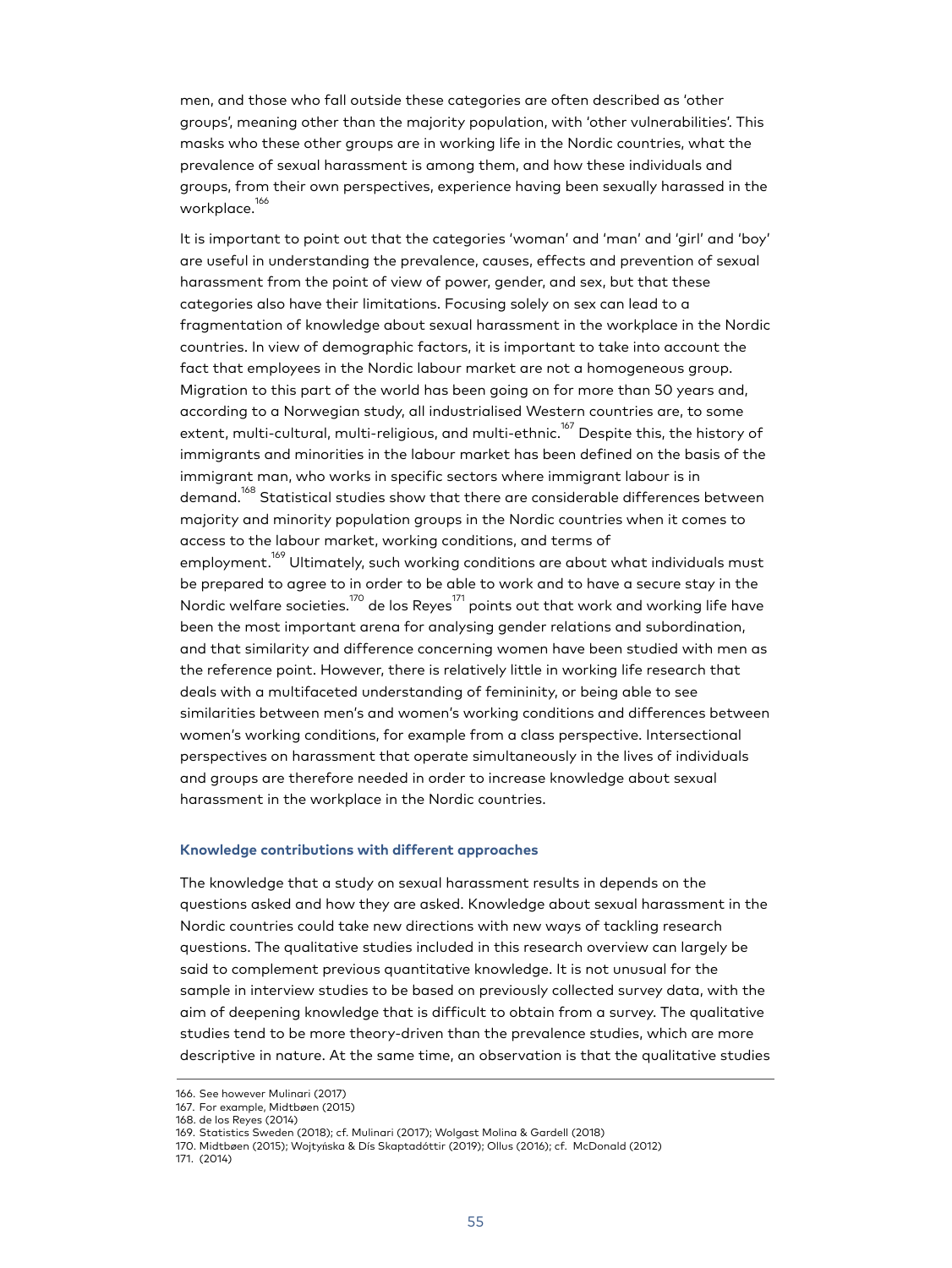men, and those who fall outside these categories are often described as 'other groups', meaning other than the majority population, with 'other vulnerabilities'. This masks who these other groups are in working life in the Nordic countries, what the prevalence of sexual harassment is among them, and how these individuals and groups, from their own perspectives, experience having been sexually harassed in the workplace.[166]

It is important to point out that the categories 'woman' and 'man' and 'girl' and 'boy' are useful in understanding the prevalence, causes, effects and prevention of sexual harassment from the point of view of power, gender, and sex, but that these categories also have their limitations. Focusing solely on sex can lead to a fragmentation of knowledge about sexual harassment in the workplace in the Nordic countries. In view of demographic factors, it is important to take into account the fact that employees in the Nordic labour market are not a homogeneous group. Migration to this part of the world has been going on for more than 50 years and, according to a Norwegian study, all industrialised Western countries are, to some extent, multi-cultural, multi-religious, and multi-ethnic.[167] Despite this, the history of immigrants and minorities in the labour market has been defined on the basis of the immigrant man, who works in specific sectors where immigrant labour is in demand.[168] Statistical studies show that there are considerable differences between majority and minority population groups in the Nordic countries when it comes to access to the labour market, working conditions, and terms of employment.[169] Ultimately, such working conditions are about what individuals must be prepared to agree to in order to be able to work and to have a secure stay in the Nordic welfare societies.[170] de los Reyes[171] points out that work and working life have been the most important arena for analysing gender relations and subordination, and that similarity and difference concerning women have been studied with men as the reference point. However, there is relatively little in working life research that deals with a multifaceted understanding of femininity, or being able to see similarities between men's and women's working conditions and differences between women's working conditions, for example from a class perspective. Intersectional perspectives on harassment that operate simultaneously in the lives of individuals and groups are therefore needed in order to increase knowledge about sexual harassment in the workplace in the Nordic countries.

#### Knowledge contributions with different approaches

The knowledge that a study on sexual harassment results in depends on the questions asked and how they are asked. Knowledge about sexual harassment in the Nordic countries could take new directions with new ways of tackling research questions. The qualitative studies included in this research overview can largely be said to complement previous quantitative knowledge. It is not unusual for the sample in interview studies to be based on previously collected survey data, with the aim of deepening knowledge that is difficult to obtain from a survey. The qualitative studies tend to be more theory-driven than the prevalence studies, which are more descriptive in nature. At the same time, an observation is that the qualitative studies

166. See however Mulinari (2017)
167. For example, Midtbøen (2015)
168. de los Reyes (2014)
169. Statistics Sweden (2018); cf. Mulinari (2017); Wolgast Molina & Gardell (2018)
170. Midtbøen (2015); Wojtyńska & Dís Skaptadóttir (2019); Ollus (2016); cf. McDonald (2012)
171. (2014)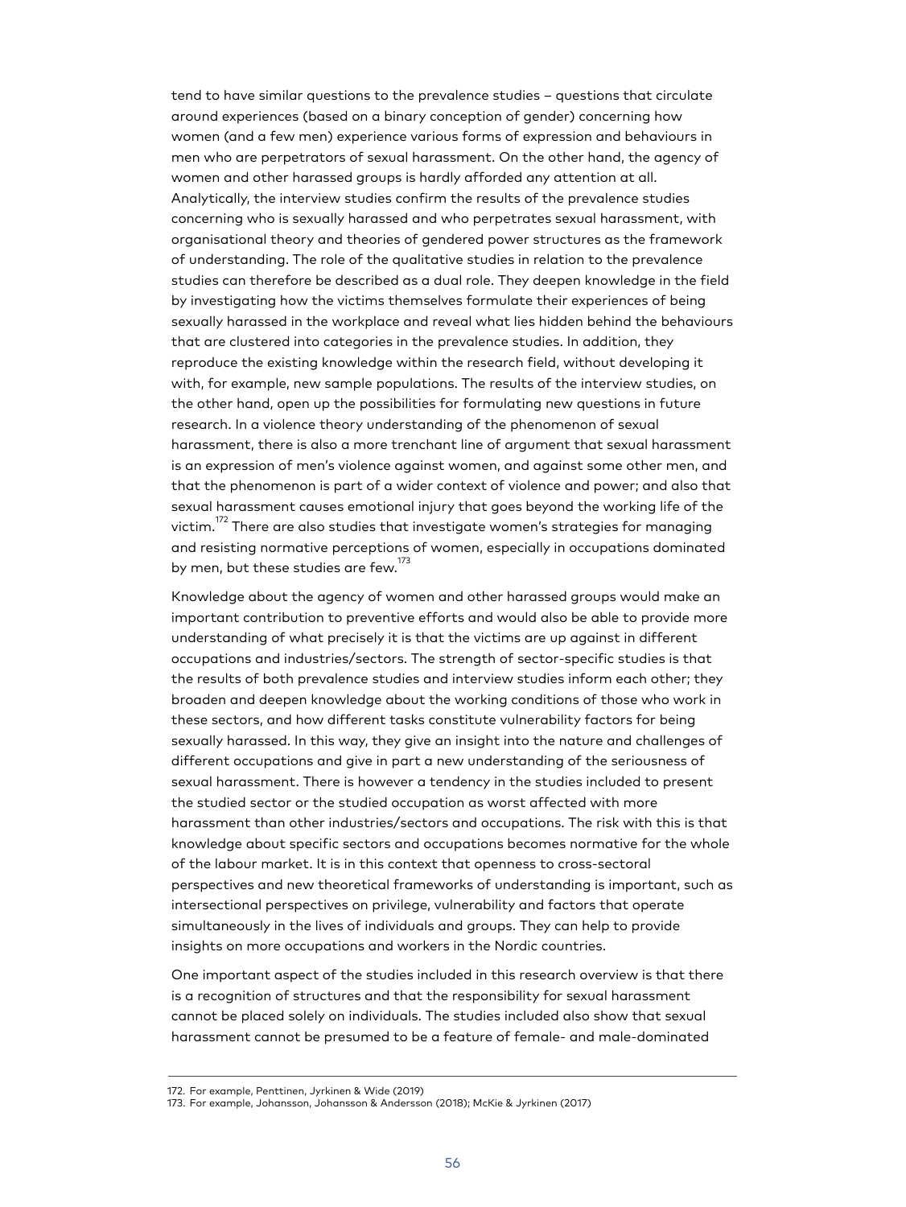tend to have similar questions to the prevalence studies – questions that circulate around experiences (based on a binary conception of gender) concerning how women (and a few men) experience various forms of expression and behaviours in men who are perpetrators of sexual harassment. On the other hand, the agency of women and other harassed groups is hardly afforded any attention at all. Analytically, the interview studies confirm the results of the prevalence studies concerning who is sexually harassed and who perpetrates sexual harassment, with organisational theory and theories of gendered power structures as the framework of understanding. The role of the qualitative studies in relation to the prevalence studies can therefore be described as a dual role. They deepen knowledge in the field by investigating how the victims themselves formulate their experiences of being sexually harassed in the workplace and reveal what lies hidden behind the behaviours that are clustered into categories in the prevalence studies. In addition, they reproduce the existing knowledge within the research field, without developing it with, for example, new sample populations. The results of the interview studies, on the other hand, open up the possibilities for formulating new questions in future research. In a violence theory understanding of the phenomenon of sexual harassment, there is also a more trenchant line of argument that sexual harassment is an expression of men's violence against women, and against some other men, and that the phenomenon is part of a wider context of violence and power; and also that sexual harassment causes emotional injury that goes beyond the working life of the victim.[172] There are also studies that investigate women's strategies for managing and resisting normative perceptions of women, especially in occupations dominated by men, but these studies are few.[173]

Knowledge about the agency of women and other harassed groups would make an important contribution to preventive efforts and would also be able to provide more understanding of what precisely it is that the victims are up against in different occupations and industries/sectors. The strength of sector-specific studies is that the results of both prevalence studies and interview studies inform each other; they broaden and deepen knowledge about the working conditions of those who work in these sectors, and how different tasks constitute vulnerability factors for being sexually harassed. In this way, they give an insight into the nature and challenges of different occupations and give in part a new understanding of the seriousness of sexual harassment. There is however a tendency in the studies included to present the studied sector or the studied occupation as worst affected with more harassment than other industries/sectors and occupations. The risk with this is that knowledge about specific sectors and occupations becomes normative for the whole of the labour market. It is in this context that openness to cross-sectoral perspectives and new theoretical frameworks of understanding is important, such as intersectional perspectives on privilege, vulnerability and factors that operate simultaneously in the lives of individuals and groups. They can help to provide insights on more occupations and workers in the Nordic countries.

One important aspect of the studies included in this research overview is that there is a recognition of structures and that the responsibility for sexual harassment cannot be placed solely on individuals. The studies included also show that sexual harassment cannot be presumed to be a feature of female- and male-dominated

172. For example, Penttinen, Jyrkinen & Wide (2019)
173. For example, Johansson, Johansson & Andersson (2018); McKie & Jyrkinen (2017)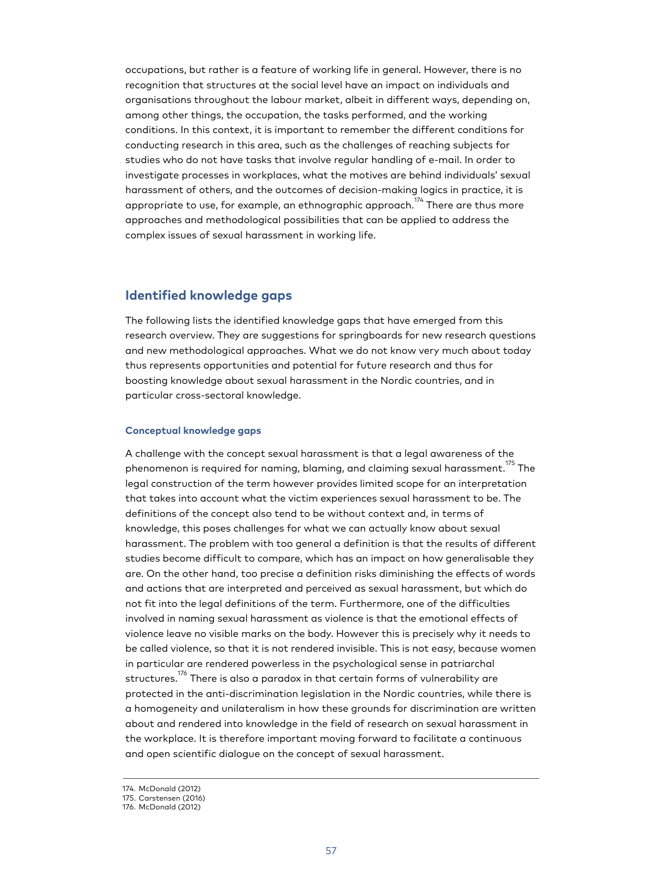occupations, but rather is a feature of working life in general. However, there is no recognition that structures at the social level have an impact on individuals and organisations throughout the labour market, albeit in different ways, depending on, among other things, the occupation, the tasks performed, and the working conditions. In this context, it is important to remember the different conditions for conducting research in this area, such as the challenges of reaching subjects for studies who do not have tasks that involve regular handling of e-mail. In order to investigate processes in workplaces, what the motives are behind individuals' sexual harassment of others, and the outcomes of decision-making logics in practice, it is appropriate to use, for example, an ethnographic approach.[174] There are thus more approaches and methodological possibilities that can be applied to address the complex issues of sexual harassment in working life.

## Identified knowledge gaps

The following lists the identified knowledge gaps that have emerged from this research overview. They are suggestions for springboards for new research questions and new methodological approaches. What we do not know very much about today thus represents opportunities and potential for future research and thus for boosting knowledge about sexual harassment in the Nordic countries, and in particular cross-sectoral knowledge.

### Conceptual knowledge gaps

A challenge with the concept sexual harassment is that a legal awareness of the phenomenon is required for naming, blaming, and claiming sexual harassment.[175] The legal construction of the term however provides limited scope for an interpretation that takes into account what the victim experiences sexual harassment to be. The definitions of the concept also tend to be without context and, in terms of knowledge, this poses challenges for what we can actually know about sexual harassment. The problem with too general a definition is that the results of different studies become difficult to compare, which has an impact on how generalisable they are. On the other hand, too precise a definition risks diminishing the effects of words and actions that are interpreted and perceived as sexual harassment, but which do not fit into the legal definitions of the term. Furthermore, one of the difficulties involved in naming sexual harassment as violence is that the emotional effects of violence leave no visible marks on the body. However this is precisely why it needs to be called violence, so that it is not rendered invisible. This is not easy, because women in particular are rendered powerless in the psychological sense in patriarchal structures.[176] There is also a paradox in that certain forms of vulnerability are protected in the anti-discrimination legislation in the Nordic countries, while there is a homogeneity and unilateralism in how these grounds for discrimination are written about and rendered into knowledge in the field of research on sexual harassment in the workplace. It is therefore important moving forward to facilitate a continuous and open scientific dialogue on the concept of sexual harassment.

174. McDonald (2012)
175. Carstensen (2016)
176. McDonald (2012)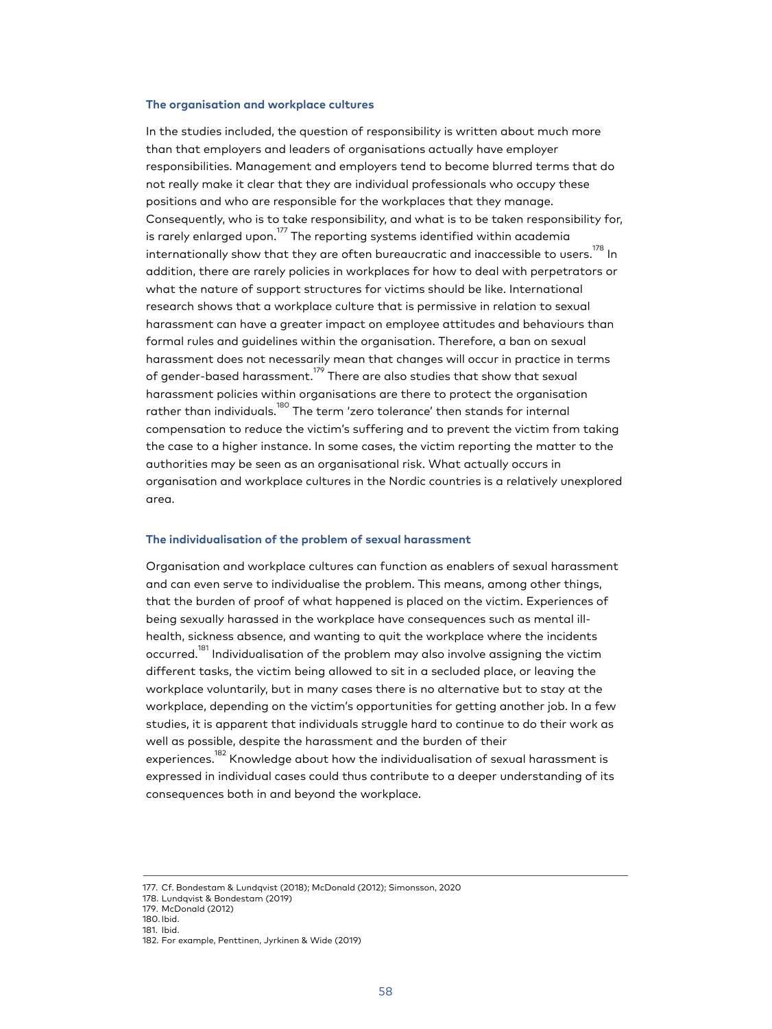### The organisation and workplace cultures

In the studies included, the question of responsibility is written about much more than that employers and leaders of organisations actually have employer responsibilities. Management and employers tend to become blurred terms that do not really make it clear that they are individual professionals who occupy these positions and who are responsible for the workplaces that they manage. Consequently, who is to take responsibility, and what is to be taken responsibility for, is rarely enlarged upon.[177] The reporting systems identified within academia internationally show that they are often bureaucratic and inaccessible to users.[178] In addition, there are rarely policies in workplaces for how to deal with perpetrators or what the nature of support structures for victims should be like. International research shows that a workplace culture that is permissive in relation to sexual harassment can have a greater impact on employee attitudes and behaviours than formal rules and guidelines within the organisation. Therefore, a ban on sexual harassment does not necessarily mean that changes will occur in practice in terms of gender-based harassment.[179] There are also studies that show that sexual harassment policies within organisations are there to protect the organisation rather than individuals.[180] The term 'zero tolerance' then stands for internal compensation to reduce the victim's suffering and to prevent the victim from taking the case to a higher instance. In some cases, the victim reporting the matter to the authorities may be seen as an organisational risk. What actually occurs in organisation and workplace cultures in the Nordic countries is a relatively unexplored area.

### The individualisation of the problem of sexual harassment

Organisation and workplace cultures can function as enablers of sexual harassment and can even serve to individualise the problem. This means, among other things, that the burden of proof of what happened is placed on the victim. Experiences of being sexually harassed in the workplace have consequences such as mental ill-health, sickness absence, and wanting to quit the workplace where the incidents occurred.[181] Individualisation of the problem may also involve assigning the victim different tasks, the victim being allowed to sit in a secluded place, or leaving the workplace voluntarily, but in many cases there is no alternative but to stay at the workplace, depending on the victim's opportunities for getting another job. In a few studies, it is apparent that individuals struggle hard to continue to do their work as well as possible, despite the harassment and the burden of their experiences.[182] Knowledge about how the individualisation of sexual harassment is expressed in individual cases could thus contribute to a deeper understanding of its consequences both in and beyond the workplace.

---

177. Cf. Bondestam & Lundqvist (2018); McDonald (2012); Simonsson, 2020
178. Lundqvist & Bondestam (2019)
179. McDonald (2012)
180. Ibid.
181. Ibid.
182. For example, Penttinen, Jyrkinen & Wide (2019)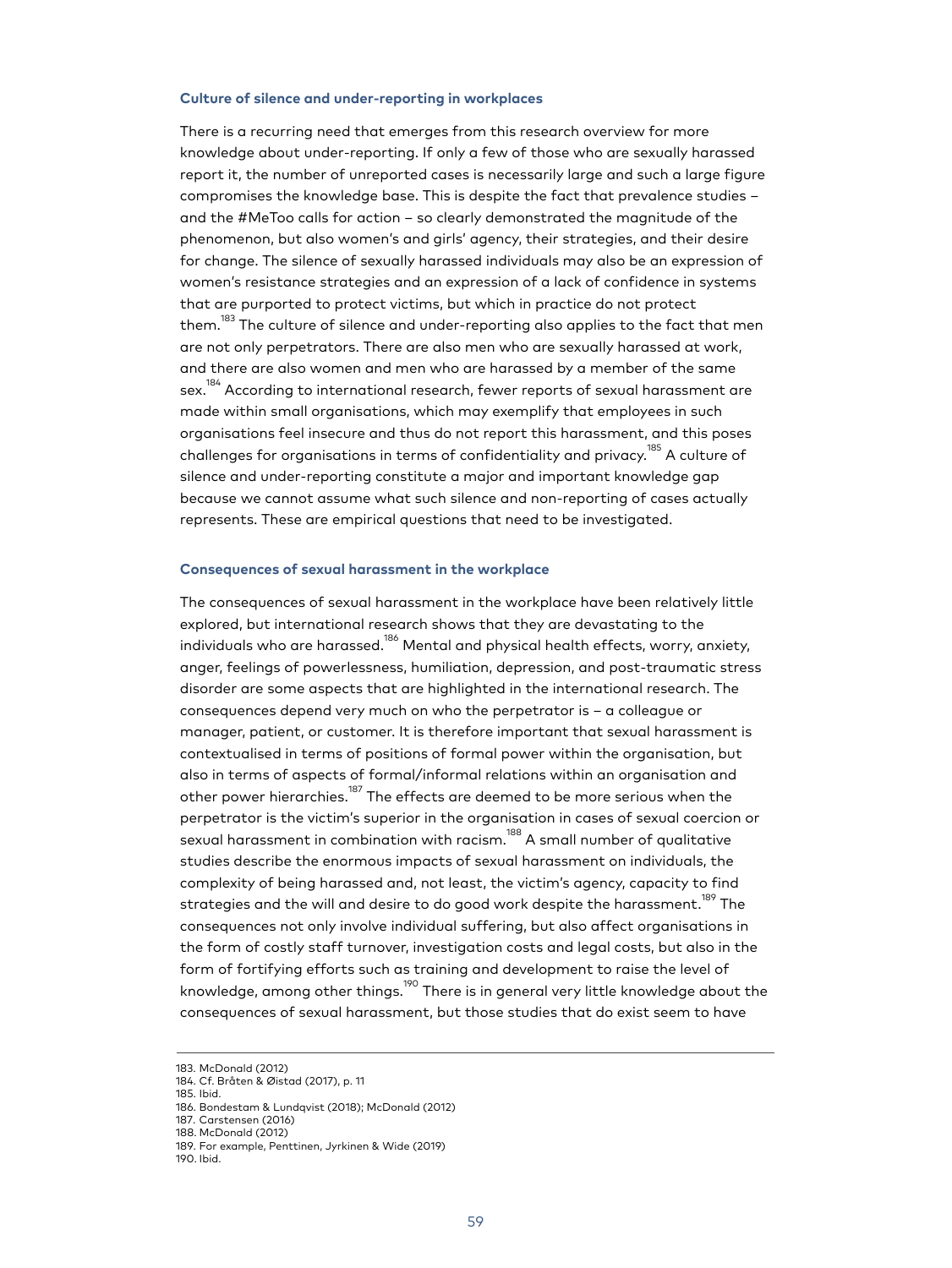### Culture of silence and under-reporting in workplaces

There is a recurring need that emerges from this research overview for more knowledge about under-reporting. If only a few of those who are sexually harassed report it, the number of unreported cases is necessarily large and such a large figure compromises the knowledge base. This is despite the fact that prevalence studies – and the #MeToo calls for action – so clearly demonstrated the magnitude of the phenomenon, but also women's and girls' agency, their strategies, and their desire for change. The silence of sexually harassed individuals may also be an expression of women's resistance strategies and an expression of a lack of confidence in systems that are purported to protect victims, but which in practice do not protect them.[183] The culture of silence and under-reporting also applies to the fact that men are not only perpetrators. There are also men who are sexually harassed at work, and there are also women and men who are harassed by a member of the same sex.[184] According to international research, fewer reports of sexual harassment are made within small organisations, which may exemplify that employees in such organisations feel insecure and thus do not report this harassment, and this poses challenges for organisations in terms of confidentiality and privacy.[185] A culture of silence and under-reporting constitute a major and important knowledge gap because we cannot assume what such silence and non-reporting of cases actually represents. These are empirical questions that need to be investigated.

### Consequences of sexual harassment in the workplace

The consequences of sexual harassment in the workplace have been relatively little explored, but international research shows that they are devastating to the individuals who are harassed.[186] Mental and physical health effects, worry, anxiety, anger, feelings of powerlessness, humiliation, depression, and post-traumatic stress disorder are some aspects that are highlighted in the international research. The consequences depend very much on who the perpetrator is – a colleague or manager, patient, or customer. It is therefore important that sexual harassment is contextualised in terms of positions of formal power within the organisation, but also in terms of aspects of formal/informal relations within an organisation and other power hierarchies.[187] The effects are deemed to be more serious when the perpetrator is the victim's superior in the organisation in cases of sexual coercion or sexual harassment in combination with racism.[188] A small number of qualitative studies describe the enormous impacts of sexual harassment on individuals, the complexity of being harassed and, not least, the victim's agency, capacity to find strategies and the will and desire to do good work despite the harassment.[189] The consequences not only involve individual suffering, but also affect organisations in the form of costly staff turnover, investigation costs and legal costs, but also in the form of fortifying efforts such as training and development to raise the level of knowledge, among other things.[190] There is in general very little knowledge about the consequences of sexual harassment, but those studies that do exist seem to have

---

183. McDonald (2012)
184. Cf. Bråten & Øistad (2017), p. 11
185. Ibid.
186. Bondestam & Lundqvist (2018); McDonald (2012)
187. Carstensen (2016)
188. McDonald (2012)
189. For example, Penttinen, Jyrkinen & Wide (2019)
190. Ibid.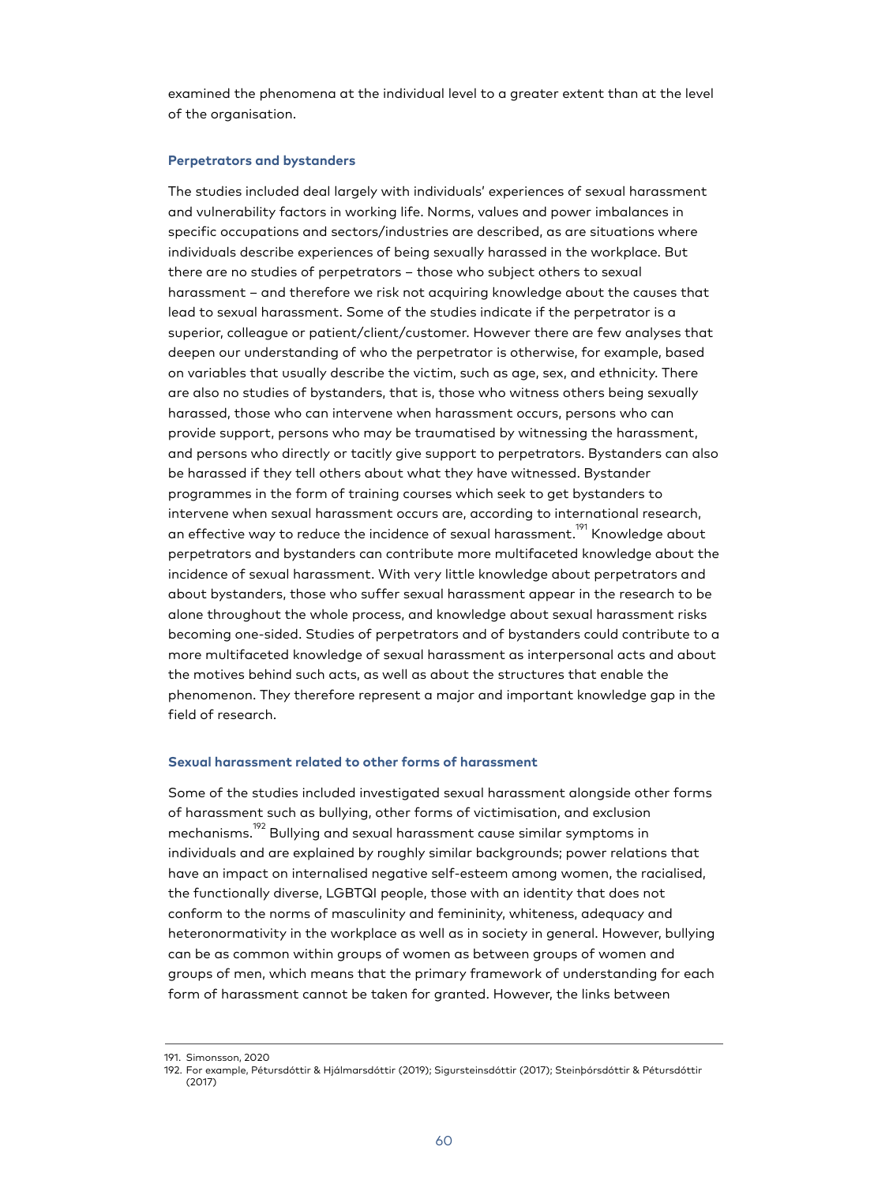examined the phenomena at the individual level to a greater extent than at the level of the organisation.

### Perpetrators and bystanders

The studies included deal largely with individuals' experiences of sexual harassment and vulnerability factors in working life. Norms, values and power imbalances in specific occupations and sectors/industries are described, as are situations where individuals describe experiences of being sexually harassed in the workplace. But there are no studies of perpetrators – those who subject others to sexual harassment – and therefore we risk not acquiring knowledge about the causes that lead to sexual harassment. Some of the studies indicate if the perpetrator is a superior, colleague or patient/client/customer. However there are few analyses that deepen our understanding of who the perpetrator is otherwise, for example, based on variables that usually describe the victim, such as age, sex, and ethnicity. There are also no studies of bystanders, that is, those who witness others being sexually harassed, those who can intervene when harassment occurs, persons who can provide support, persons who may be traumatised by witnessing the harassment, and persons who directly or tacitly give support to perpetrators. Bystanders can also be harassed if they tell others about what they have witnessed. Bystander programmes in the form of training courses which seek to get bystanders to intervene when sexual harassment occurs are, according to international research, an effective way to reduce the incidence of sexual harassment.[191] Knowledge about perpetrators and bystanders can contribute more multifaceted knowledge about the incidence of sexual harassment. With very little knowledge about perpetrators and about bystanders, those who suffer sexual harassment appear in the research to be alone throughout the whole process, and knowledge about sexual harassment risks becoming one-sided. Studies of perpetrators and of bystanders could contribute to a more multifaceted knowledge of sexual harassment as interpersonal acts and about the motives behind such acts, as well as about the structures that enable the phenomenon. They therefore represent a major and important knowledge gap in the field of research.

### Sexual harassment related to other forms of harassment

Some of the studies included investigated sexual harassment alongside other forms of harassment such as bullying, other forms of victimisation, and exclusion mechanisms.[192] Bullying and sexual harassment cause similar symptoms in individuals and are explained by roughly similar backgrounds; power relations that have an impact on internalised negative self-esteem among women, the racialised, the functionally diverse, LGBTQI people, those with an identity that does not conform to the norms of masculinity and femininity, whiteness, adequacy and heteronormativity in the workplace as well as in society in general. However, bullying can be as common within groups of women as between groups of women and groups of men, which means that the primary framework of understanding for each form of harassment cannot be taken for granted. However, the links between

---

191. Simonsson, 2020
192. For example, Pétursdóttir & Hjálmarsdóttir (2019); Sigursteinsdóttir (2017); Steinþórsdóttir & Pétursdóttir (2017)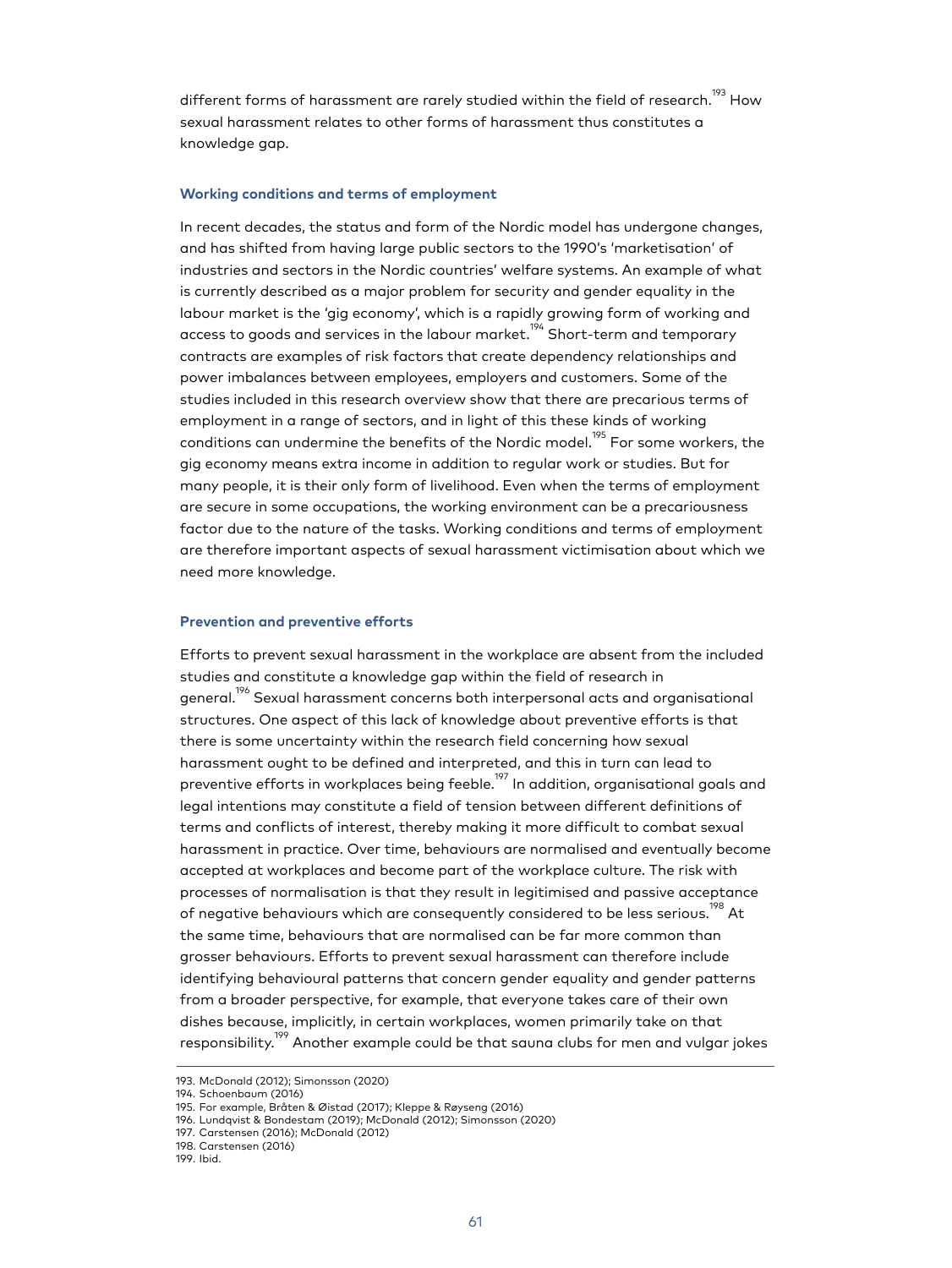different forms of harassment are rarely studied within the field of research.[193] How sexual harassment relates to other forms of harassment thus constitutes a knowledge gap.

### Working conditions and terms of employment

In recent decades, the status and form of the Nordic model has undergone changes, and has shifted from having large public sectors to the 1990's 'marketisation' of industries and sectors in the Nordic countries' welfare systems. An example of what is currently described as a major problem for security and gender equality in the labour market is the 'gig economy', which is a rapidly growing form of working and access to goods and services in the labour market.[194] Short-term and temporary contracts are examples of risk factors that create dependency relationships and power imbalances between employees, employers and customers. Some of the studies included in this research overview show that there are precarious terms of employment in a range of sectors, and in light of this these kinds of working conditions can undermine the benefits of the Nordic model.[195] For some workers, the gig economy means extra income in addition to regular work or studies. But for many people, it is their only form of livelihood. Even when the terms of employment are secure in some occupations, the working environment can be a precariousness factor due to the nature of the tasks. Working conditions and terms of employment are therefore important aspects of sexual harassment victimisation about which we need more knowledge.

### Prevention and preventive efforts

Efforts to prevent sexual harassment in the workplace are absent from the included studies and constitute a knowledge gap within the field of research in general.[196] Sexual harassment concerns both interpersonal acts and organisational structures. One aspect of this lack of knowledge about preventive efforts is that there is some uncertainty within the research field concerning how sexual harassment ought to be defined and interpreted, and this in turn can lead to preventive efforts in workplaces being feeble.[197] In addition, organisational goals and legal intentions may constitute a field of tension between different definitions of terms and conflicts of interest, thereby making it more difficult to combat sexual harassment in practice. Over time, behaviours are normalised and eventually become accepted at workplaces and become part of the workplace culture. The risk with processes of normalisation is that they result in legitimised and passive acceptance of negative behaviours which are consequently considered to be less serious.[198] At the same time, behaviours that are normalised can be far more common than grosser behaviours. Efforts to prevent sexual harassment can therefore include identifying behavioural patterns that concern gender equality and gender patterns from a broader perspective, for example, that everyone takes care of their own dishes because, implicitly, in certain workplaces, women primarily take on that responsibility.[199] Another example could be that sauna clubs for men and vulgar jokes

---

193. McDonald (2012); Simonsson (2020)
194. Schoenbaum (2016)
195. For example, Bråten & Øistad (2017); Kleppe & Røyseng (2016)
196. Lundqvist & Bondestam (2019); McDonald (2012); Simonsson (2020)
197. Carstensen (2016); McDonald (2012)
198. Carstensen (2016)
199. Ibid.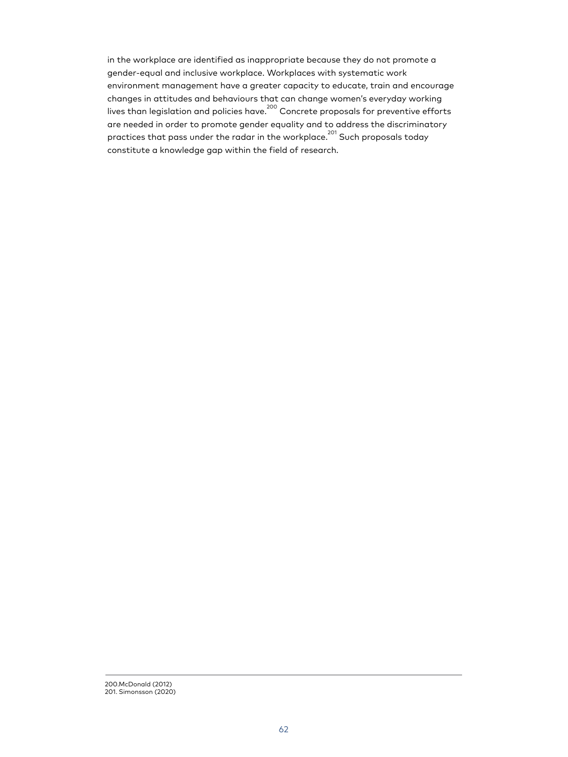in the workplace are identified as inappropriate because they do not promote a gender-equal and inclusive workplace. Workplaces with systematic work environment management have a greater capacity to educate, train and encourage changes in attitudes and behaviours that can change women's everyday working lives than legislation and policies have.[200] Concrete proposals for preventive efforts are needed in order to promote gender equality and to address the discriminatory practices that pass under the radar in the workplace.[201] Such proposals today constitute a knowledge gap within the field of research.

---

200.McDonald (2012)
201. Simonsson (2020)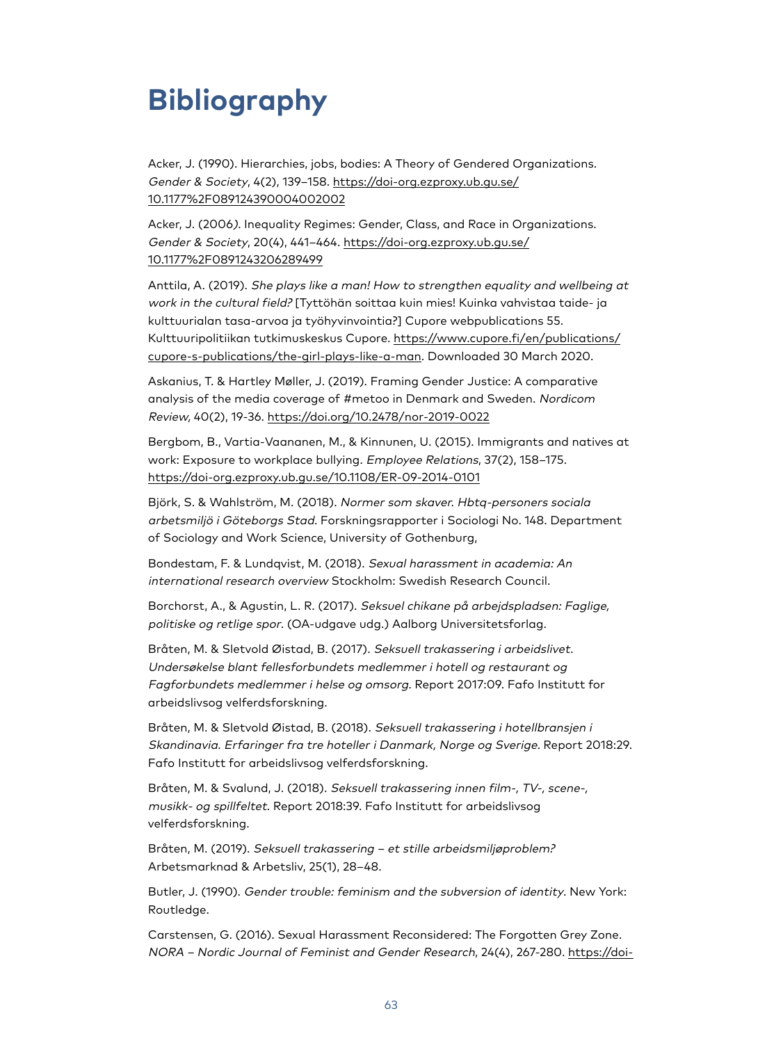# Bibliography

Acker, J. (1990). Hierarchies, jobs, bodies: A Theory of Gendered Organizations. *Gender & Society*, 4(2), 139–158. https://doi-org.ezproxy.ub.gu.se/10.1177%2F089124390004002002

Acker, J. (2006*)*. Inequality Regimes: Gender, Class, and Race in Organizations. *Gender & Society*, 20(4), 441–464. https://doi-org.ezproxy.ub.gu.se/10.1177%2F0891243206289499

Anttila, A. (2019). *She plays like a man! How to strengthen equality and wellbeing at work in the cultural field?* [Tyttöhän soittaa kuin mies! Kuinka vahvistaa taide- ja kulttuurialan tasa-arvoa ja työhyvinvointia?] Cupore webpublications 55. Kulttuuripolitiikan tutkimuskeskus Cupore. https://www.cupore.fi/en/publications/cupore-s-publications/the-girl-plays-like-a-man. Downloaded 30 March 2020.

Askanius, T. & Hartley Møller, J. (2019). Framing Gender Justice: A comparative analysis of the media coverage of #metoo in Denmark and Sweden. *Nordicom Review,* 40(2), 19-36. https://doi.org/10.2478/nor-2019-0022

Bergbom, B., Vartia-Vaananen, M., & Kinnunen, U. (2015). Immigrants and natives at work: Exposure to workplace bullying. *Employee Relations*, 37(2), 158–175. https://doi-org.ezproxy.ub.gu.se/10.1108/ER-09-2014-0101

Björk, S. & Wahlström, M. (2018). *Normer som skaver. Hbtq-personers sociala arbetsmiljö i Göteborgs Stad.* Forskningsrapporter i Sociologi No. 148. Department of Sociology and Work Science, University of Gothenburg,

Bondestam, F. & Lundqvist, M. (2018). *Sexual harassment in academia: An international research overview* Stockholm: Swedish Research Council.

Borchorst, A., & Agustin, L. R. (2017). *Seksuel chikane på arbejdspladsen: Faglige, politiske og retlige spor*. (OA-udgave udg.) Aalborg Universitetsforlag.

Bråten, M. & Sletvold Øistad, B. (2017). *Seksuell trakassering i arbeidslivet. Undersøkelse blant fellesforbundets medlemmer i hotell og restaurant og Fagforbundets medlemmer i helse og omsorg.* Report 2017:09. Fafo Institutt for arbeidslivsog velferdsforskning.

Bråten, M. & Sletvold Øistad, B. (2018). *Seksuell trakassering i hotellbransjen i Skandinavia. Erfaringer fra tre hoteller i Danmark, Norge og Sverige.* Report 2018:29. Fafo Institutt for arbeidslivsog velferdsforskning.

Bråten, M. & Svalund, J. (2018). *Seksuell trakassering innen film-, TV-, scene-, musikk- og spillfeltet.* Report 2018:39. Fafo Institutt for arbeidslivsog velferdsforskning.

Bråten, M. (2019). *Seksuell trakassering – et stille arbeidsmiljøproblem?* Arbetsmarknad & Arbetsliv, 25(1), 28–48.

Butler, J. (1990). *Gender trouble: feminism and the subversion of identity*. New York: Routledge.

Carstensen, G. (2016). Sexual Harassment Reconsidered: The Forgotten Grey Zone. *NORA – Nordic Journal of Feminist and Gender Research*, 24(4), 267-280. https://doi-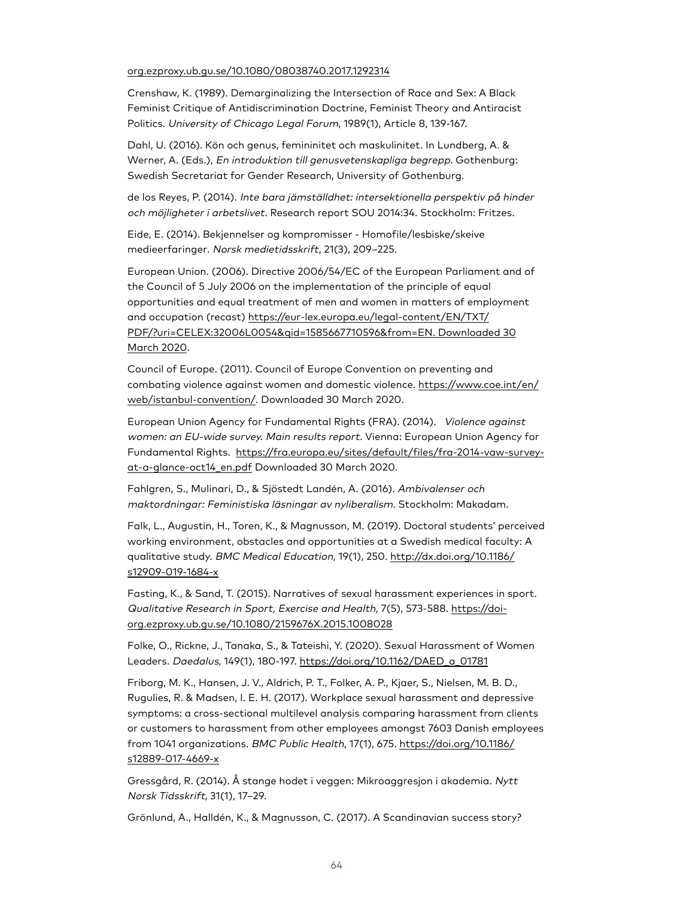org.ezproxy.ub.gu.se/10.1080/08038740.2017.1292314

Crenshaw, K. (1989). Demarginalizing the Intersection of Race and Sex: A Black Feminist Critique of Antidiscrimination Doctrine, Feminist Theory and Antiracist Politics. *University of Chicago Legal Forum*, 1989(1), Article 8, 139-167.

Dahl, U. (2016). Kön och genus, femininitet och maskulinitet. In Lundberg, A. & Werner, A. (Eds.), *En introduktion till genusvetenskapliga begrepp*. Gothenburg: Swedish Secretariat for Gender Research, University of Gothenburg.

de los Reyes, P. (2014). *Inte bara jämställdhet: intersektionella perspektiv på hinder och möjligheter i arbetslivet*. Research report SOU 2014:34. Stockholm: Fritzes.

Eide, E. (2014). Bekjennelser og kompromisser - Homofile/lesbiske/skeive medieerfaringer. *Norsk medietidsskrift,* 21(3), 209–225.

European Union. (2006). Directive 2006/54/EC of the European Parliament and of the Council of 5 July 2006 on the implementation of the principle of equal opportunities and equal treatment of men and women in matters of employment and occupation (recast) https://eur-lex.europa.eu/legal-content/EN/TXT/PDF/?uri=CELEX:32006L0054&qid=1585667710596&from=EN. Downloaded 30 March 2020.

Council of Europe. (2011). Council of Europe Convention on preventing and combating violence against women and domestic violence. https://www.coe.int/en/web/istanbul-convention/. Downloaded 30 March 2020.

European Union Agency for Fundamental Rights (FRA). (2014). *Violence against women: an EU-wide survey. Main results report.* Vienna: European Union Agency for Fundamental Rights. https://fra.europa.eu/sites/default/files/fra-2014-vaw-survey-at-a-glance-oct14_en.pdf Downloaded 30 March 2020.

Fahlgren, S., Mulinari, D., & Sjöstedt Landén, A. (2016). *Ambivalenser och maktordningar: Feministiska läsningar av nyliberalism.* Stockholm: Makadam.

Falk, L., Augustin, H., Toren, K., & Magnusson, M. (2019). Doctoral students' perceived working environment, obstacles and opportunities at a Swedish medical faculty: A qualitative study. *BMC Medical Education*, 19(1), 250. http://dx.doi.org/10.1186/s12909-019-1684-x

Fasting, K., & Sand, T. (2015). Narratives of sexual harassment experiences in sport. *Qualitative Research in Sport, Exercise and Health*, 7(5), 573-588. https://doi-org.ezproxy.ub.gu.se/10.1080/2159676X.2015.1008028

Folke, O., Rickne, J., Tanaka, S., & Tateishi, Y. (2020). Sexual Harassment of Women Leaders. *Daedalus*, 149(1), 180-197. https://doi.org/10.1162/DAED_a_01781

Friborg, M. K., Hansen, J. V., Aldrich, P. T., Folker, A. P., Kjaer, S., Nielsen, M. B. D., Rugulies, R. & Madsen, I. E. H. (2017). Workplace sexual harassment and depressive symptoms: a cross-sectional multilevel analysis comparing harassment from clients or customers to harassment from other employees amongst 7603 Danish employees from 1041 organizations. *BMC Public Health*, 17(1), 675. https://doi.org/10.1186/s12889-017-4669-x

Gressgård, R. (2014). Å stange hodet i veggen: Mikroaggresjon i akademia. *Nytt Norsk Tidsskrift*, 31(1), 17–29.

Grönlund, A., Halldén, K., & Magnusson, C. (2017). A Scandinavian success story?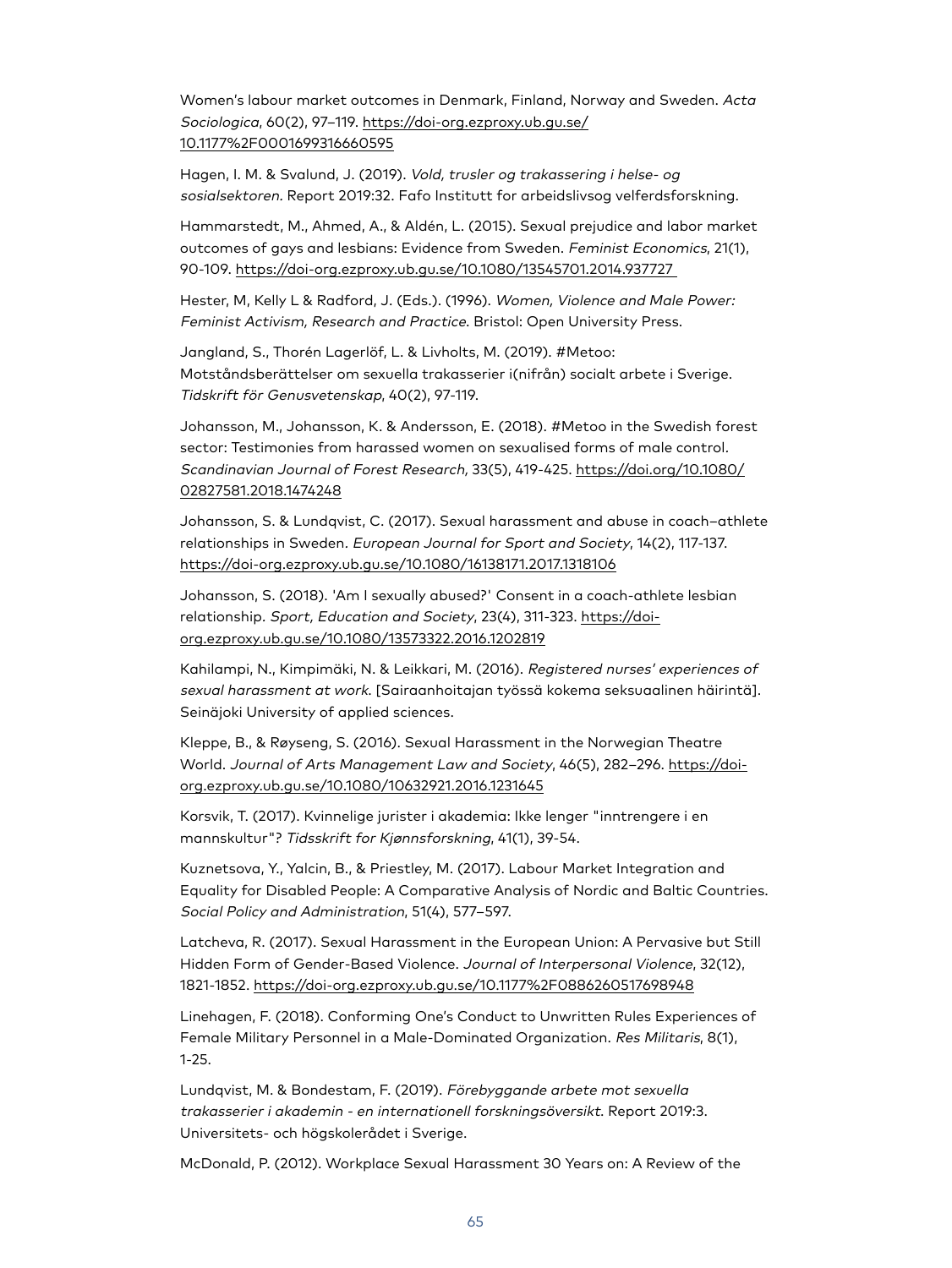Women's labour market outcomes in Denmark, Finland, Norway and Sweden. *Acta Sociologica*, 60(2), 97–119. https://doi-org.ezproxy.ub.gu.se/10.1177%2F0001699316660595

Hagen, I. M. & Svalund, J. (2019). *Vold, trusler og trakassering i helse- og sosialsektoren.* Report 2019:32. Fafo Institutt for arbeidslivsog velferdsforskning.

Hammarstedt, M., Ahmed, A., & Aldén, L. (2015). Sexual prejudice and labor market outcomes of gays and lesbians: Evidence from Sweden. *Feminist Economics*, 21(1), 90-109. https://doi-org.ezproxy.ub.gu.se/10.1080/13545701.2014.937727

Hester, M, Kelly L & Radford, J. (Eds.). (1996). *Women, Violence and Male Power: Feminist Activism, Research and Practice*. Bristol: Open University Press.

Jangland, S., Thorén Lagerlöf, L. & Livholts, M. (2019). #Metoo: Motståndsberättelser om sexuella trakasserier i(nifrån) socialt arbete i Sverige. *Tidskrift för Genusvetenskap*, 40(2), 97-119.

Johansson, M., Johansson, K. & Andersson, E. (2018). #Metoo in the Swedish forest sector: Testimonies from harassed women on sexualised forms of male control. *Scandinavian Journal of Forest Research,* 33(5), 419-425. https://doi.org/10.1080/02827581.2018.1474248

Johansson, S. & Lundqvist, C. (2017). Sexual harassment and abuse in coach–athlete relationships in Sweden. *European Journal for Sport and Society*, 14(2), 117-137. https://doi-org.ezproxy.ub.gu.se/10.1080/16138171.2017.1318106

Johansson, S. (2018). 'Am I sexually abused?' Consent in a coach-athlete lesbian relationship. *Sport, Education and Society*, 23(4), 311-323. https://doi-org.ezproxy.ub.gu.se/10.1080/13573322.2016.1202819

Kahilampi, N., Kimpimäki, N. & Leikkari, M. (2016). *Registered nurses' experiences of sexual harassment at work.* [Sairaanhoitajan työssä kokema seksuaalinen häirintä]. Seinäjoki University of applied sciences.

Kleppe, B., & Røyseng, S. (2016). Sexual Harassment in the Norwegian Theatre World. *Journal of Arts Management Law and Society*, 46(5), 282–296. https://doi-org.ezproxy.ub.gu.se/10.1080/10632921.2016.1231645

Korsvik, T. (2017). Kvinnelige jurister i akademia: Ikke lenger "inntrengere i en mannskultur"? *Tidsskrift for Kjønnsforskning*, 41(1), 39-54.

Kuznetsova, Y., Yalcin, B., & Priestley, M. (2017). Labour Market Integration and Equality for Disabled People: A Comparative Analysis of Nordic and Baltic Countries. *Social Policy and Administration*, 51(4), 577–597.

Latcheva, R. (2017). Sexual Harassment in the European Union: A Pervasive but Still Hidden Form of Gender-Based Violence. *Journal of Interpersonal Violence*, 32(12), 1821-1852. https://doi-org.ezproxy.ub.gu.se/10.1177%2F0886260517698948

Linehagen, F. (2018). Conforming One's Conduct to Unwritten Rules Experiences of Female Military Personnel in a Male-Dominated Organization. *Res Militaris*, 8(1), 1-25.

Lundqvist, M. & Bondestam, F. (2019). *Förebyggande arbete mot sexuella trakasserier i akademin - en internationell forskningsöversikt*. Report 2019:3. Universitets- och högskolerådet i Sverige.

McDonald, P. (2012). Workplace Sexual Harassment 30 Years on: A Review of the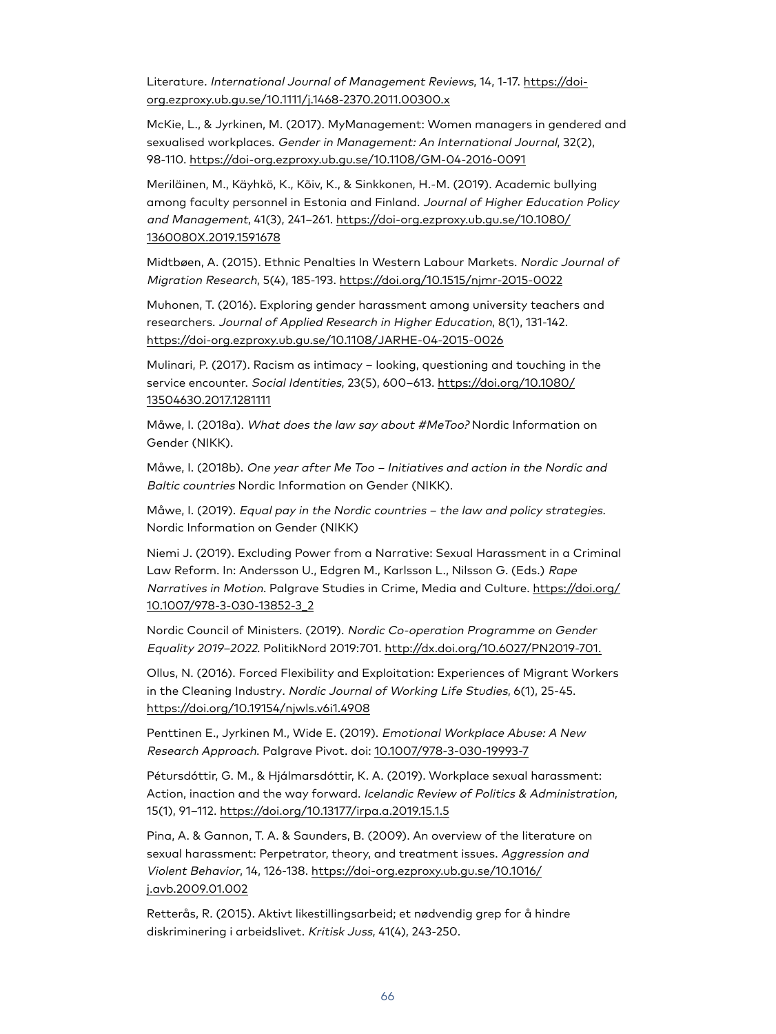Literature. *International Journal of Management Reviews*, 14, 1-17. https://doi-org.ezproxy.ub.gu.se/10.1111/j.1468-2370.2011.00300.x

McKie, L., & Jyrkinen, M. (2017). MyManagement: Women managers in gendered and sexualised workplaces. *Gender in Management: An International Journal*, 32(2), 98-110. https://doi-org.ezproxy.ub.gu.se/10.1108/GM-04-2016-0091

Meriläinen, M., Käyhkö, K., Kõiv, K., & Sinkkonen, H.-M. (2019). Academic bullying among faculty personnel in Estonia and Finland. *Journal of Higher Education Policy and Management*, 41(3), 241–261. https://doi-org.ezproxy.ub.gu.se/10.1080/1360080X.2019.1591678

Midtbøen, A. (2015). Ethnic Penalties In Western Labour Markets. *Nordic Journal of Migration Research*, 5(4), 185-193. https://doi.org/10.1515/njmr-2015-0022

Muhonen, T. (2016). Exploring gender harassment among university teachers and researchers. *Journal of Applied Research in Higher Education*, 8(1), 131-142. https://doi-org.ezproxy.ub.gu.se/10.1108/JARHE-04-2015-0026

Mulinari, P. (2017). Racism as intimacy – looking, questioning and touching in the service encounter. *Social Identities*, 23(5), 600–613. https://doi.org/10.1080/13504630.2017.1281111

Måwe, I. (2018a). *What does the law say about #MeToo?* Nordic Information on Gender (NIKK).

Måwe, I. (2018b). *One year after Me Too – Initiatives and action in the Nordic and Baltic countries* Nordic Information on Gender (NIKK).

Måwe, I. (2019). *Equal pay in the Nordic countries – the law and policy strategies.* Nordic Information on Gender (NIKK)

Niemi J. (2019). Excluding Power from a Narrative: Sexual Harassment in a Criminal Law Reform. In: Andersson U., Edgren M., Karlsson L., Nilsson G. (Eds.) *Rape Narratives in Motion.* Palgrave Studies in Crime, Media and Culture. https://doi.org/10.1007/978-3-030-13852-3_2

Nordic Council of Ministers. (2019). *Nordic Co-operation Programme on Gender Equality 2019–2022.* PolitikNord 2019:701. http://dx.doi.org/10.6027/PN2019-701.

Ollus, N. (2016). Forced Flexibility and Exploitation: Experiences of Migrant Workers in the Cleaning Industry. *Nordic Journal of Working Life Studies*, 6(1), 25-45. https://doi.org/10.19154/njwls.v6i1.4908

Penttinen E., Jyrkinen M., Wide E. (2019). *Emotional Workplace Abuse: A New Research Approach.* Palgrave Pivot. doi: 10.1007/978-3-030-19993-7

Pétursdóttir, G. M., & Hjálmarsdóttir, K. A. (2019). Workplace sexual harassment: Action, inaction and the way forward. *Icelandic Review of Politics & Administration*, 15(1), 91–112. https://doi.org/10.13177/irpa.a.2019.15.1.5

Pina, A. & Gannon, T. A. & Saunders, B. (2009). An overview of the literature on sexual harassment: Perpetrator, theory, and treatment issues. *Aggression and Violent Behavior*, 14, 126-138. https://doi-org.ezproxy.ub.gu.se/10.1016/j.avb.2009.01.002

Retterås, R. (2015). Aktivt likestillingsarbeid; et nødvendig grep for å hindre diskriminering i arbeidslivet. *Kritisk Juss*, 41(4), 243-250.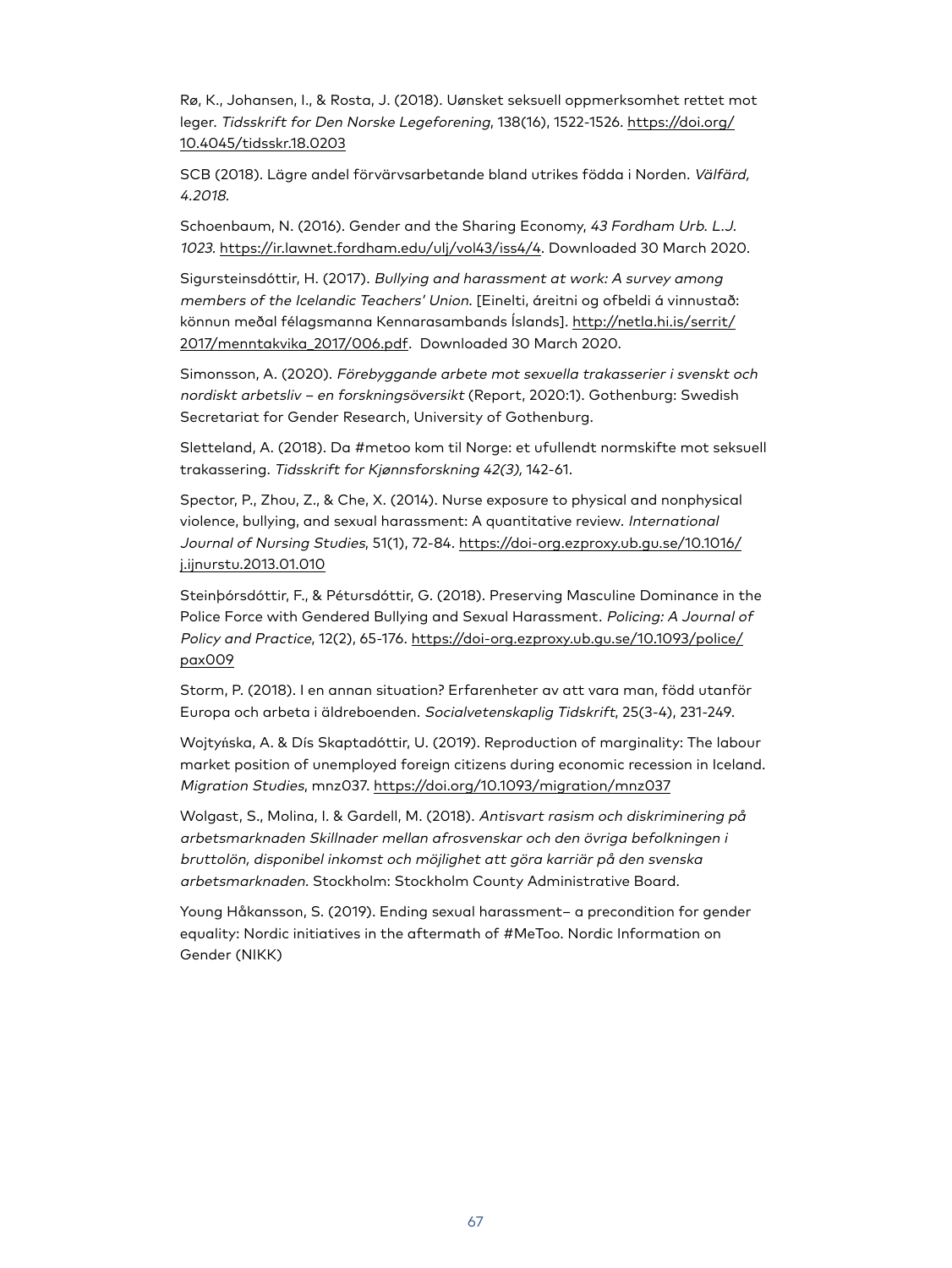Rø, K., Johansen, I., & Rosta, J. (2018). Uønsket seksuell oppmerksomhet rettet mot leger. *Tidsskrift for Den Norske Legeforening*, 138(16), 1522-1526. https://doi.org/10.4045/tidsskr.18.0203

SCB (2018). Lägre andel förvärvsarbetande bland utrikes födda i Norden. *Välfärd, 4.2018.*

Schoenbaum, N. (2016). Gender and the Sharing Economy, *43 Fordham Urb. L.J. 1023*. https://ir.lawnet.fordham.edu/ulj/vol43/iss4/4. Downloaded 30 March 2020.

Sigursteinsdóttir, H. (2017). *Bullying and harassment at work: A survey among members of the Icelandic Teachers' Union*. [Einelti, áreitni og ofbeldi á vinnustað: könnun meðal félagsmanna Kennarasambands Íslands]. http://netla.hi.is/serrit/2017/menntakvika_2017/006.pdf. Downloaded 30 March 2020.

Simonsson, A. (2020). *Förebyggande arbete mot sexuella trakasserier i svenskt och nordiskt arbetsliv – en forskningsöversikt* (Report, 2020:1). Gothenburg: Swedish Secretariat for Gender Research, University of Gothenburg.

Sletteland, A. (2018). Da #metoo kom til Norge: et ufullendt normskifte mot seksuell trakassering. *Tidsskrift for Kjønnsforskning 42(3),* 142-61.

Spector, P., Zhou, Z., & Che, X. (2014). Nurse exposure to physical and nonphysical violence, bullying, and sexual harassment: A quantitative review. *International Journal of Nursing Studies*, 51(1), 72-84. https://doi-org.ezproxy.ub.gu.se/10.1016/j.ijnurstu.2013.01.010

Steinþórsdóttir, F., & Pétursdóttir, G. (2018). Preserving Masculine Dominance in the Police Force with Gendered Bullying and Sexual Harassment. *Policing: A Journal of Policy and Practice*, 12(2), 65-176. https://doi-org.ezproxy.ub.gu.se/10.1093/police/pax009

Storm, P. (2018). I en annan situation? Erfarenheter av att vara man, född utanför Europa och arbeta i äldreboenden. *Socialvetenskaplig Tidskrift*, 25(3-4), 231-249.

Wojtyńska, A. & Dís Skaptadóttir, U. (2019). Reproduction of marginality: The labour market position of unemployed foreign citizens during economic recession in Iceland. *Migration Studies*, mnz037. https://doi.org/10.1093/migration/mnz037

Wolgast, S., Molina, I. & Gardell, M. (2018). *Antisvart rasism och diskriminering på arbetsmarknaden Skillnader mellan afrosvenskar och den övriga befolkningen i bruttolön, disponibel inkomst och möjlighet att göra karriär på den svenska arbetsmarknaden.* Stockholm: Stockholm County Administrative Board.

Young Håkansson, S. (2019). Ending sexual harassment– a precondition for gender equality: Nordic initiatives in the aftermath of #MeToo. Nordic Information on Gender (NIKK)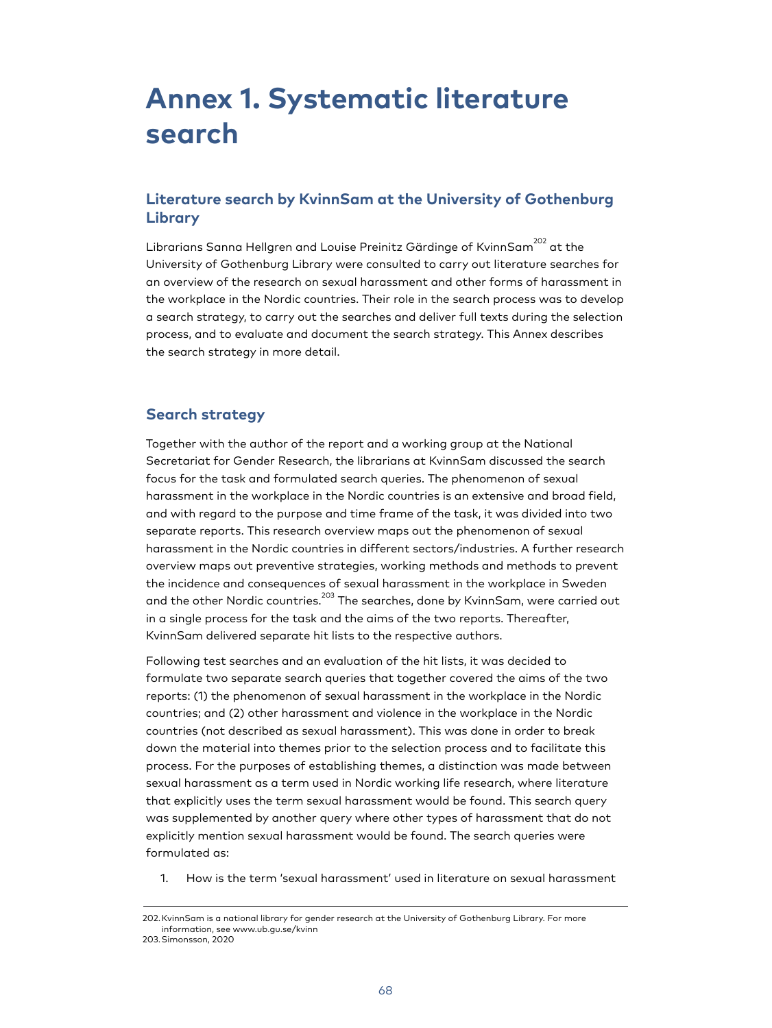# Annex 1. Systematic literature search

## Literature search by KvinnSam at the University of Gothenburg Library

Librarians Sanna Hellgren and Louise Preinitz Gärdinge of KvinnSam[202] at the University of Gothenburg Library were consulted to carry out literature searches for an overview of the research on sexual harassment and other forms of harassment in the workplace in the Nordic countries. Their role in the search process was to develop a search strategy, to carry out the searches and deliver full texts during the selection process, and to evaluate and document the search strategy. This Annex describes the search strategy in more detail.

## Search strategy

Together with the author of the report and a working group at the National Secretariat for Gender Research, the librarians at KvinnSam discussed the search focus for the task and formulated search queries. The phenomenon of sexual harassment in the workplace in the Nordic countries is an extensive and broad field, and with regard to the purpose and time frame of the task, it was divided into two separate reports. This research overview maps out the phenomenon of sexual harassment in the Nordic countries in different sectors/industries. A further research overview maps out preventive strategies, working methods and methods to prevent the incidence and consequences of sexual harassment in the workplace in Sweden and the other Nordic countries.[203] The searches, done by KvinnSam, were carried out in a single process for the task and the aims of the two reports. Thereafter, KvinnSam delivered separate hit lists to the respective authors.

Following test searches and an evaluation of the hit lists, it was decided to formulate two separate search queries that together covered the aims of the two reports: (1) the phenomenon of sexual harassment in the workplace in the Nordic countries; and (2) other harassment and violence in the workplace in the Nordic countries (not described as sexual harassment). This was done in order to break down the material into themes prior to the selection process and to facilitate this process. For the purposes of establishing themes, a distinction was made between sexual harassment as a term used in Nordic working life research, where literature that explicitly uses the term sexual harassment would be found. This search query was supplemented by another query where other types of harassment that do not explicitly mention sexual harassment would be found. The search queries were formulated as:

1. How is the term 'sexual harassment' used in literature on sexual harassment

---

202. KvinnSam is a national library for gender research at the University of Gothenburg Library. For more information, see www.ub.gu.se/kvinn

203. Simonsson, 2020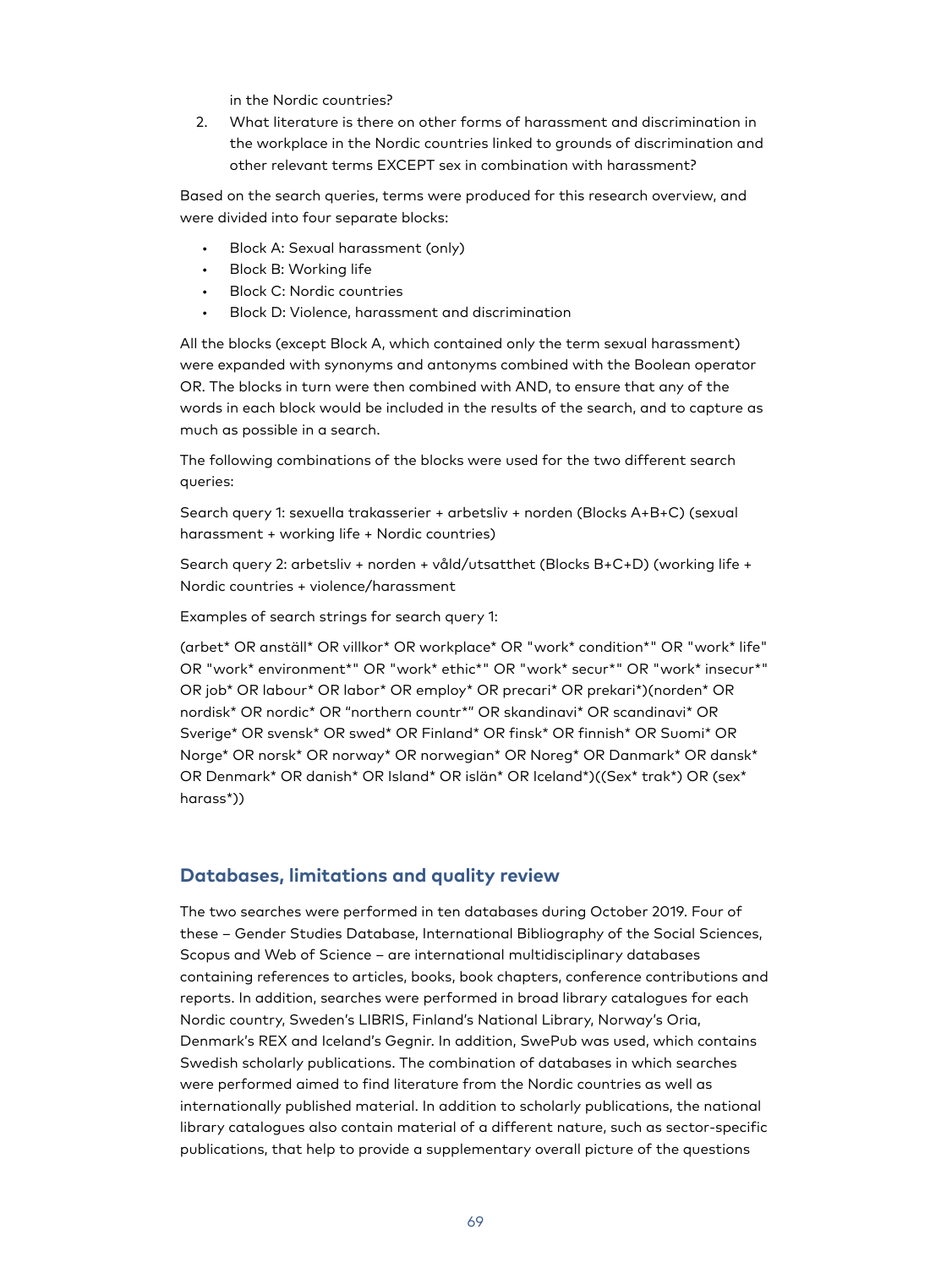in the Nordic countries?

2. What literature is there on other forms of harassment and discrimination in the workplace in the Nordic countries linked to grounds of discrimination and other relevant terms EXCEPT sex in combination with harassment?

Based on the search queries, terms were produced for this research overview, and were divided into four separate blocks:

- Block A: Sexual harassment (only)
- Block B: Working life
- Block C: Nordic countries
- Block D: Violence, harassment and discrimination

All the blocks (except Block A, which contained only the term sexual harassment) were expanded with synonyms and antonyms combined with the Boolean operator OR. The blocks in turn were then combined with AND, to ensure that any of the words in each block would be included in the results of the search, and to capture as much as possible in a search.

The following combinations of the blocks were used for the two different search queries:

Search query 1: sexuella trakasserier + arbetsliv + norden (Blocks A+B+C) (sexual harassment + working life + Nordic countries)

Search query 2: arbetsliv + norden + våld/utsatthet (Blocks B+C+D) (working life + Nordic countries + violence/harassment

Examples of search strings for search query 1:

(arbet* OR anställ* OR villkor* OR workplace* OR "work* condition*" OR "work* life" OR "work* environment*" OR "work* ethic*" OR "work* secur*" OR "work* insecur*" OR job* OR labour* OR labor* OR employ* OR precari* OR prekari*)(norden* OR nordisk* OR nordic* OR "northern countr*" OR skandinavi* OR scandinavi* OR Sverige* OR svensk* OR swed* OR Finland* OR finsk* OR finnish* OR Suomi* OR Norge* OR norsk* OR norway* OR norwegian* OR Noreg* OR Danmark* OR dansk* OR Denmark* OR danish* OR Island* OR islän* OR Iceland*)((Sex* trak*) OR (sex* harass*))

## Databases, limitations and quality review

The two searches were performed in ten databases during October 2019. Four of these – Gender Studies Database, International Bibliography of the Social Sciences, Scopus and Web of Science – are international multidisciplinary databases containing references to articles, books, book chapters, conference contributions and reports. In addition, searches were performed in broad library catalogues for each Nordic country, Sweden's LIBRIS, Finland's National Library, Norway's Oria, Denmark's REX and Iceland's Gegnir. In addition, SwePub was used, which contains Swedish scholarly publications. The combination of databases in which searches were performed aimed to find literature from the Nordic countries as well as internationally published material. In addition to scholarly publications, the national library catalogues also contain material of a different nature, such as sector-specific publications, that help to provide a supplementary overall picture of the questions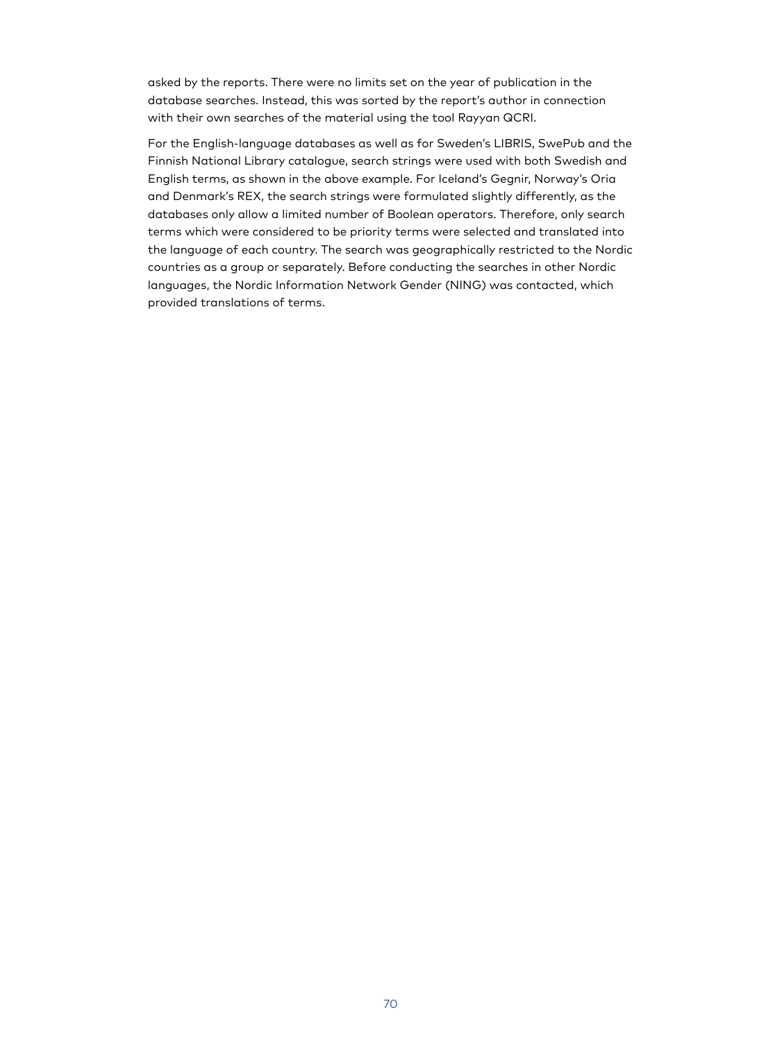asked by the reports. There were no limits set on the year of publication in the database searches. Instead, this was sorted by the report's author in connection with their own searches of the material using the tool Rayyan QCRI.

For the English-language databases as well as for Sweden's LIBRIS, SwePub and the Finnish National Library catalogue, search strings were used with both Swedish and English terms, as shown in the above example. For Iceland's Gegnir, Norway's Oria and Denmark's REX, the search strings were formulated slightly differently, as the databases only allow a limited number of Boolean operators. Therefore, only search terms which were considered to be priority terms were selected and translated into the language of each country. The search was geographically restricted to the Nordic countries as a group or separately. Before conducting the searches in other Nordic languages, the Nordic Information Network Gender (NING) was contacted, which provided translations of terms.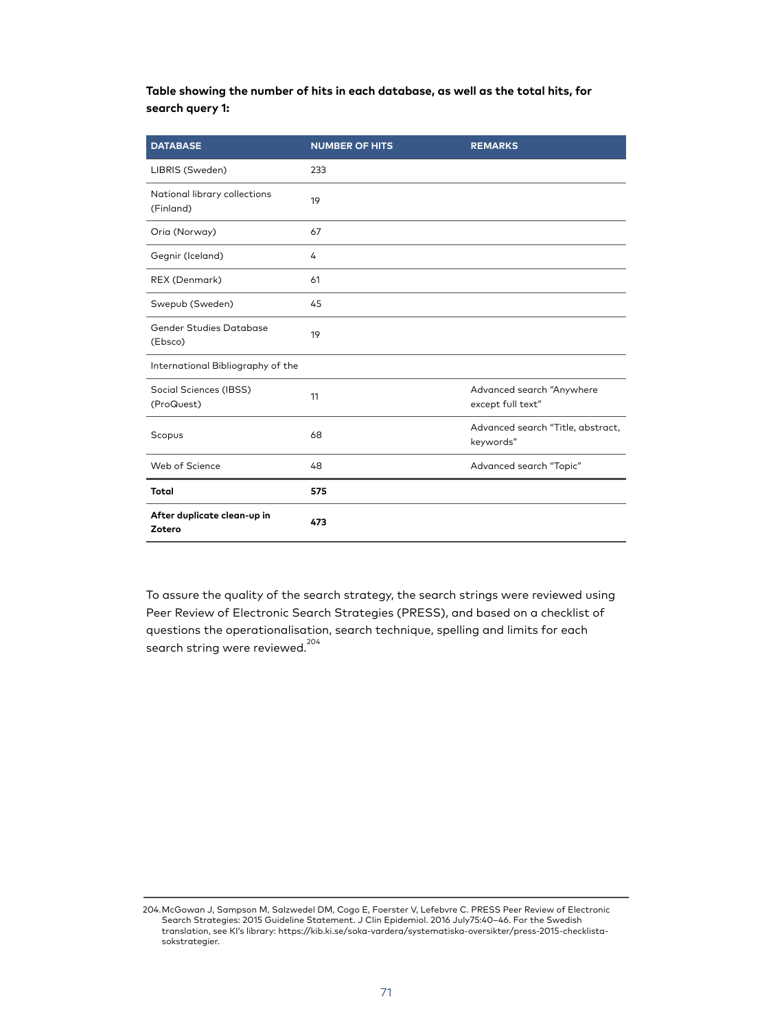**Table showing the number of hits in each database, as well as the total hits, for search query 1:**

| DATABASE | NUMBER OF HITS | REMARKS |
|---|---|---|
| LIBRIS (Sweden) | 233 | |
| National library collections (Finland) | 19 | |
| Oria (Norway) | 67 | |
| Gegnir (Iceland) | 4 | |
| REX (Denmark) | 61 | |
| Swepub (Sweden) | 45 | |
| Gender Studies Database (Ebsco) | 19 | |
| International Bibliography of the Social Sciences (IBSS) (ProQuest) | 11 | Advanced search "Anywhere except full text" |
| Scopus | 68 | Advanced search "Title, abstract, keywords" |
| Web of Science | 48 | Advanced search "Topic" |
| **Total** | **575** | |
| **After duplicate clean-up in Zotero** | **473** | |

To assure the quality of the search strategy, the search strings were reviewed using Peer Review of Electronic Search Strategies (PRESS), and based on a checklist of questions the operationalisation, search technique, spelling and limits for each search string were reviewed.[204]

204. McGowan J, Sampson M, Salzwedel DM, Cogo E, Foerster V, Lefebvre C. PRESS Peer Review of Electronic Search Strategies: 2015 Guideline Statement. J Clin Epidemiol. 2016 July75:40–46. For the Swedish translation, see KI's library: https://kib.ki.se/soka-vardera/systematiska-oversikter/press-2015-checklista-sokstrategier.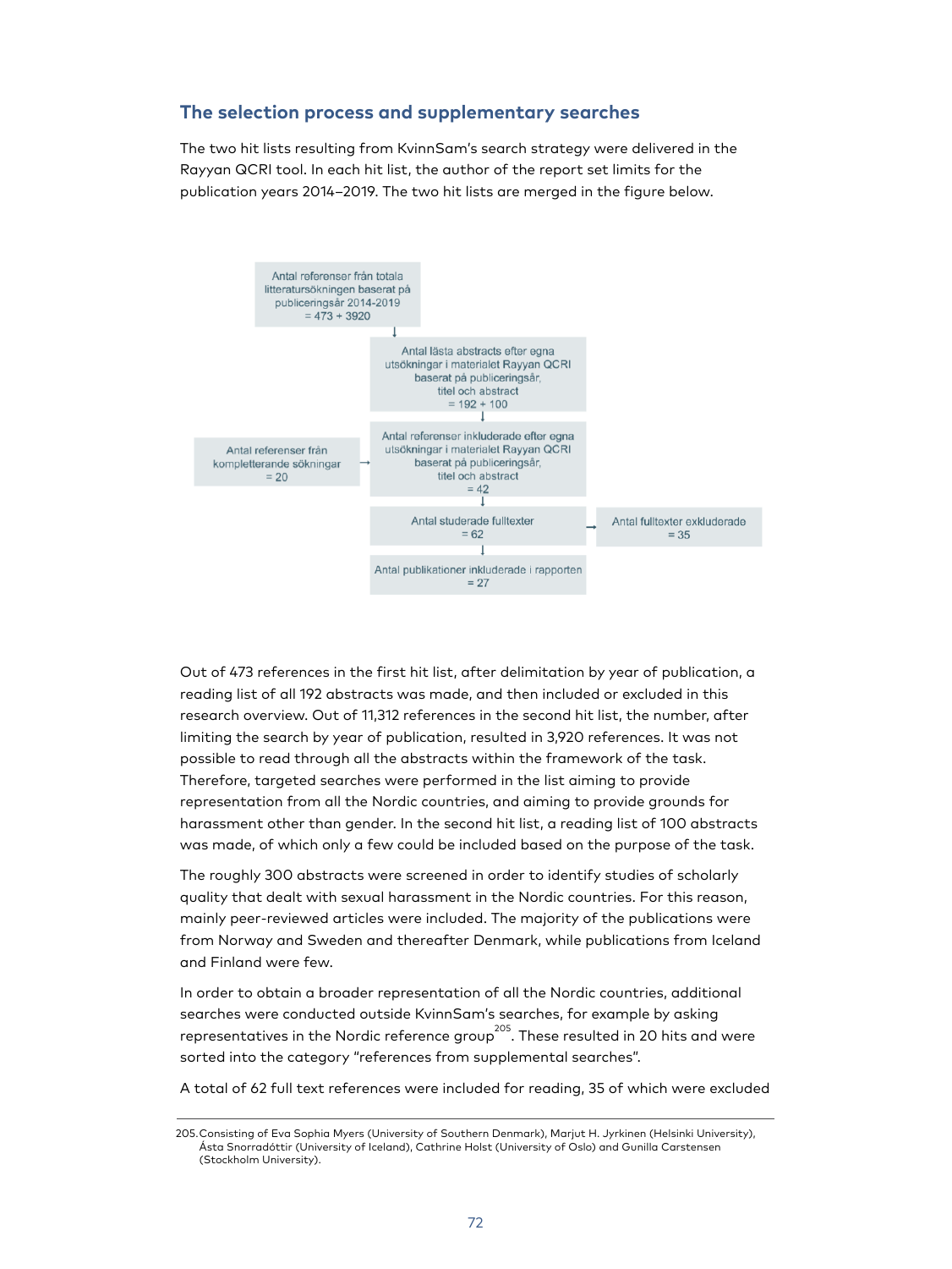## The selection process and supplementary searches

The two hit lists resulting from KvinnSam's search strategy were delivered in the Rayyan QCRI tool. In each hit list, the author of the report set limits for the publication years 2014–2019. The two hit lists are merged in the figure below.

Antal referenser från totala litteratursökningen baserat på publiceringsår 2014-2019
= 473 + 3920

↓

Antal lästa abstracts efter egna utsökningar i materialet Rayyan QCRI baserat på publiceringsår, titel och abstract
= 192 + 100

↓

Antal referenser från kompletterande sökningar
= 20

→

Antal referenser inkluderade efter egna utsökningar i materialet Rayyan QCRI baserat på publiceringsår, titel och abstract
= 42

↓

Antal studerade fulltexter
= 62

→ Antal fulltexter exkluderade
= 35

↓

Antal publikationer inkluderade i rapporten
= 27

Out of 473 references in the first hit list, after delimitation by year of publication, a reading list of all 192 abstracts was made, and then included or excluded in this research overview. Out of 11,312 references in the second hit list, the number, after limiting the search by year of publication, resulted in 3,920 references. It was not possible to read through all the abstracts within the framework of the task. Therefore, targeted searches were performed in the list aiming to provide representation from all the Nordic countries, and aiming to provide grounds for harassment other than gender. In the second hit list, a reading list of 100 abstracts was made, of which only a few could be included based on the purpose of the task.

The roughly 300 abstracts were screened in order to identify studies of scholarly quality that dealt with sexual harassment in the Nordic countries. For this reason, mainly peer-reviewed articles were included. The majority of the publications were from Norway and Sweden and thereafter Denmark, while publications from Iceland and Finland were few.

In order to obtain a broader representation of all the Nordic countries, additional searches were conducted outside KvinnSam's searches, for example by asking representatives in the Nordic reference group[205]. These resulted in 20 hits and were sorted into the category "references from supplemental searches".

A total of 62 full text references were included for reading, 35 of which were excluded

205. Consisting of Eva Sophia Myers (University of Southern Denmark), Marjut H. Jyrkinen (Helsinki University), Ásta Snorradóttir (University of Iceland), Cathrine Holst (University of Oslo) and Gunilla Carstensen (Stockholm University).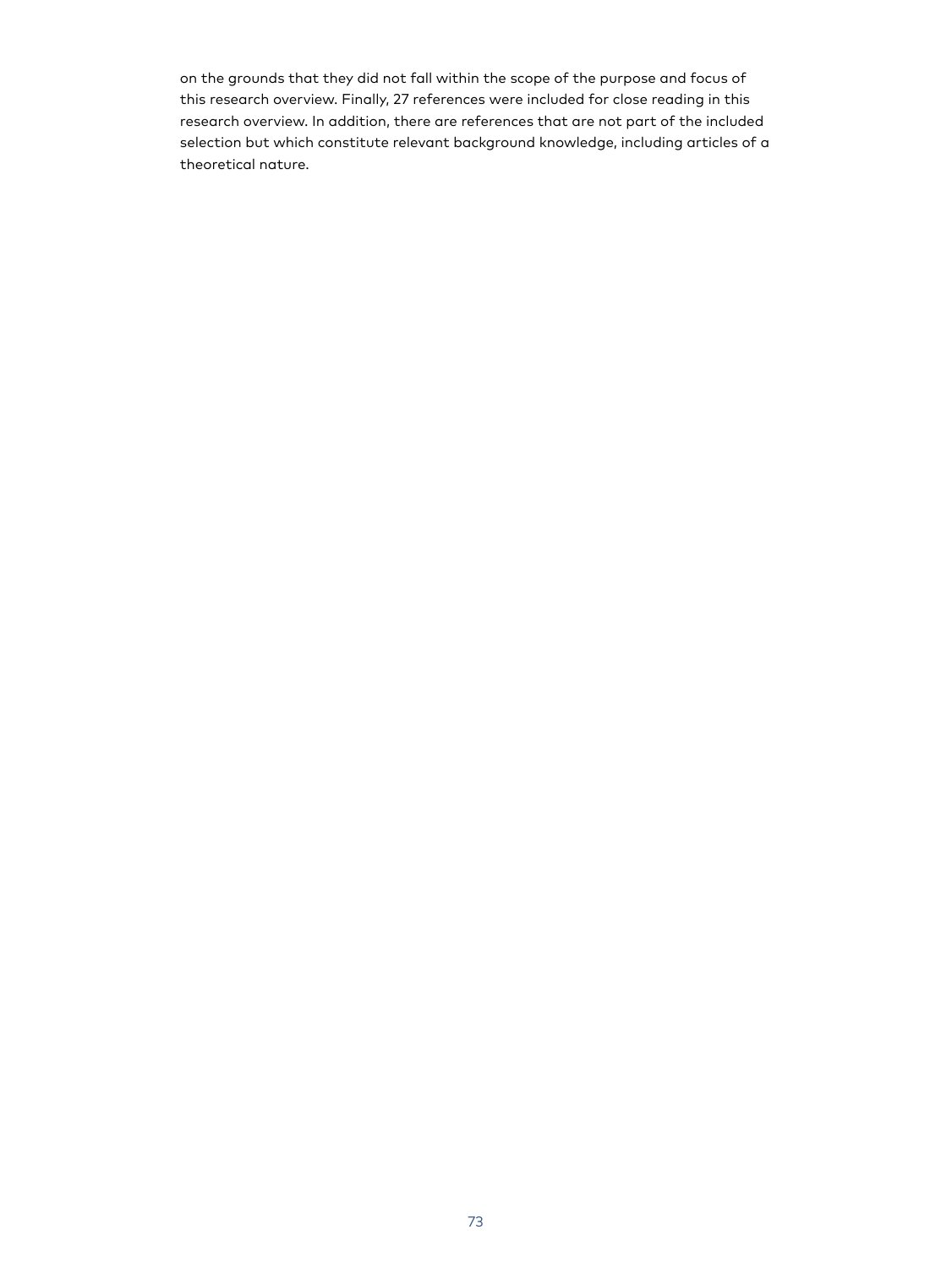on the grounds that they did not fall within the scope of the purpose and focus of this research overview. Finally, 27 references were included for close reading in this research overview. In addition, there are references that are not part of the included selection but which constitute relevant background knowledge, including articles of a theoretical nature.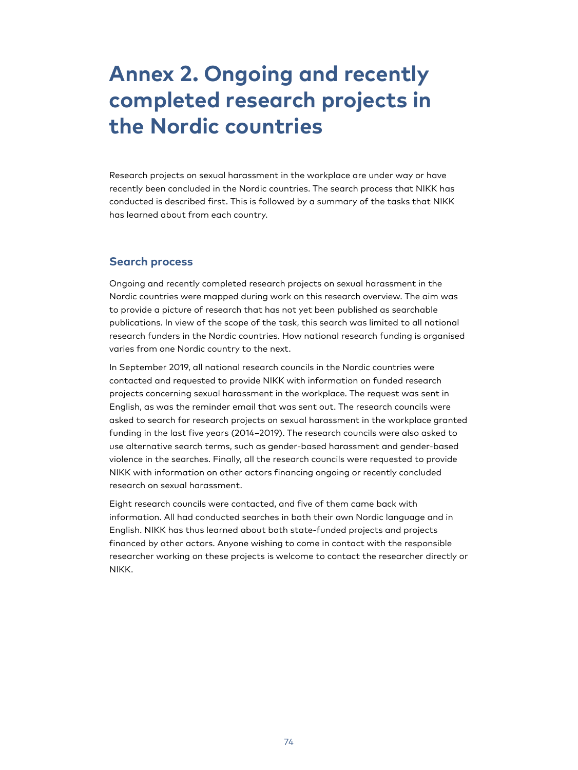# Annex 2. Ongoing and recently completed research projects in the Nordic countries

Research projects on sexual harassment in the workplace are under way or have recently been concluded in the Nordic countries. The search process that NIKK has conducted is described first. This is followed by a summary of the tasks that NIKK has learned about from each country.

## Search process

Ongoing and recently completed research projects on sexual harassment in the Nordic countries were mapped during work on this research overview. The aim was to provide a picture of research that has not yet been published as searchable publications. In view of the scope of the task, this search was limited to all national research funders in the Nordic countries. How national research funding is organised varies from one Nordic country to the next.

In September 2019, all national research councils in the Nordic countries were contacted and requested to provide NIKK with information on funded research projects concerning sexual harassment in the workplace. The request was sent in English, as was the reminder email that was sent out. The research councils were asked to search for research projects on sexual harassment in the workplace granted funding in the last five years (2014–2019). The research councils were also asked to use alternative search terms, such as gender-based harassment and gender-based violence in the searches. Finally, all the research councils were requested to provide NIKK with information on other actors financing ongoing or recently concluded research on sexual harassment.

Eight research councils were contacted, and five of them came back with information. All had conducted searches in both their own Nordic language and in English. NIKK has thus learned about both state-funded projects and projects financed by other actors. Anyone wishing to come in contact with the responsible researcher working on these projects is welcome to contact the researcher directly or NIKK.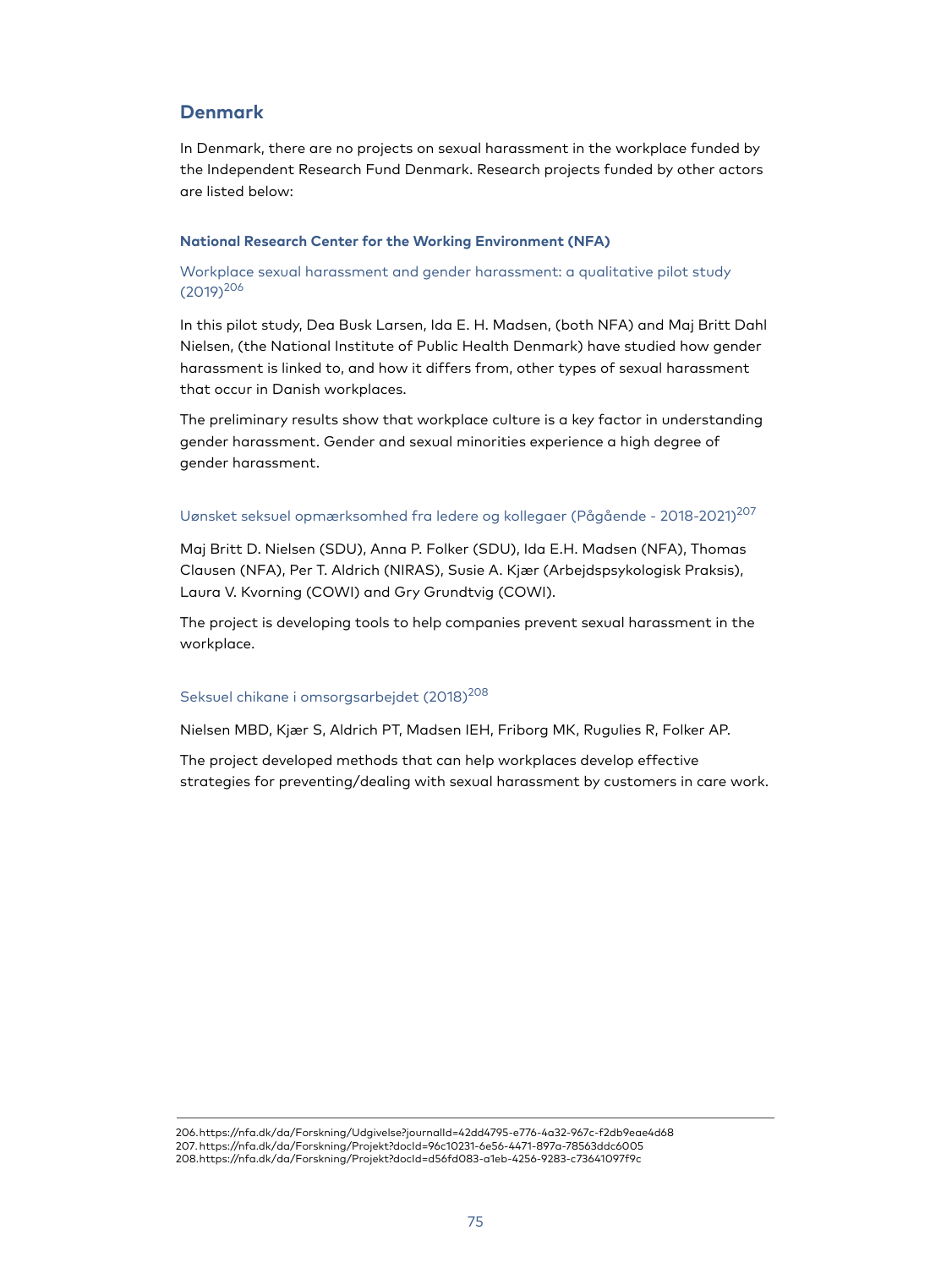## Denmark

In Denmark, there are no projects on sexual harassment in the workplace funded by the Independent Research Fund Denmark. Research projects funded by other actors are listed below:

### National Research Center for the Working Environment (NFA)

#### Workplace sexual harassment and gender harassment: a qualitative pilot study (2019)[206]

In this pilot study, Dea Busk Larsen, Ida E. H. Madsen, (both NFA) and Maj Britt Dahl Nielsen, (the National Institute of Public Health Denmark) have studied how gender harassment is linked to, and how it differs from, other types of sexual harassment that occur in Danish workplaces.

The preliminary results show that workplace culture is a key factor in understanding gender harassment. Gender and sexual minorities experience a high degree of gender harassment.

#### Uønsket seksuel opmærksomhed fra ledere og kollegaer (Pågående - 2018-2021)[207]

Maj Britt D. Nielsen (SDU), Anna P. Folker (SDU), Ida E.H. Madsen (NFA), Thomas Clausen (NFA), Per T. Aldrich (NIRAS), Susie A. Kjær (Arbejdspsykologisk Praksis), Laura V. Kvorning (COWI) and Gry Grundtvig (COWI).

The project is developing tools to help companies prevent sexual harassment in the workplace.

#### Seksuel chikane i omsorgsarbejdet (2018)[208]

Nielsen MBD, Kjær S, Aldrich PT, Madsen IEH, Friborg MK, Rugulies R, Folker AP.

The project developed methods that can help workplaces develop effective strategies for preventing/dealing with sexual harassment by customers in care work.

---

206. https://nfa.dk/da/Forskning/Udgivelse?journalId=42dd4795-e776-4a32-967c-f2db9eae4d68
207. https://nfa.dk/da/Forskning/Projekt?docId=96c10231-6e56-4471-897a-78563ddc6005
208. https://nfa.dk/da/Forskning/Projekt?docId=d56fd083-a1eb-4256-9283-c73641097f9c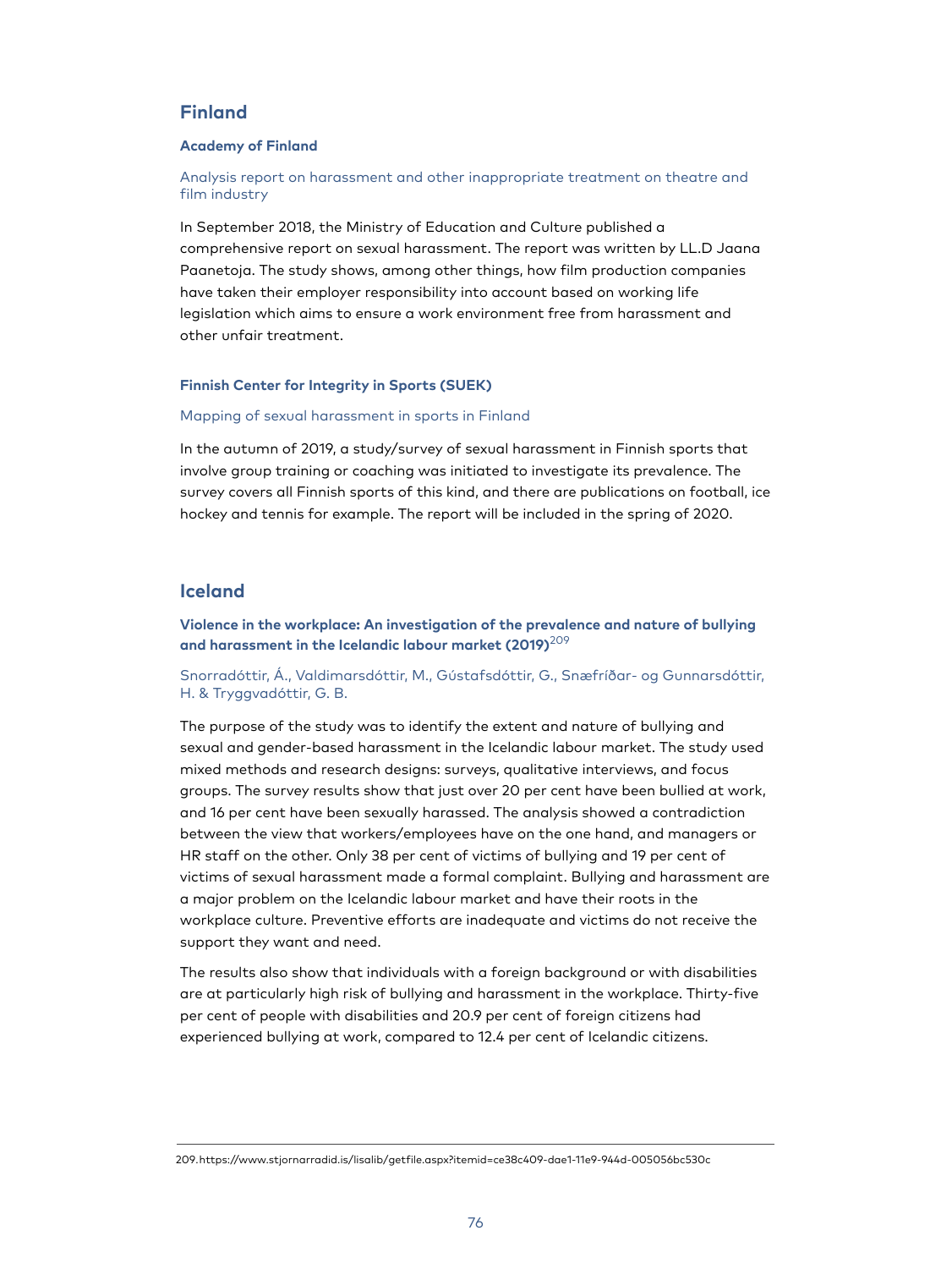## Finland

### Academy of Finland

Analysis report on harassment and other inappropriate treatment on theatre and film industry

In September 2018, the Ministry of Education and Culture published a comprehensive report on sexual harassment. The report was written by LL.D Jaana Paanetoja. The study shows, among other things, how film production companies have taken their employer responsibility into account based on working life legislation which aims to ensure a work environment free from harassment and other unfair treatment.

### Finnish Center for Integrity in Sports (SUEK)

Mapping of sexual harassment in sports in Finland

In the autumn of 2019, a study/survey of sexual harassment in Finnish sports that involve group training or coaching was initiated to investigate its prevalence. The survey covers all Finnish sports of this kind, and there are publications on football, ice hockey and tennis for example. The report will be included in the spring of 2020.

## Iceland

### Violence in the workplace: An investigation of the prevalence and nature of bullying and harassment in the Icelandic labour market (2019)[209]

Snorradóttir, Á., Valdimarsdóttir, M., Gústafsdóttir, G., Snæfríðar- og Gunnarsdóttir, H. & Tryggvadóttir, G. B.

The purpose of the study was to identify the extent and nature of bullying and sexual and gender-based harassment in the Icelandic labour market. The study used mixed methods and research designs: surveys, qualitative interviews, and focus groups. The survey results show that just over 20 per cent have been bullied at work, and 16 per cent have been sexually harassed. The analysis showed a contradiction between the view that workers/employees have on the one hand, and managers or HR staff on the other. Only 38 per cent of victims of bullying and 19 per cent of victims of sexual harassment made a formal complaint. Bullying and harassment are a major problem on the Icelandic labour market and have their roots in the workplace culture. Preventive efforts are inadequate and victims do not receive the support they want and need.

The results also show that individuals with a foreign background or with disabilities are at particularly high risk of bullying and harassment in the workplace. Thirty-five per cent of people with disabilities and 20.9 per cent of foreign citizens had experienced bullying at work, compared to 12.4 per cent of Icelandic citizens.

209. https://www.stjornarradid.is/lisalib/getfile.aspx?itemid=ce38c409-dae1-11e9-944d-005056bc530c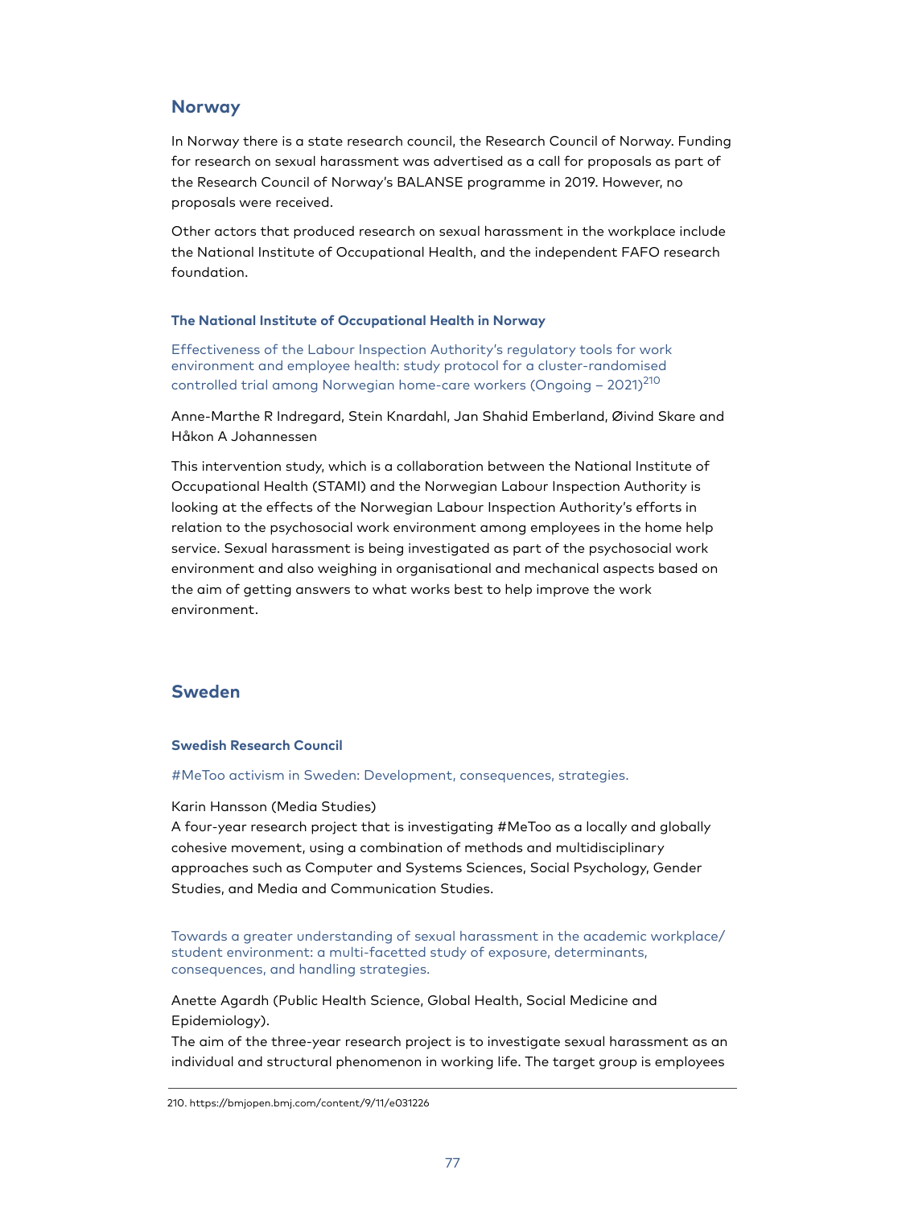## Norway

In Norway there is a state research council, the Research Council of Norway. Funding for research on sexual harassment was advertised as a call for proposals as part of the Research Council of Norway's BALANSE programme in 2019. However, no proposals were received.

Other actors that produced research on sexual harassment in the workplace include the National Institute of Occupational Health, and the independent FAFO research foundation.

### The National Institute of Occupational Health in Norway

Effectiveness of the Labour Inspection Authority's regulatory tools for work environment and employee health: study protocol for a cluster-randomised controlled trial among Norwegian home-care workers (Ongoing – 2021)[210]

Anne-Marthe R Indregard, Stein Knardahl, Jan Shahid Emberland, Øivind Skare and Håkon A Johannessen

This intervention study, which is a collaboration between the National Institute of Occupational Health (STAMI) and the Norwegian Labour Inspection Authority is looking at the effects of the Norwegian Labour Inspection Authority's efforts in relation to the psychosocial work environment among employees in the home help service. Sexual harassment is being investigated as part of the psychosocial work environment and also weighing in organisational and mechanical aspects based on the aim of getting answers to what works best to help improve the work environment.

## Sweden

### Swedish Research Council

#MeToo activism in Sweden: Development, consequences, strategies.

Karin Hansson (Media Studies)
A four-year research project that is investigating #MeToo as a locally and globally cohesive movement, using a combination of methods and multidisciplinary approaches such as Computer and Systems Sciences, Social Psychology, Gender Studies, and Media and Communication Studies.

Towards a greater understanding of sexual harassment in the academic workplace/ student environment: a multi-facetted study of exposure, determinants, consequences, and handling strategies.

Anette Agardh (Public Health Science, Global Health, Social Medicine and Epidemiology).
The aim of the three-year research project is to investigate sexual harassment as an individual and structural phenomenon in working life. The target group is employees

210. https://bmjopen.bmj.com/content/9/11/e031226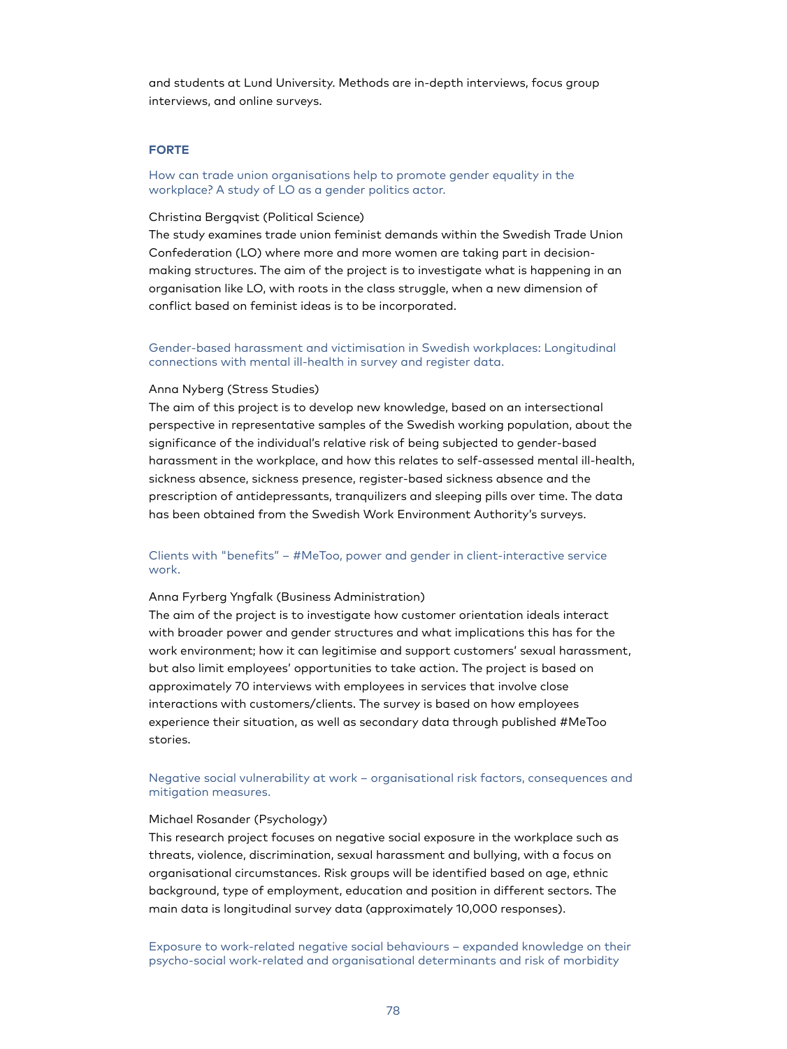and students at Lund University. Methods are in-depth interviews, focus group interviews, and online surveys.

## FORTE

### How can trade union organisations help to promote gender equality in the workplace? A study of LO as a gender politics actor.

Christina Bergqvist (Political Science)
The study examines trade union feminist demands within the Swedish Trade Union Confederation (LO) where more and more women are taking part in decision-making structures. The aim of the project is to investigate what is happening in an organisation like LO, with roots in the class struggle, when a new dimension of conflict based on feminist ideas is to be incorporated.

### Gender-based harassment and victimisation in Swedish workplaces: Longitudinal connections with mental ill-health in survey and register data.

Anna Nyberg (Stress Studies)
The aim of this project is to develop new knowledge, based on an intersectional perspective in representative samples of the Swedish working population, about the significance of the individual's relative risk of being subjected to gender-based harassment in the workplace, and how this relates to self-assessed mental ill-health, sickness absence, sickness presence, register-based sickness absence and the prescription of antidepressants, tranquilizers and sleeping pills over time. The data has been obtained from the Swedish Work Environment Authority's surveys.

### Clients with "benefits" – #MeToo, power and gender in client-interactive service work.

Anna Fyrberg Yngfalk (Business Administration)
The aim of the project is to investigate how customer orientation ideals interact with broader power and gender structures and what implications this has for the work environment; how it can legitimise and support customers' sexual harassment, but also limit employees' opportunities to take action. The project is based on approximately 70 interviews with employees in services that involve close interactions with customers/clients. The survey is based on how employees experience their situation, as well as secondary data through published #MeToo stories.

### Negative social vulnerability at work – organisational risk factors, consequences and mitigation measures.

Michael Rosander (Psychology)
This research project focuses on negative social exposure in the workplace such as threats, violence, discrimination, sexual harassment and bullying, with a focus on organisational circumstances. Risk groups will be identified based on age, ethnic background, type of employment, education and position in different sectors. The main data is longitudinal survey data (approximately 10,000 responses).

### Exposure to work-related negative social behaviours – expanded knowledge on their psycho-social work-related and organisational determinants and risk of morbidity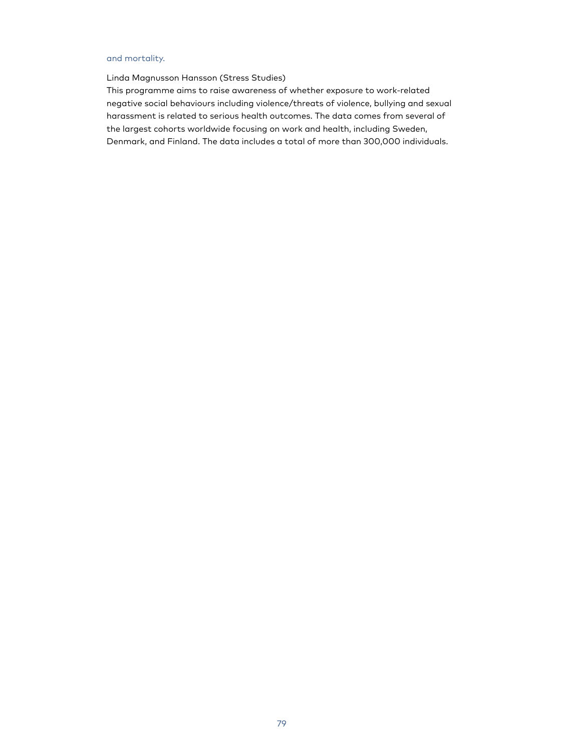and mortality.

Linda Magnusson Hansson (Stress Studies)
This programme aims to raise awareness of whether exposure to work-related negative social behaviours including violence/threats of violence, bullying and sexual harassment is related to serious health outcomes. The data comes from several of the largest cohorts worldwide focusing on work and health, including Sweden, Denmark, and Finland. The data includes a total of more than 300,000 individuals.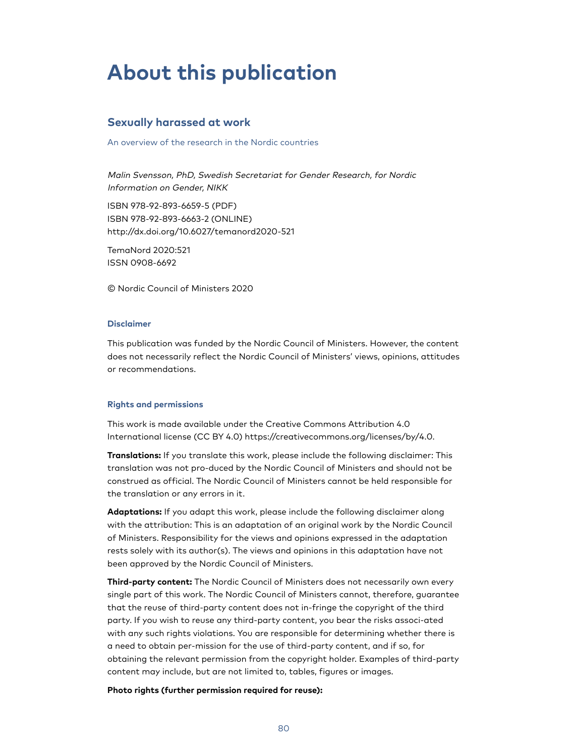# About this publication

## Sexually harassed at work

An overview of the research in the Nordic countries

*Malin Svensson, PhD, Swedish Secretariat for Gender Research, for Nordic Information on Gender, NIKK*

ISBN 978-92-893-6659-5 (PDF)
ISBN 978-92-893-6663-2 (ONLINE)
http://dx.doi.org/10.6027/temanord2020-521

TemaNord 2020:521
ISSN 0908-6692

© Nordic Council of Ministers 2020

#### Disclaimer

This publication was funded by the Nordic Council of Ministers. However, the content does not necessarily reflect the Nordic Council of Ministers' views, opinions, attitudes or recommendations.

#### Rights and permissions

This work is made available under the Creative Commons Attribution 4.0 International license (CC BY 4.0) https://creativecommons.org/licenses/by/4.0.

**Translations:** If you translate this work, please include the following disclaimer: This translation was not pro-duced by the Nordic Council of Ministers and should not be construed as official. The Nordic Council of Ministers cannot be held responsible for the translation or any errors in it.

**Adaptations:** If you adapt this work, please include the following disclaimer along with the attribution: This is an adaptation of an original work by the Nordic Council of Ministers. Responsibility for the views and opinions expressed in the adaptation rests solely with its author(s). The views and opinions in this adaptation have not been approved by the Nordic Council of Ministers.

**Third-party content:** The Nordic Council of Ministers does not necessarily own every single part of this work. The Nordic Council of Ministers cannot, therefore, guarantee that the reuse of third-party content does not in-fringe the copyright of the third party. If you wish to reuse any third-party content, you bear the risks associ-ated with any such rights violations. You are responsible for determining whether there is a need to obtain per-mission for the use of third-party content, and if so, for obtaining the relevant permission from the copyright holder. Examples of third-party content may include, but are not limited to, tables, figures or images.

**Photo rights (further permission required for reuse):**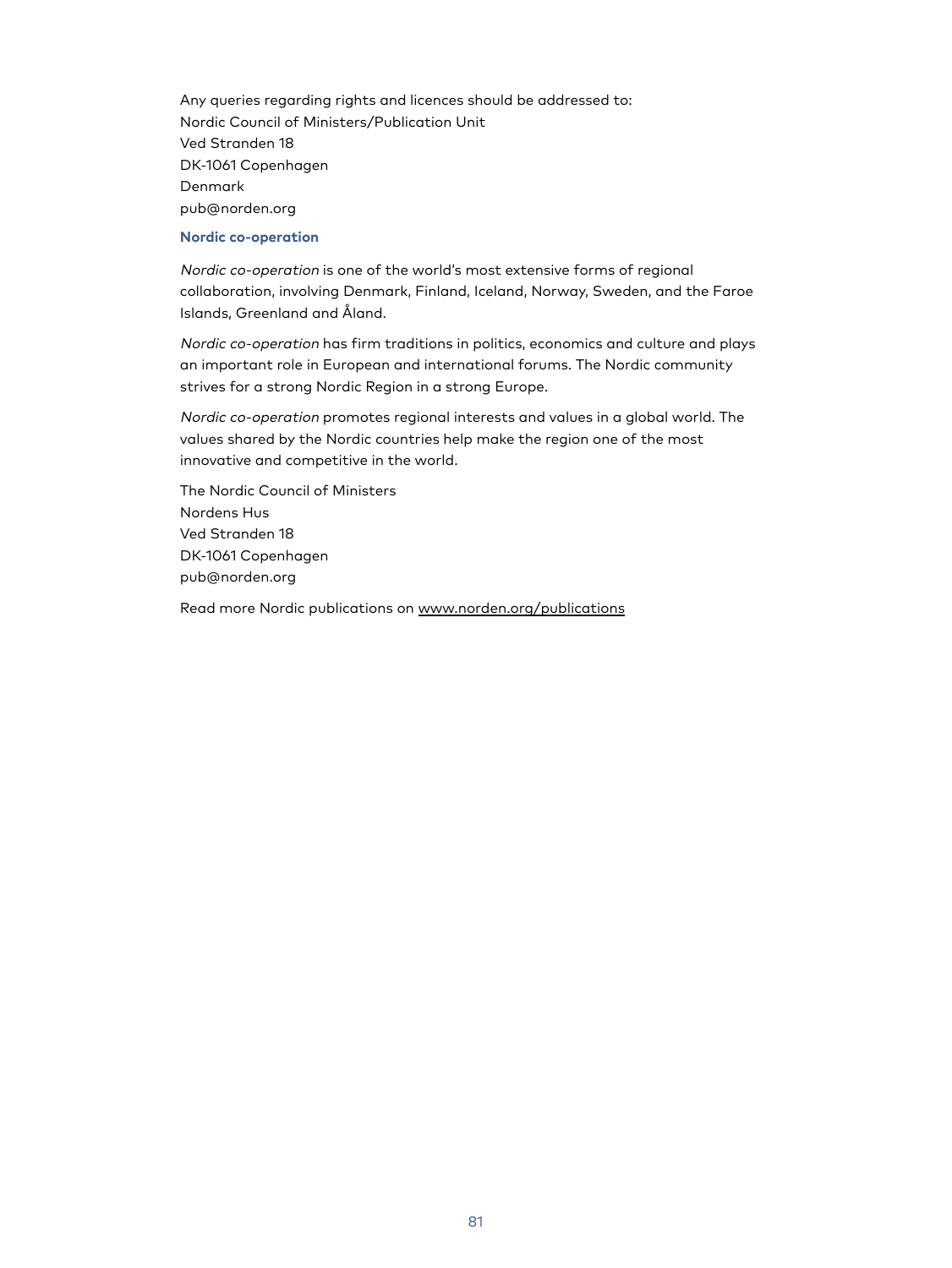Any queries regarding rights and licences should be addressed to:
Nordic Council of Ministers/Publication Unit
Ved Stranden 18
DK-1061 Copenhagen
Denmark
pub@norden.org

### Nordic co-operation

*Nordic co-operation* is one of the world's most extensive forms of regional collaboration, involving Denmark, Finland, Iceland, Norway, Sweden, and the Faroe Islands, Greenland and Åland.

*Nordic co-operation* has firm traditions in politics, economics and culture and plays an important role in European and international forums. The Nordic community strives for a strong Nordic Region in a strong Europe.

*Nordic co-operation* promotes regional interests and values in a global world. The values shared by the Nordic countries help make the region one of the most innovative and competitive in the world.

The Nordic Council of Ministers
Nordens Hus
Ved Stranden 18
DK-1061 Copenhagen
pub@norden.org

Read more Nordic publications on www.norden.org/publications